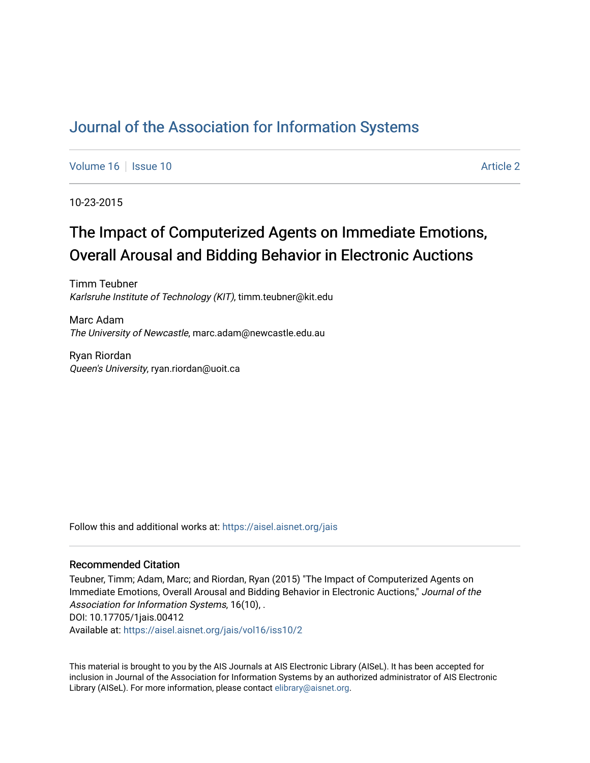# Journal of the Association for Information Systems

Volume 16 | Issue 10 | Article 2

10-23-2015

## The Impact of Computerized Agents on Immediate Emotions, Overall Arousal and Bidding Behavior in Electronic Auctions

Timm Teubner
*Karlsruhe Institute of Technology (KIT)*, timm.teubner@kit.edu

Marc Adam
*The University of Newcastle*, marc.adam@newcastle.edu.au

Ryan Riordan
*Queen's University*, ryan.riordan@uoit.ca

Follow this and additional works at: https://aisel.aisnet.org/jais

### Recommended Citation

Teubner, Timm; Adam, Marc; and Riordan, Ryan (2015) "The Impact of Computerized Agents on Immediate Emotions, Overall Arousal and Bidding Behavior in Electronic Auctions," *Journal of the Association for Information Systems*, 16(10), .
DOI: 10.17705/1jais.00412
Available at: https://aisel.aisnet.org/jais/vol16/iss10/2

This material is brought to you by the AIS Journals at AIS Electronic Library (AISeL). It has been accepted for inclusion in Journal of the Association for Information Systems by an authorized administrator of AIS Electronic Library (AISeL). For more information, please contact elibrary@aisnet.org.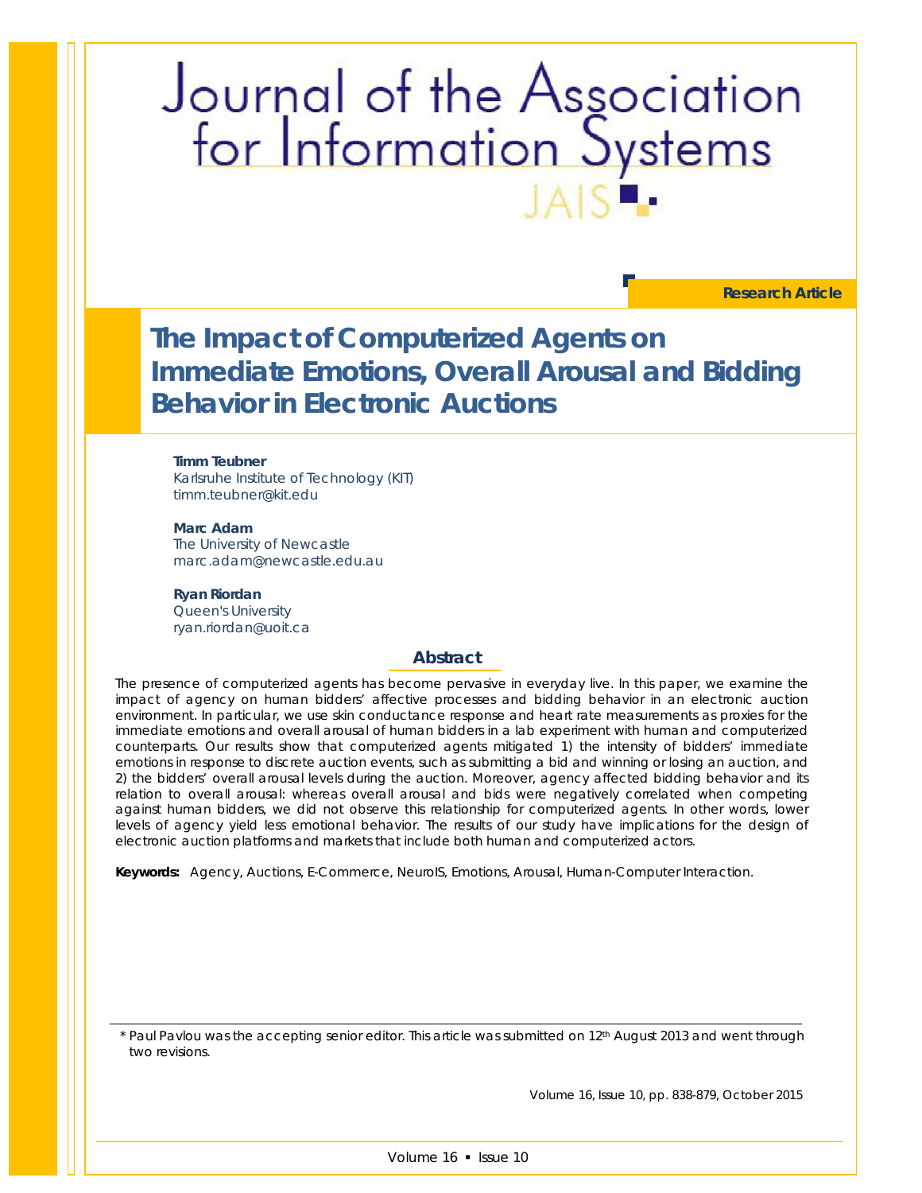# Journal of the Association for Information Systems

JAIS

**Research Article**

# The Impact of Computerized Agents on Immediate Emotions, Overall Arousal and Bidding Behavior in Electronic Auctions

**Timm Teubner**
Karlsruhe Institute of Technology (KIT)
timm.teubner@kit.edu

**Marc Adam**
The University of Newcastle
marc.adam@newcastle.edu.au

**Ryan Riordan**
Queen's University
ryan.riordan@uoit.ca

## Abstract

The presence of computerized agents has become pervasive in everyday live. In this paper, we examine the impact of agency on human bidders' affective processes and bidding behavior in an electronic auction environment. In particular, we use skin conductance response and heart rate measurements as proxies for the immediate emotions and overall arousal of human bidders in a lab experiment with human and computerized counterparts. Our results show that computerized agents mitigated 1) the intensity of bidders' immediate emotions in response to discrete auction events, such as submitting a bid and winning or losing an auction, and 2) the bidders' overall arousal levels during the auction. Moreover, agency affected bidding behavior and its relation to overall arousal: whereas overall arousal and bids were negatively correlated when competing against human bidders, we did not observe this relationship for computerized agents. In other words, lower levels of agency yield less emotional behavior. The results of our study have implications for the design of electronic auction platforms and markets that include both human and computerized actors.

**Keywords:** Agency, Auctions, E-Commerce, NeuroIS, Emotions, Arousal, Human-Computer Interaction.

* Paul Pavlou was the accepting senior editor. This article was submitted on 12th August 2013 and went through two revisions.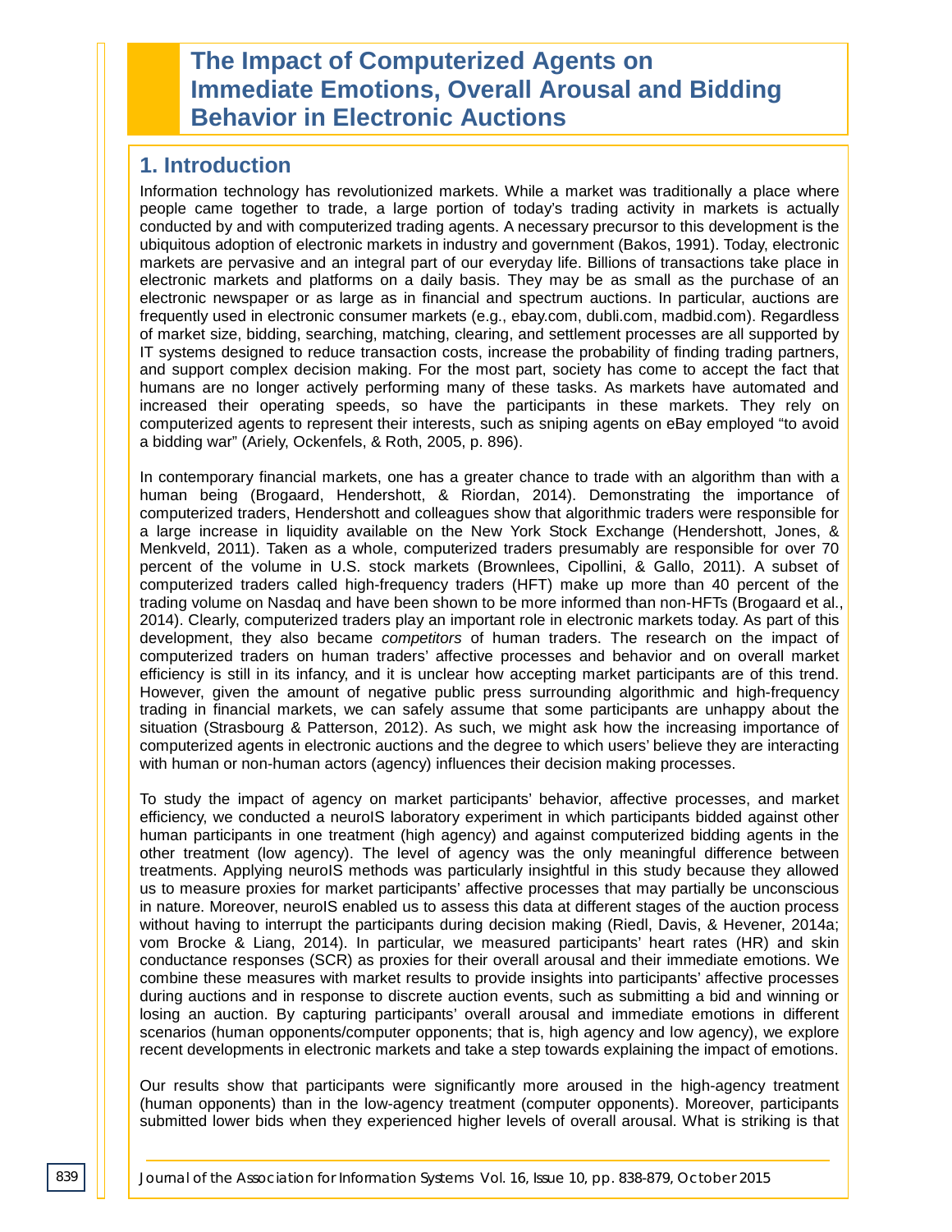# The Impact of Computerized Agents on Immediate Emotions, Overall Arousal and Bidding Behavior in Electronic Auctions

## 1. Introduction

Information technology has revolutionized markets. While a market was traditionally a place where people came together to trade, a large portion of today's trading activity in markets is actually conducted by and with computerized trading agents. A necessary precursor to this development is the ubiquitous adoption of electronic markets in industry and government (Bakos, 1991). Today, electronic markets are pervasive and an integral part of our everyday life. Billions of transactions take place in electronic markets and platforms on a daily basis. They may be as small as the purchase of an electronic newspaper or as large as in financial and spectrum auctions. In particular, auctions are frequently used in electronic consumer markets (e.g., ebay.com, dubli.com, madbid.com). Regardless of market size, bidding, searching, matching, clearing, and settlement processes are all supported by IT systems designed to reduce transaction costs, increase the probability of finding trading partners, and support complex decision making. For the most part, society has come to accept the fact that humans are no longer actively performing many of these tasks. As markets have automated and increased their operating speeds, so have the participants in these markets. They rely on computerized agents to represent their interests, such as sniping agents on eBay employed "to avoid a bidding war" (Ariely, Ockenfels, & Roth, 2005, p. 896).

In contemporary financial markets, one has a greater chance to trade with an algorithm than with a human being (Brogaard, Hendershott, & Riordan, 2014). Demonstrating the importance of computerized traders, Hendershott and colleagues show that algorithmic traders were responsible for a large increase in liquidity available on the New York Stock Exchange (Hendershott, Jones, & Menkveld, 2011). Taken as a whole, computerized traders presumably are responsible for over 70 percent of the volume in U.S. stock markets (Brownlees, Cipollini, & Gallo, 2011). A subset of computerized traders called high-frequency traders (HFT) make up more than 40 percent of the trading volume on Nasdaq and have been shown to be more informed than non-HFTs (Brogaard et al., 2014). Clearly, computerized traders play an important role in electronic markets today. As part of this development, they also became *competitors* of human traders. The research on the impact of computerized traders on human traders' affective processes and behavior and on overall market efficiency is still in its infancy, and it is unclear how accepting market participants are of this trend. However, given the amount of negative public press surrounding algorithmic and high-frequency trading in financial markets, we can safely assume that some participants are unhappy about the situation (Strasbourg & Patterson, 2012). As such, we might ask how the increasing importance of computerized agents in electronic auctions and the degree to which users' believe they are interacting with human or non-human actors (agency) influences their decision making processes.

To study the impact of agency on market participants' behavior, affective processes, and market efficiency, we conducted a neuroIS laboratory experiment in which participants bidded against other human participants in one treatment (high agency) and against computerized bidding agents in the other treatment (low agency). The level of agency was the only meaningful difference between treatments. Applying neuroIS methods was particularly insightful in this study because they allowed us to measure proxies for market participants' affective processes that may partially be unconscious in nature. Moreover, neuroIS enabled us to assess this data at different stages of the auction process without having to interrupt the participants during decision making (Riedl, Davis, & Hevener, 2014a; vom Brocke & Liang, 2014). In particular, we measured participants' heart rates (HR) and skin conductance responses (SCR) as proxies for their overall arousal and their immediate emotions. We combine these measures with market results to provide insights into participants' affective processes during auctions and in response to discrete auction events, such as submitting a bid and winning or losing an auction. By capturing participants' overall arousal and immediate emotions in different scenarios (human opponents/computer opponents; that is, high agency and low agency), we explore recent developments in electronic markets and take a step towards explaining the impact of emotions.

Our results show that participants were significantly more aroused in the high-agency treatment (human opponents) than in the low-agency treatment (computer opponents). Moreover, participants submitted lower bids when they experienced higher levels of overall arousal. What is striking is that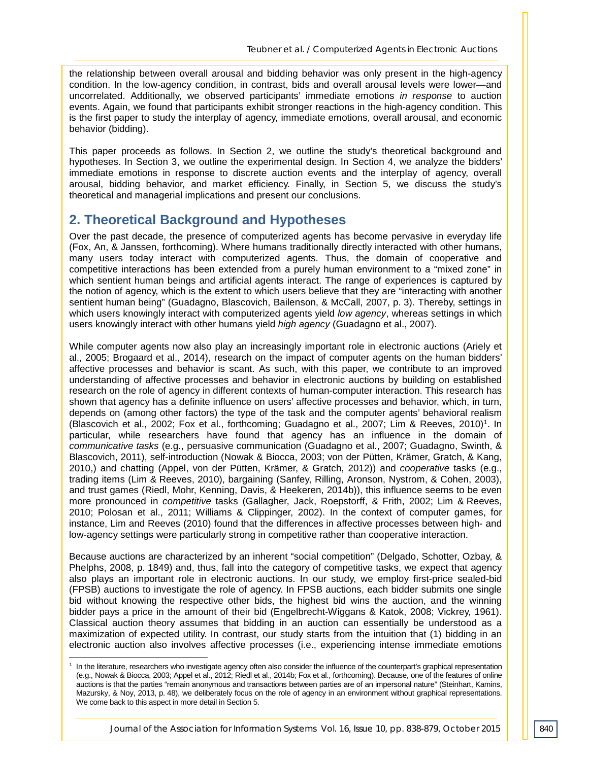the relationship between overall arousal and bidding behavior was only present in the high-agency condition. In the low-agency condition, in contrast, bids and overall arousal levels were lower—and uncorrelated. Additionally, we observed participants' immediate emotions *in response* to auction events. Again, we found that participants exhibit stronger reactions in the high-agency condition. This is the first paper to study the interplay of agency, immediate emotions, overall arousal, and economic behavior (bidding).

This paper proceeds as follows. In Section 2, we outline the study's theoretical background and hypotheses. In Section 3, we outline the experimental design. In Section 4, we analyze the bidders' immediate emotions in response to discrete auction events and the interplay of agency, overall arousal, bidding behavior, and market efficiency. Finally, in Section 5, we discuss the study's theoretical and managerial implications and present our conclusions.

## 2. Theoretical Background and Hypotheses

Over the past decade, the presence of computerized agents has become pervasive in everyday life (Fox, An, & Janssen, forthcoming). Where humans traditionally directly interacted with other humans, many users today interact with computerized agents. Thus, the domain of cooperative and competitive interactions has been extended from a purely human environment to a "mixed zone" in which sentient human beings and artificial agents interact. The range of experiences is captured by the notion of agency, which is the extent to which users believe that they are "interacting with another sentient human being" (Guadagno, Blascovich, Bailenson, & McCall, 2007, p. 3). Thereby, settings in which users knowingly interact with computerized agents yield *low agency*, whereas settings in which users knowingly interact with other humans yield *high agency* (Guadagno et al., 2007).

While computer agents now also play an increasingly important role in electronic auctions (Ariely et al., 2005; Brogaard et al., 2014), research on the impact of computer agents on the human bidders' affective processes and behavior is scant. As such, with this paper, we contribute to an improved understanding of affective processes and behavior in electronic auctions by building on established research on the role of agency in different contexts of human-computer interaction. This research has shown that agency has a definite influence on users' affective processes and behavior, which, in turn, depends on (among other factors) the type of the task and the computer agents' behavioral realism (Blascovich et al., 2002; Fox et al., forthcoming; Guadagno et al., 2007; Lim & Reeves, 2010)[1]. In particular, while researchers have found that agency has an influence in the domain of *communicative tasks* (e.g., persuasive communication (Guadagno et al., 2007; Guadagno, Swinth, & Blascovich, 2011), self-introduction (Nowak & Biocca, 2003; von der Pütten, Krämer, Gratch, & Kang, 2010,) and chatting (Appel, von der Pütten, Krämer, & Gratch, 2012)) and *cooperative* tasks (e.g., trading items (Lim & Reeves, 2010), bargaining (Sanfey, Rilling, Aronson, Nystrom, & Cohen, 2003), and trust games (Riedl, Mohr, Kenning, Davis, & Heekeren, 2014b)), this influence seems to be even more pronounced in *competitive* tasks (Gallagher, Jack, Roepstorff, & Frith, 2002; Lim & Reeves, 2010; Polosan et al., 2011; Williams & Clippinger, 2002). In the context of computer games, for instance, Lim and Reeves (2010) found that the differences in affective processes between high- and low-agency settings were particularly strong in competitive rather than cooperative interaction.

Because auctions are characterized by an inherent "social competition" (Delgado, Schotter, Ozbay, & Phelphs, 2008, p. 1849) and, thus, fall into the category of competitive tasks, we expect that agency also plays an important role in electronic auctions. In our study, we employ first-price sealed-bid (FPSB) auctions to investigate the role of agency. In FPSB auctions, each bidder submits one single bid without knowing the respective other bids, the highest bid wins the auction, and the winning bidder pays a price in the amount of their bid (Engelbrecht-Wiggans & Katok, 2008; Vickrey, 1961). Classical auction theory assumes that bidding in an auction can essentially be understood as a maximization of expected utility. In contrast, our study starts from the intuition that (1) bidding in an electronic auction also involves affective processes (i.e., experiencing intense immediate emotions

[1] In the literature, researchers who investigate agency often also consider the influence of the counterpart's graphical representation (e.g., Nowak & Biocca, 2003; Appel et al., 2012; Riedl et al., 2014b; Fox et al., forthcoming). Because, one of the features of online auctions is that the parties "remain anonymous and transactions between parties are of an impersonal nature" (Steinhart, Kamins, Mazursky, & Noy, 2013, p. 48), we deliberately focus on the role of agency in an environment without graphical representations. We come back to this aspect in more detail in Section 5.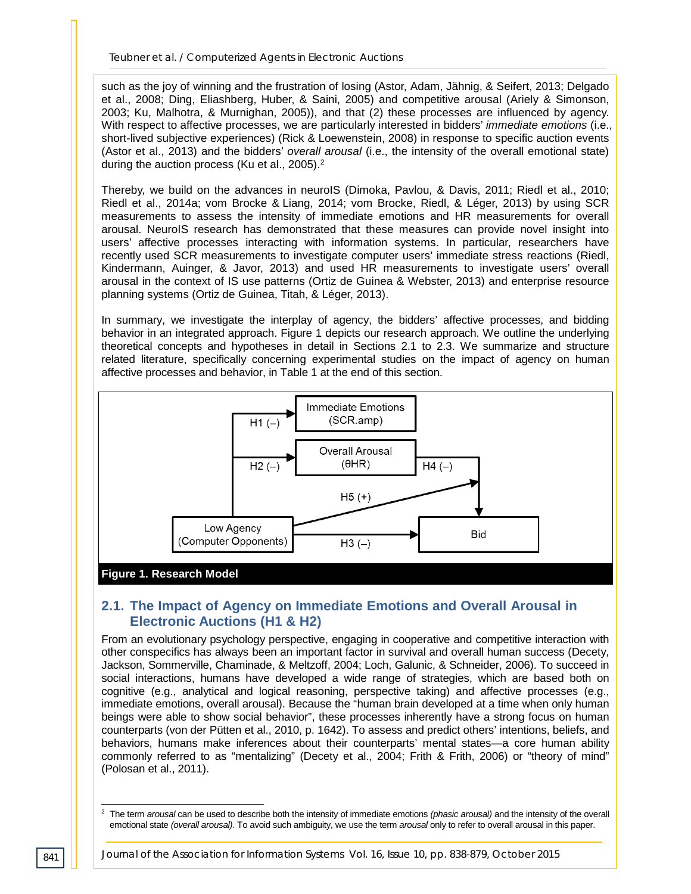such as the joy of winning and the frustration of losing (Astor, Adam, Jähnig, & Seifert, 2013; Delgado et al., 2008; Ding, Eliashberg, Huber, & Saini, 2005) and competitive arousal (Ariely & Simonson, 2003; Ku, Malhotra, & Murnighan, 2005)), and that (2) these processes are influenced by agency. With respect to affective processes, we are particularly interested in bidders' *immediate emotions* (i.e., short-lived subjective experiences) (Rick & Loewenstein, 2008) in response to specific auction events (Astor et al., 2013) and the bidders' *overall arousal* (i.e., the intensity of the overall emotional state) during the auction process (Ku et al., 2005).[2]

Thereby, we build on the advances in neuroIS (Dimoka, Pavlou, & Davis, 2011; Riedl et al., 2010; Riedl et al., 2014a; vom Brocke & Liang, 2014; vom Brocke, Riedl, & Léger, 2013) by using SCR measurements to assess the intensity of immediate emotions and HR measurements for overall arousal. NeuroIS research has demonstrated that these measures can provide novel insight into users' affective processes interacting with information systems. In particular, researchers have recently used SCR measurements to investigate computer users' immediate stress reactions (Riedl, Kindermann, Auinger, & Javor, 2013) and used HR measurements to investigate users' overall arousal in the context of IS use patterns (Ortiz de Guinea & Webster, 2013) and enterprise resource planning systems (Ortiz de Guinea, Titah, & Léger, 2013).

In summary, we investigate the interplay of agency, the bidders' affective processes, and bidding behavior in an integrated approach. Figure 1 depicts our research approach. We outline the underlying theoretical concepts and hypotheses in detail in Sections 2.1 to 2.3. We summarize and structure related literature, specifically concerning experimental studies on the impact of agency on human affective processes and behavior, in Table 1 at the end of this section.

**Figure 1. Research Model**

## 2.1. The Impact of Agency on Immediate Emotions and Overall Arousal in Electronic Auctions (H1 & H2)

From an evolutionary psychology perspective, engaging in cooperative and competitive interaction with other conspecifics has always been an important factor in survival and overall human success (Decety, Jackson, Sommerville, Chaminade, & Meltzoff, 2004; Loch, Galunic, & Schneider, 2006). To succeed in social interactions, humans have developed a wide range of strategies, which are based both on cognitive (e.g., analytical and logical reasoning, perspective taking) and affective processes (e.g., immediate emotions, overall arousal). Because the "human brain developed at a time when only human beings were able to show social behavior", these processes inherently have a strong focus on human counterparts (von der Pütten et al., 2010, p. 1642). To assess and predict others' intentions, beliefs, and behaviors, humans make inferences about their counterparts' mental states—a core human ability commonly referred to as "mentalizing" (Decety et al., 2004; Frith & Frith, 2006) or "theory of mind" (Polosan et al., 2011).

[2] The term *arousal* can be used to describe both the intensity of immediate emotions *(phasic arousal)* and the intensity of the overall emotional state *(overall arousal)*. To avoid such ambiguity, we use the term *arousal* only to refer to overall arousal in this paper.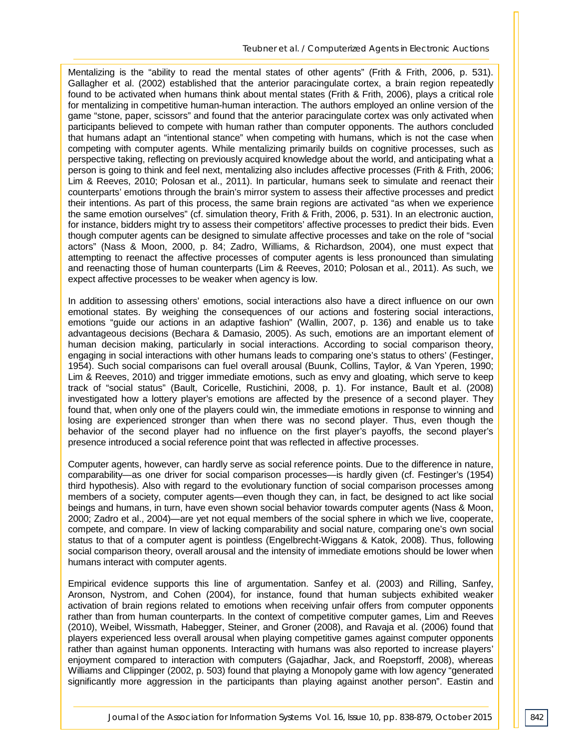Mentalizing is the "ability to read the mental states of other agents" (Frith & Frith, 2006, p. 531). Gallagher et al. (2002) established that the anterior paracingulate cortex, a brain region repeatedly found to be activated when humans think about mental states (Frith & Frith, 2006), plays a critical role for mentalizing in competitive human-human interaction. The authors employed an online version of the game "stone, paper, scissors" and found that the anterior paracingulate cortex was only activated when participants believed to compete with human rather than computer opponents. The authors concluded that humans adapt an "intentional stance" when competing with humans, which is not the case when competing with computer agents. While mentalizing primarily builds on cognitive processes, such as perspective taking, reflecting on previously acquired knowledge about the world, and anticipating what a person is going to think and feel next, mentalizing also includes affective processes (Frith & Frith, 2006; Lim & Reeves, 2010; Polosan et al., 2011). In particular, humans seek to simulate and reenact their counterparts' emotions through the brain's mirror system to assess their affective processes and predict their intentions. As part of this process, the same brain regions are activated "as when we experience the same emotion ourselves" (cf. simulation theory, Frith & Frith, 2006, p. 531). In an electronic auction, for instance, bidders might try to assess their competitors' affective processes to predict their bids. Even though computer agents can be designed to simulate affective processes and take on the role of "social actors" (Nass & Moon, 2000, p. 84; Zadro, Williams, & Richardson, 2004), one must expect that attempting to reenact the affective processes of computer agents is less pronounced than simulating and reenacting those of human counterparts (Lim & Reeves, 2010; Polosan et al., 2011). As such, we expect affective processes to be weaker when agency is low.

In addition to assessing others' emotions, social interactions also have a direct influence on our own emotional states. By weighing the consequences of our actions and fostering social interactions, emotions "guide our actions in an adaptive fashion" (Wallin, 2007, p. 136) and enable us to take advantageous decisions (Bechara & Damasio, 2005). As such, emotions are an important element of human decision making, particularly in social interactions. According to social comparison theory, engaging in social interactions with other humans leads to comparing one's status to others' (Festinger, 1954). Such social comparisons can fuel overall arousal (Buunk, Collins, Taylor, & Van Yperen, 1990; Lim & Reeves, 2010) and trigger immediate emotions, such as envy and gloating, which serve to keep track of "social status" (Bault, Coricelle, Rustichini, 2008, p. 1). For instance, Bault et al. (2008) investigated how a lottery player's emotions are affected by the presence of a second player. They found that, when only one of the players could win, the immediate emotions in response to winning and losing are experienced stronger than when there was no second player. Thus, even though the behavior of the second player had no influence on the first player's payoffs, the second player's presence introduced a social reference point that was reflected in affective processes.

Computer agents, however, can hardly serve as social reference points. Due to the difference in nature, comparability—as one driver for social comparison processes—is hardly given (cf. Festinger's (1954) third hypothesis). Also with regard to the evolutionary function of social comparison processes among members of a society, computer agents—even though they can, in fact, be designed to act like social beings and humans, in turn, have even shown social behavior towards computer agents (Nass & Moon, 2000; Zadro et al., 2004)—are yet not equal members of the social sphere in which we live, cooperate, compete, and compare. In view of lacking comparability and social nature, comparing one's own social status to that of a computer agent is pointless (Engelbrecht-Wiggans & Katok, 2008). Thus, following social comparison theory, overall arousal and the intensity of immediate emotions should be lower when humans interact with computer agents.

Empirical evidence supports this line of argumentation. Sanfey et al. (2003) and Rilling, Sanfey, Aronson, Nystrom, and Cohen (2004), for instance, found that human subjects exhibited weaker activation of brain regions related to emotions when receiving unfair offers from computer opponents rather than from human counterparts. In the context of competitive computer games, Lim and Reeves (2010), Weibel, Wissmath, Habegger, Steiner, and Groner (2008), and Ravaja et al. (2006) found that players experienced less overall arousal when playing competitive games against computer opponents rather than against human opponents. Interacting with humans was also reported to increase players' enjoyment compared to interaction with computers (Gajadhar, Jack, and Roepstorff, 2008), whereas Williams and Clippinger (2002, p. 503) found that playing a Monopoly game with low agency "generated significantly more aggression in the participants than playing against another person". Eastin and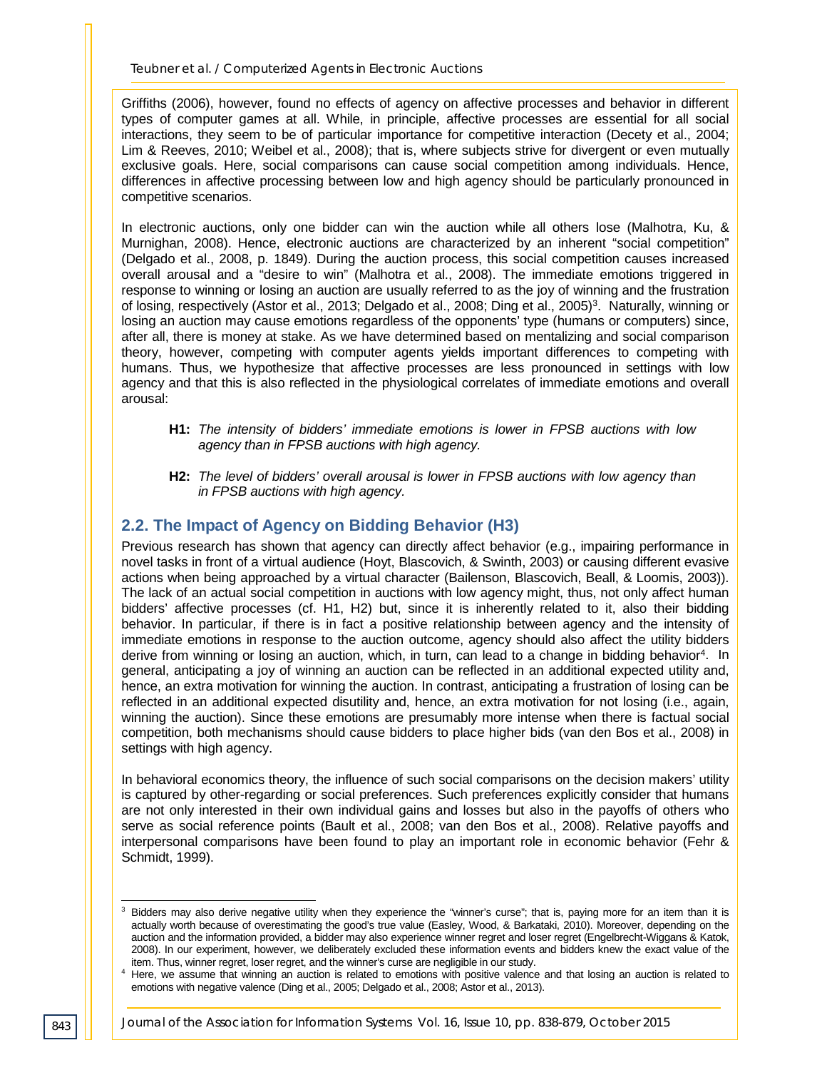Griffiths (2006), however, found no effects of agency on affective processes and behavior in different types of computer games at all. While, in principle, affective processes are essential for all social interactions, they seem to be of particular importance for competitive interaction (Decety et al., 2004; Lim & Reeves, 2010; Weibel et al., 2008); that is, where subjects strive for divergent or even mutually exclusive goals. Here, social comparisons can cause social competition among individuals. Hence, differences in affective processing between low and high agency should be particularly pronounced in competitive scenarios.

In electronic auctions, only one bidder can win the auction while all others lose (Malhotra, Ku, & Murnighan, 2008). Hence, electronic auctions are characterized by an inherent "social competition" (Delgado et al., 2008, p. 1849). During the auction process, this social competition causes increased overall arousal and a "desire to win" (Malhotra et al., 2008). The immediate emotions triggered in response to winning or losing an auction are usually referred to as the joy of winning and the frustration of losing, respectively (Astor et al., 2013; Delgado et al., 2008; Ding et al., 2005)[3]. Naturally, winning or losing an auction may cause emotions regardless of the opponents' type (humans or computers) since, after all, there is money at stake. As we have determined based on mentalizing and social comparison theory, however, competing with computer agents yields important differences to competing with humans. Thus, we hypothesize that affective processes are less pronounced in settings with low agency and that this is also reflected in the physiological correlates of immediate emotions and overall arousal:

> **H1:** *The intensity of bidders' immediate emotions is lower in FPSB auctions with low agency than in FPSB auctions with high agency.*

> **H2:** *The level of bidders' overall arousal is lower in FPSB auctions with low agency than in FPSB auctions with high agency.*

## 2.2. The Impact of Agency on Bidding Behavior (H3)

Previous research has shown that agency can directly affect behavior (e.g., impairing performance in novel tasks in front of a virtual audience (Hoyt, Blascovich, & Swinth, 2003) or causing different evasive actions when being approached by a virtual character (Bailenson, Blascovich, Beall, & Loomis, 2003)). The lack of an actual social competition in auctions with low agency might, thus, not only affect human bidders' affective processes (cf. H1, H2) but, since it is inherently related to it, also their bidding behavior. In particular, if there is in fact a positive relationship between agency and the intensity of immediate emotions in response to the auction outcome, agency should also affect the utility bidders derive from winning or losing an auction, which, in turn, can lead to a change in bidding behavior[4]. In general, anticipating a joy of winning an auction can be reflected in an additional expected utility and, hence, an extra motivation for winning the auction. In contrast, anticipating a frustration of losing can be reflected in an additional expected disutility and, hence, an extra motivation for not losing (i.e., again, winning the auction). Since these emotions are presumably more intense when there is factual social competition, both mechanisms should cause bidders to place higher bids (van den Bos et al., 2008) in settings with high agency.

In behavioral economics theory, the influence of such social comparisons on the decision makers' utility is captured by other-regarding or social preferences. Such preferences explicitly consider that humans are not only interested in their own individual gains and losses but also in the payoffs of others who serve as social reference points (Bault et al., 2008; van den Bos et al., 2008). Relative payoffs and interpersonal comparisons have been found to play an important role in economic behavior (Fehr & Schmidt, 1999).

---

[3] Bidders may also derive negative utility when they experience the "winner's curse"; that is, paying more for an item than it is actually worth because of overestimating the good's true value (Easley, Wood, & Barkataki, 2010). Moreover, depending on the auction and the information provided, a bidder may also experience winner regret and loser regret (Engelbrecht-Wiggans & Katok, 2008). In our experiment, however, we deliberately excluded these information events and bidders knew the exact value of the item. Thus, winner regret, loser regret, and the winner's curse are negligible in our study.

[4] Here, we assume that winning an auction is related to emotions with positive valence and that losing an auction is related to emotions with negative valence (Ding et al., 2005; Delgado et al., 2008; Astor et al., 2013).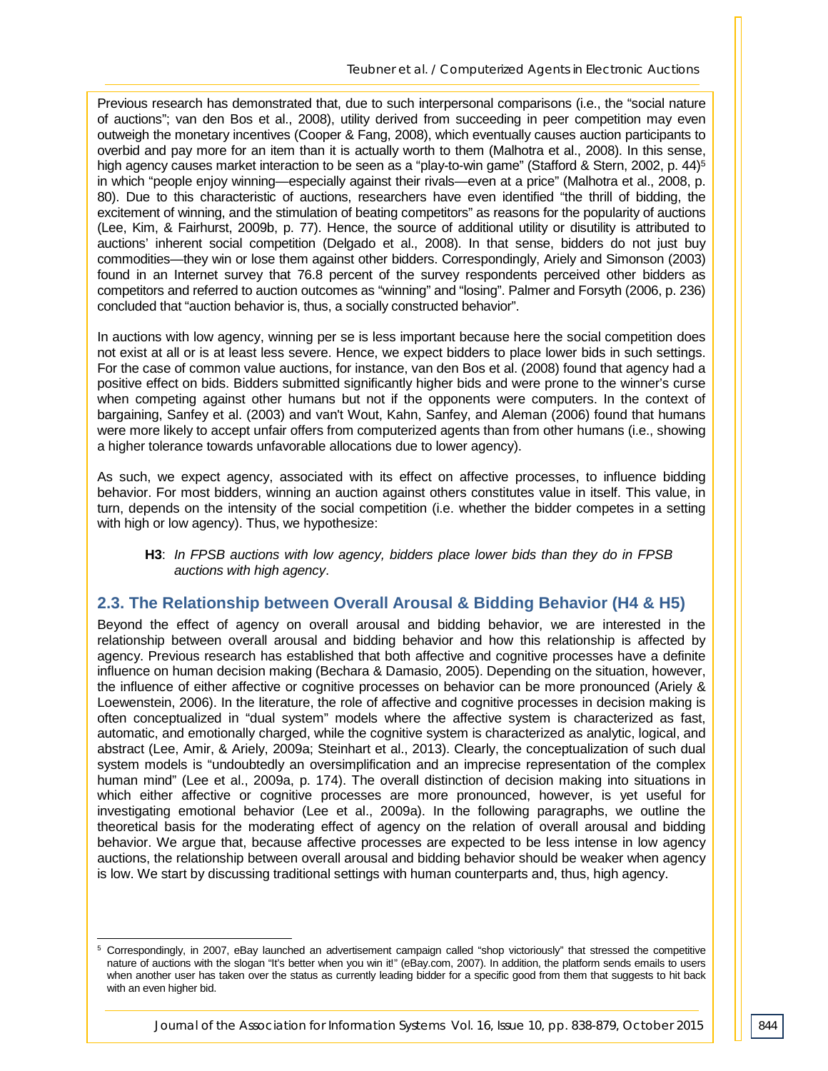Previous research has demonstrated that, due to such interpersonal comparisons (i.e., the "social nature of auctions"; van den Bos et al., 2008), utility derived from succeeding in peer competition may even outweigh the monetary incentives (Cooper & Fang, 2008), which eventually causes auction participants to overbid and pay more for an item than it is actually worth to them (Malhotra et al., 2008). In this sense, high agency causes market interaction to be seen as a "play-to-win game" (Stafford & Stern, 2002, p. 44)[5] in which "people enjoy winning—especially against their rivals—even at a price" (Malhotra et al., 2008, p. 80). Due to this characteristic of auctions, researchers have even identified "the thrill of bidding, the excitement of winning, and the stimulation of beating competitors" as reasons for the popularity of auctions (Lee, Kim, & Fairhurst, 2009b, p. 77). Hence, the source of additional utility or disutility is attributed to auctions' inherent social competition (Delgado et al., 2008). In that sense, bidders do not just buy commodities—they win or lose them against other bidders. Correspondingly, Ariely and Simonson (2003) found in an Internet survey that 76.8 percent of the survey respondents perceived other bidders as competitors and referred to auction outcomes as "winning" and "losing". Palmer and Forsyth (2006, p. 236) concluded that "auction behavior is, thus, a socially constructed behavior".

In auctions with low agency, winning per se is less important because here the social competition does not exist at all or is at least less severe. Hence, we expect bidders to place lower bids in such settings. For the case of common value auctions, for instance, van den Bos et al. (2008) found that agency had a positive effect on bids. Bidders submitted significantly higher bids and were prone to the winner's curse when competing against other humans but not if the opponents were computers. In the context of bargaining, Sanfey et al. (2003) and van't Wout, Kahn, Sanfey, and Aleman (2006) found that humans were more likely to accept unfair offers from computerized agents than from other humans (i.e., showing a higher tolerance towards unfavorable allocations due to lower agency).

As such, we expect agency, associated with its effect on affective processes, to influence bidding behavior. For most bidders, winning an auction against others constitutes value in itself. This value, in turn, depends on the intensity of the social competition (i.e. whether the bidder competes in a setting with high or low agency). Thus, we hypothesize:

> **H3**: *In FPSB auctions with low agency, bidders place lower bids than they do in FPSB auctions with high agency*.

## 2.3. The Relationship between Overall Arousal & Bidding Behavior (H4 & H5)

Beyond the effect of agency on overall arousal and bidding behavior, we are interested in the relationship between overall arousal and bidding behavior and how this relationship is affected by agency. Previous research has established that both affective and cognitive processes have a definite influence on human decision making (Bechara & Damasio, 2005). Depending on the situation, however, the influence of either affective or cognitive processes on behavior can be more pronounced (Ariely & Loewenstein, 2006). In the literature, the role of affective and cognitive processes in decision making is often conceptualized in "dual system" models where the affective system is characterized as fast, automatic, and emotionally charged, while the cognitive system is characterized as analytic, logical, and abstract (Lee, Amir, & Ariely, 2009a; Steinhart et al., 2013). Clearly, the conceptualization of such dual system models is "undoubtedly an oversimplification and an imprecise representation of the complex human mind" (Lee et al., 2009a, p. 174). The overall distinction of decision making into situations in which either affective or cognitive processes are more pronounced, however, is yet useful for investigating emotional behavior (Lee et al., 2009a). In the following paragraphs, we outline the theoretical basis for the moderating effect of agency on the relation of overall arousal and bidding behavior. We argue that, because affective processes are expected to be less intense in low agency auctions, the relationship between overall arousal and bidding behavior should be weaker when agency is low. We start by discussing traditional settings with human counterparts and, thus, high agency.

---

[5] Correspondingly, in 2007, eBay launched an advertisement campaign called "shop victoriously" that stressed the competitive nature of auctions with the slogan "It's better when you win it!" (eBay.com, 2007). In addition, the platform sends emails to users when another user has taken over the status as currently leading bidder for a specific good from them that suggests to hit back with an even higher bid.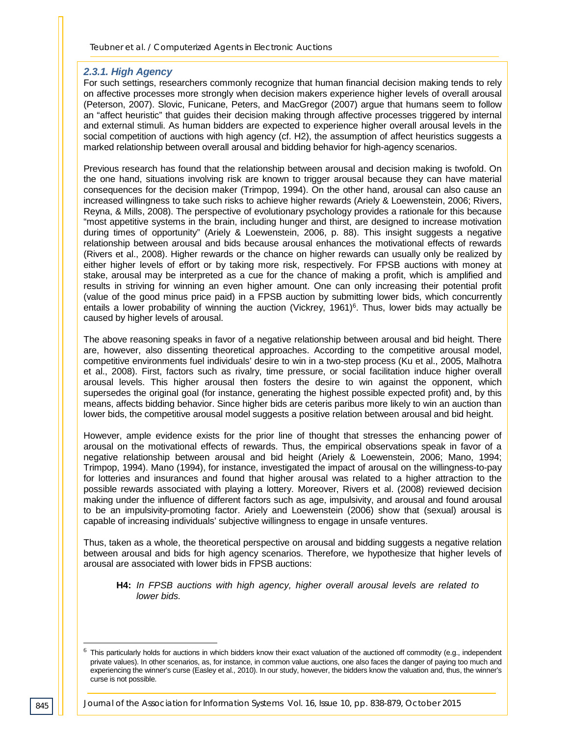### 2.3.1. High Agency

For such settings, researchers commonly recognize that human financial decision making tends to rely on affective processes more strongly when decision makers experience higher levels of overall arousal (Peterson, 2007). Slovic, Funicane, Peters, and MacGregor (2007) argue that humans seem to follow an "affect heuristic" that guides their decision making through affective processes triggered by internal and external stimuli. As human bidders are expected to experience higher overall arousal levels in the social competition of auctions with high agency (cf. H2), the assumption of affect heuristics suggests a marked relationship between overall arousal and bidding behavior for high-agency scenarios.

Previous research has found that the relationship between arousal and decision making is twofold. On the one hand, situations involving risk are known to trigger arousal because they can have material consequences for the decision maker (Trimpop, 1994). On the other hand, arousal can also cause an increased willingness to take such risks to achieve higher rewards (Ariely & Loewenstein, 2006; Rivers, Reyna, & Mills, 2008). The perspective of evolutionary psychology provides a rationale for this because "most appetitive systems in the brain, including hunger and thirst, are designed to increase motivation during times of opportunity" (Ariely & Loewenstein, 2006, p. 88). This insight suggests a negative relationship between arousal and bids because arousal enhances the motivational effects of rewards (Rivers et al., 2008). Higher rewards or the chance on higher rewards can usually only be realized by either higher levels of effort or by taking more risk, respectively. For FPSB auctions with money at stake, arousal may be interpreted as a cue for the chance of making a profit, which is amplified and results in striving for winning an even higher amount. One can only increasing their potential profit (value of the good minus price paid) in a FPSB auction by submitting lower bids, which concurrently entails a lower probability of winning the auction (Vickrey, 1961)[6]. Thus, lower bids may actually be caused by higher levels of arousal.

The above reasoning speaks in favor of a negative relationship between arousal and bid height. There are, however, also dissenting theoretical approaches. According to the competitive arousal model, competitive environments fuel individuals' desire to win in a two-step process (Ku et al., 2005, Malhotra et al., 2008). First, factors such as rivalry, time pressure, or social facilitation induce higher overall arousal levels. This higher arousal then fosters the desire to win against the opponent, which supersedes the original goal (for instance, generating the highest possible expected profit) and, by this means, affects bidding behavior. Since higher bids are ceteris paribus more likely to win an auction than lower bids, the competitive arousal model suggests a positive relation between arousal and bid height.

However, ample evidence exists for the prior line of thought that stresses the enhancing power of arousal on the motivational effects of rewards. Thus, the empirical observations speak in favor of a negative relationship between arousal and bid height (Ariely & Loewenstein, 2006; Mano, 1994; Trimpop, 1994). Mano (1994), for instance, investigated the impact of arousal on the willingness-to-pay for lotteries and insurances and found that higher arousal was related to a higher attraction to the possible rewards associated with playing a lottery. Moreover, Rivers et al. (2008) reviewed decision making under the influence of different factors such as age, impulsivity, and arousal and found arousal to be an impulsivity-promoting factor. Ariely and Loewenstein (2006) show that (sexual) arousal is capable of increasing individuals' subjective willingness to engage in unsafe ventures.

Thus, taken as a whole, the theoretical perspective on arousal and bidding suggests a negative relation between arousal and bids for high agency scenarios. Therefore, we hypothesize that higher levels of arousal are associated with lower bids in FPSB auctions:

> **H4:** *In FPSB auctions with high agency, higher overall arousal levels are related to lower bids.*

---

[6] This particularly holds for auctions in which bidders know their exact valuation of the auctioned off commodity (e.g., independent private values). In other scenarios, as, for instance, in common value auctions, one also faces the danger of paying too much and experiencing the winner's curse (Easley et al., 2010). In our study, however, the bidders know the valuation and, thus, the winner's curse is not possible.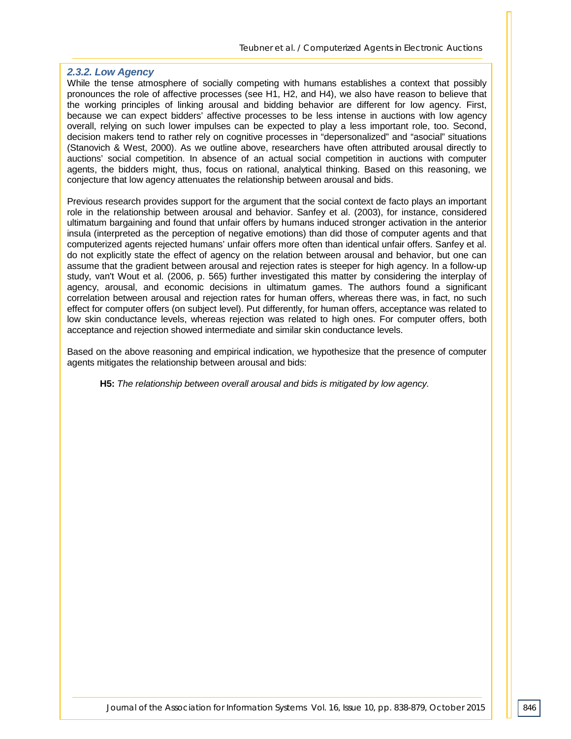### 2.3.2. Low Agency

While the tense atmosphere of socially competing with humans establishes a context that possibly pronounces the role of affective processes (see H1, H2, and H4), we also have reason to believe that the working principles of linking arousal and bidding behavior are different for low agency. First, because we can expect bidders' affective processes to be less intense in auctions with low agency overall, relying on such lower impulses can be expected to play a less important role, too. Second, decision makers tend to rather rely on cognitive processes in "depersonalized" and "asocial" situations (Stanovich & West, 2000). As we outline above, researchers have often attributed arousal directly to auctions' social competition. In absence of an actual social competition in auctions with computer agents, the bidders might, thus, focus on rational, analytical thinking. Based on this reasoning, we conjecture that low agency attenuates the relationship between arousal and bids.

Previous research provides support for the argument that the social context de facto plays an important role in the relationship between arousal and behavior. Sanfey et al. (2003), for instance, considered ultimatum bargaining and found that unfair offers by humans induced stronger activation in the anterior insula (interpreted as the perception of negative emotions) than did those of computer agents and that computerized agents rejected humans' unfair offers more often than identical unfair offers. Sanfey et al. do not explicitly state the effect of agency on the relation between arousal and behavior, but one can assume that the gradient between arousal and rejection rates is steeper for high agency. In a follow-up study, van't Wout et al. (2006, p. 565) further investigated this matter by considering the interplay of agency, arousal, and economic decisions in ultimatum games. The authors found a significant correlation between arousal and rejection rates for human offers, whereas there was, in fact, no such effect for computer offers (on subject level). Put differently, for human offers, acceptance was related to low skin conductance levels, whereas rejection was related to high ones. For computer offers, both acceptance and rejection showed intermediate and similar skin conductance levels.

Based on the above reasoning and empirical indication, we hypothesize that the presence of computer agents mitigates the relationship between arousal and bids:

> **H5:** *The relationship between overall arousal and bids is mitigated by low agency.*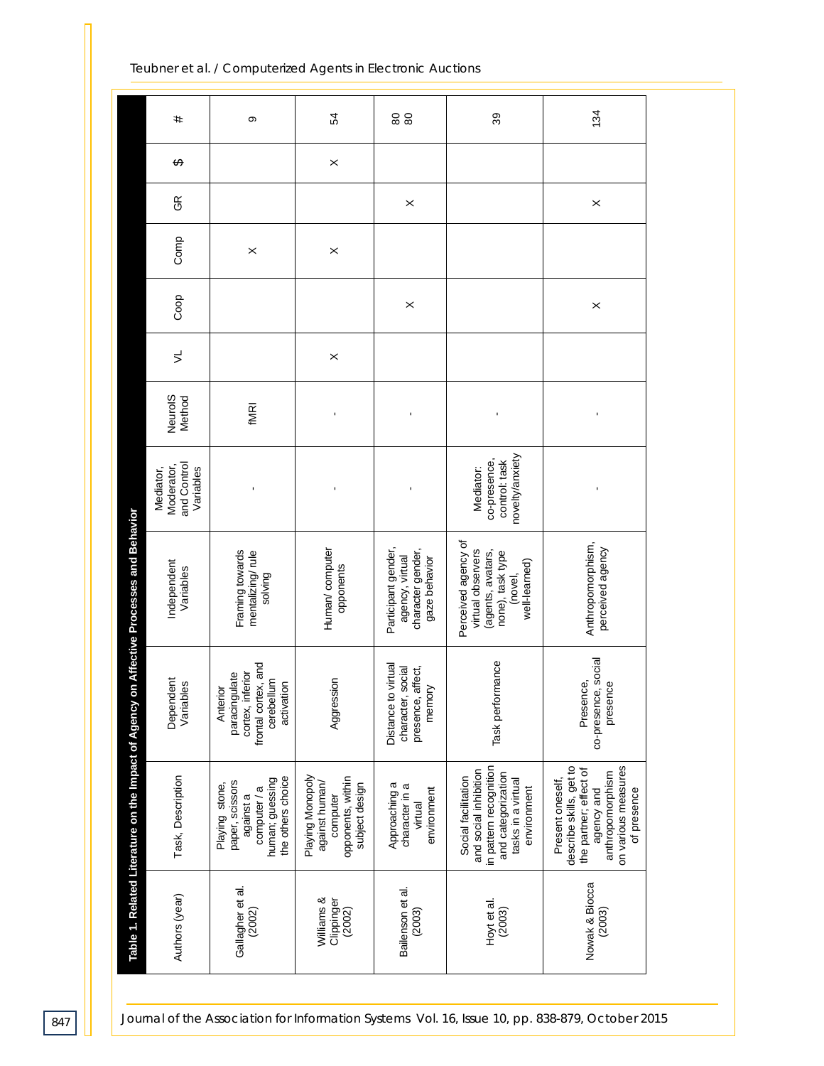**Table 1. Related Literature on the Impact of Agency on Affective Processes and Behavior**

| Authors (year) | Task, Description | Dependent Variables | Independent Variables | Mediator, Moderator, and Control Variables | NeuroIS Method | VL | Coop | Comp | GR | $ | # |
|---|---|---|---|---|---|---|---|---|---|---|---|
| Gallagher et al. (2002) | Playing stone, paper, scissors against a computer / a human; guessing the others choice | Anterior paracingulate cortex, inferior frontal cortex, and cerebellum activation | Framing towards mentalizing/ rule solving | - | fMRI | | | X | | | 9 |
| Williams & Clippinger (2002) | Playing Monopoly against human/ computer opponents, within subject design | Aggression | Human/ computer opponents | - | - | X | | X | | X | 54 |
| Bailenson et al. (2003) | Approaching a character in a virtual environment | Distance to virtual character, social presence, affect, memory | Participant gender, agency, virtual character gender, gaze behavior | - | - | | X | | X | | 80 80 |
| Hoyt et al. (2003) | Social facilitation and social inhibition in pattern recognition and categorization tasks in a virtual environment | Task performance | Perceived agency of virtual observers (agents, avatars, none), task type (novel, well-learned) | Mediator: co-presence, control: task novelty/anxiety | - | | | | | | 39 |
| Nowak & Biocca (2003) | Present oneself, describe skills, get to the partner; effect of agency and anthropomorphism on various measures of presence | Presence, co-presence, social presence | Anthropomorphism, perceived agency | - | - | | X | | X | | 134 |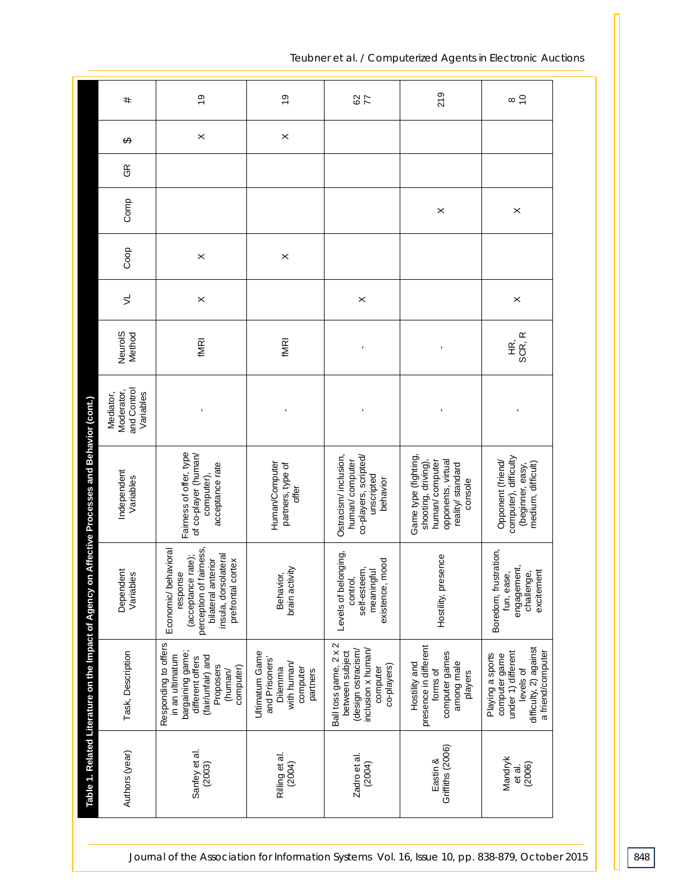**Table 1. Related Literature on the Impact of Agency on Affective Processes and Behavior (cont.)**

| Authors (year) | Task, Description | Dependent Variables | Independent Variables | Mediator, Moderator, and Control Variables | NeuroIS Method | VL | Coop | Comp | GR | $ | # |
|---|---|---|---|---|---|---|---|---|---|---|---|
| Sanfey et al. (2003) | Responding to offers in an ultimatum bargaining game; different offers (fair/unfair) and Proposers (human/ computer) | Economic/ behavioral response (acceptance rate); perception of fairness, bilateral anterior insula, dorsolateral prefrontal cortex | Fairness of offer, type of co-player (human/ computer), acceptance rate | - | fMRI | × | × | | | × | 19 |
| Rilling et al. (2004) | Ultimatum Game and Prisoners' Dilemma with human/ computer partners | Behavior, brain activity | Human/Computer partners, type of offer | - | fMRI | | × | | | × | 19 |
| Zadro et al. (2004) | Ball toss game, 2 x 2 between subject (design ostracism/ inclusion x human/ computer co-players) | Levels of belonging, control, self-esteem, meaningful existence, mood | Ostracism/ inclusion, human/ computer co-players, scripted/ unscripted behavior | - | - | × | | | | | 62 77 |
| Eastin & Griffiths (2006) | Hostility and presence in different forms of computer games among male players | Hostility, presence | Game type (fighting, shooting, driving), human/ computer opponents, virtual reality/ standard console | - | - | | | × | | | 219 |
| Mandryk et al. (2006) | Playing a sports computer game under 1) different levels of difficulty, 2) against a friend/computer | Boredom, frustration, fun, ease, engagement, challenge, excitement | Opponent (friend/ computer), difficulty (beginner, easy, medium, difficult) | - | HR, SCR, R | × | | × | | | 8 10 |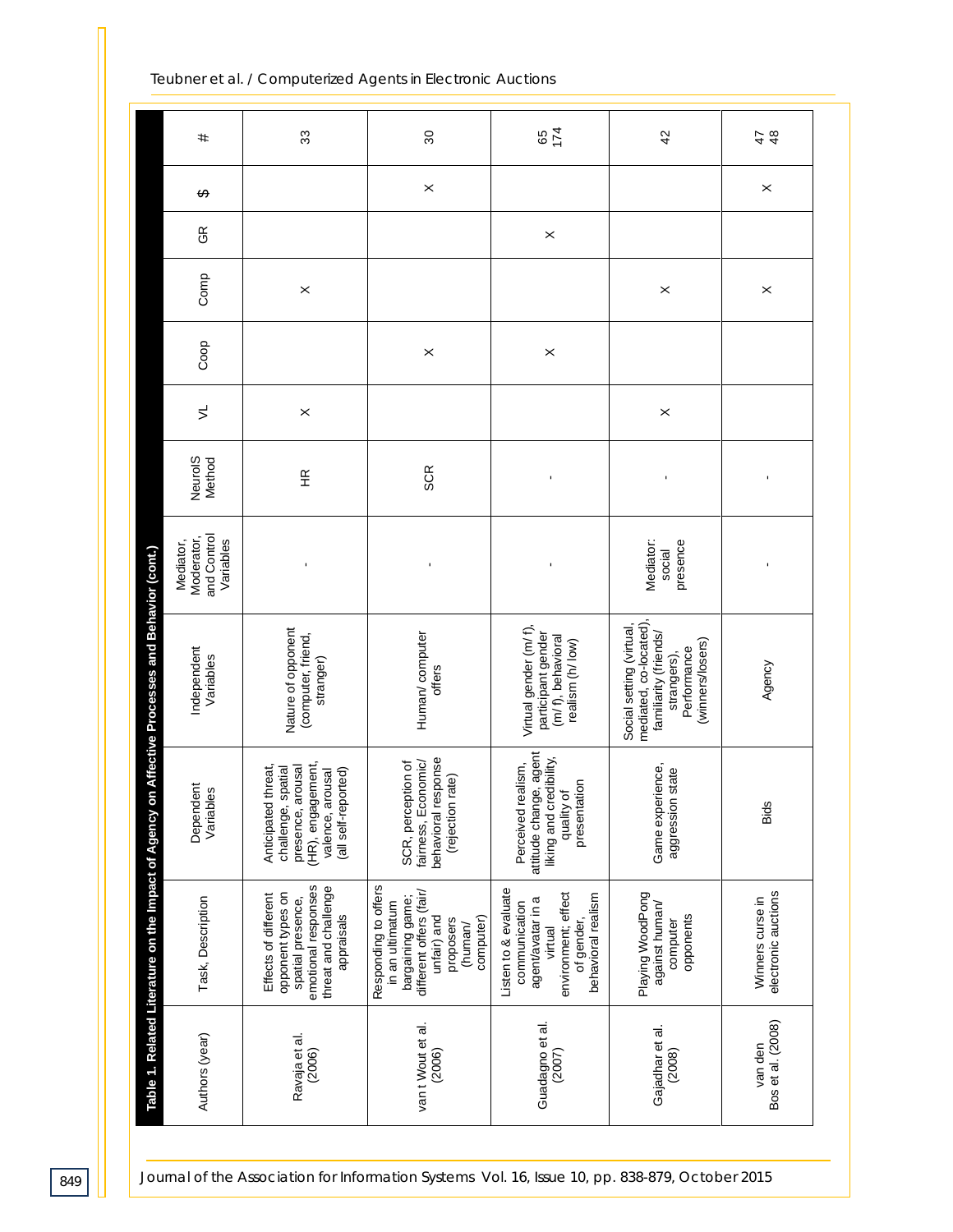**Table 1. Related Literature on the Impact of Agency on Affective Processes and Behavior (cont.)**

| Authors (year) | Task, Description | Dependent Variables | Independent Variables | Mediator, Moderator, and Control Variables | NeuroIS Method | VL | Coop | Comp | GR | $ | # |
|---|---|---|---|---|---|---|---|---|---|---|---|
| Ravaja et al. (2006) | Effects of different opponent types on spatial presence, emotional responses threat and challenge appraisals | Anticipated threat, challenge, spatial presence, arousal (HR), engagement, valence, arousal (all self-reported) | Nature of opponent (computer, friend, stranger) | - | HR | × | | × | | | 33 |
| van t Wout et al. (2006) | Responding to offers in an ultimatum bargaining game; different offers (fair/ unfair) and proposers (human/ computer) | SCR, perception of fairness, Economic/ behavioral response (rejection rate) | Human/ computer offers | - | SCR | | × | | | × | 30 |
| Guadagno et al. (2007) | Listen to & evaluate communication agent/avatar in a virtual environment; effect of gender, behavioral realism | Perceived realism, attitude change, agent liking and credibility, quality of presentation | Virtual gender (m/ f), participant gender (m/ f), behavioral realism (h/ low) | - | - | | × | | × | | 65 174 |
| Gajadhar et al. (2008) | Playing WoodPong against human/ computer opponents | Game experience, aggression state | Social setting (virtual, mediated, co-located), familiarity (friends/ strangers), Performance (winners/losers) | Mediator: social presence | - | × | | × | | | 42 |
| van den Bos et al. (2008) | Winners curse in electronic auctions | Bids | Agency | - | - | | | × | | × | 47 48 |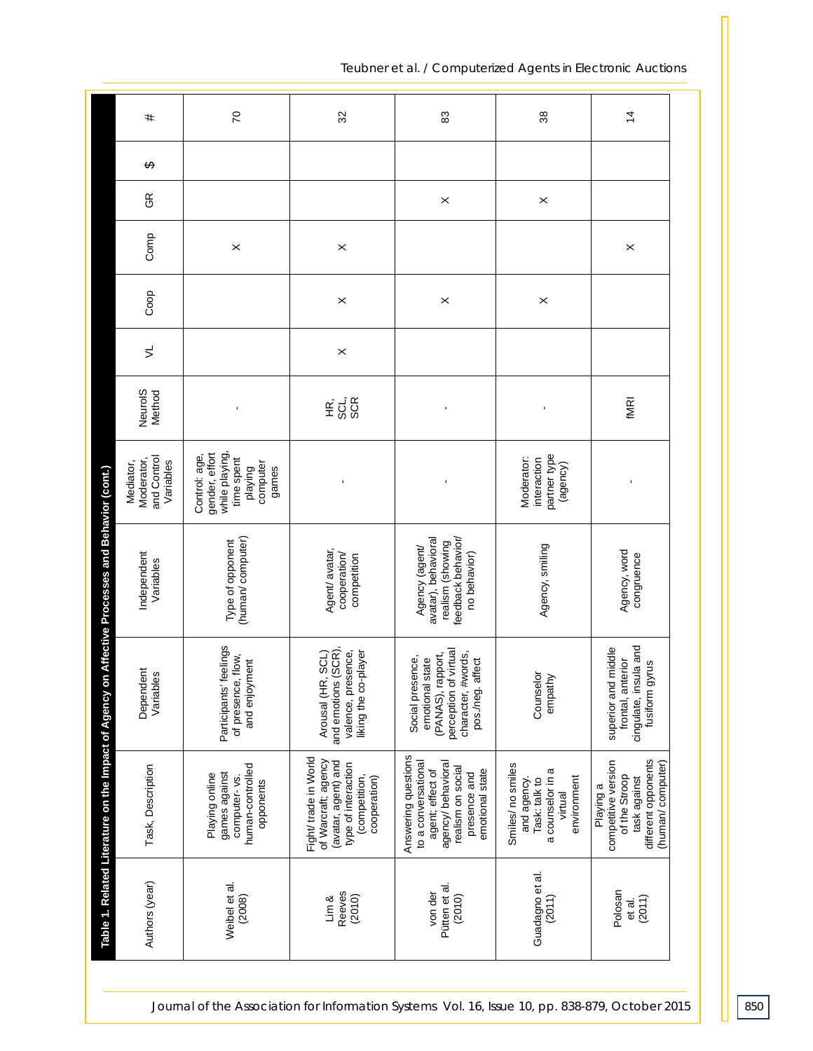**Table 1. Related Literature on the Impact of Agency on Affective Processes and Behavior (cont.)**

| Authors (year) | Task, Description | Dependent Variables | Independent Variables | Mediator, Moderator, and Control Variables | NeuroIS Method | VL | Coop | Comp | GR | $ | # |
|---|---|---|---|---|---|---|---|---|---|---|---|
| Weibel et al. (2008) | Playing online games against computer- vs. human-controlled opponents | Participants' feelings of presence, flow, and enjoyment | Type of opponent (human/ computer) | Control: age, gender, effort while playing, time spent playing computer games | - | | | × | | | 70 |
| Lim & Reeves (2010) | Fight/ trade in World of Warcraft; agency (avatar, agent) and type of interaction (competition, cooperation) | Arousal (HR, SCL) and emotions (SCR), valence, presence, liking the co-player | Agent/ avatar, cooperation/ competition | - | HR, SCL, SCR | × | × | × | | | 32 |
| von der Pütten et al. (2010) | Answering questions to a conversational agent; effect of agency/ behavioral realism on social presence and emotional state | Social presence, emotional state (PANAS), rapport, perception of virtual character, #words, pos./neg. affect | Agency (agent/ avatar), behavioral realism (showing feedback behavior/ no behavior) | - | - | | × | | × | | 83 |
| Guadagno et al. (2011) | Smiles/ no smiles and agency. Task: talk to a counselor in a virtual environment | Counselor empathy | Agency, smiling | Moderator: interaction partner type (agency) | - | | × | | × | | 38 |
| Polosan et al. (2011) | Playing a competitive version of the Stroop task against different opponents (human/ computer) | superior and middle frontal, anterior cingulate, insula and fusiform gyrus | Agency, word congruence | - | fMRI | | | × | | | 14 |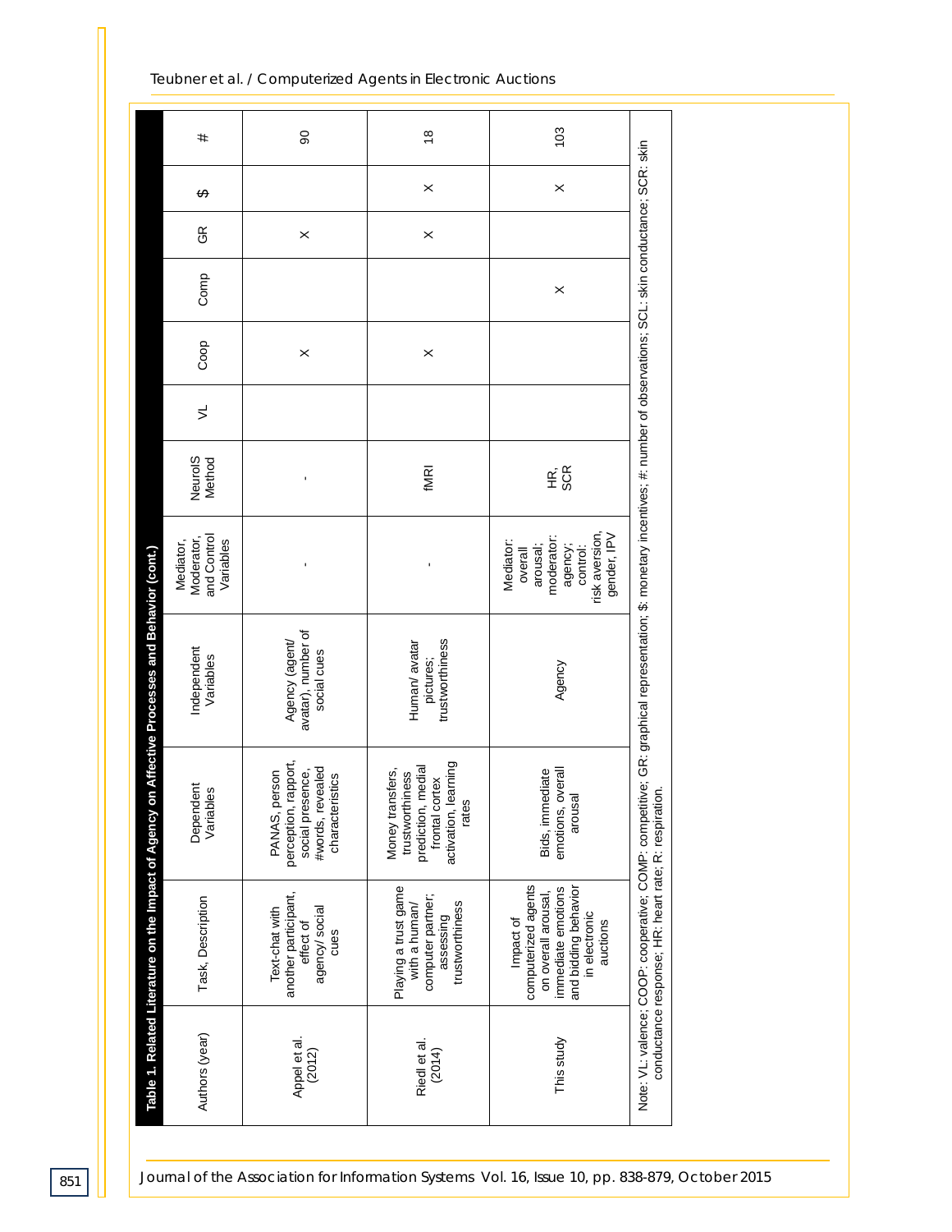**Table 1. Related Literature on the Impact of Agency on Affective Processes and Behavior (cont.)**

| Authors (year) | Task, Description | Dependent Variables | Independent Variables | Mediator, Moderator, and Control Variables | NeuroIS Method | VL | Coop | Comp | GR | $ | # |
|---|---|---|---|---|---|---|---|---|---|---|---|
| Appel et al. (2012) | Text-chat with another participant, effect of agency/ social cues | PANAS, person perception, rapport, social presence, #words, revealed characteristics | Agency (agent/ avatar), number of social cues | - | - | | X | | X | | 90 |
| Riedl et al. (2014) | Playing a trust game with a human/ computer partner; assessing trustworthiness | Money transfers, trustworthiness prediction, medial frontal cortex activation, learning rates | Human/ avatar pictures; trustworthiness | - | fMRI | | X | | X | X | 18 |
| This study | Impact of computerized agents on overall arousal, immediate emotions and bidding behavior in electronic auctions | Bids, immediate emotions, overall arousal | Agency | Mediator: overall arousal; moderator: agency; control: risk aversion, gender, IPV | HR, SCR | | | X | | X | 103 |

Note: VL: valence; COOP: cooperative; COMP: competitive; GR: graphical representation; $: monetary incentives; #: number of observations; SCL: skin conductance; SCR: skin conductance response; HR: heart rate; R: respiration.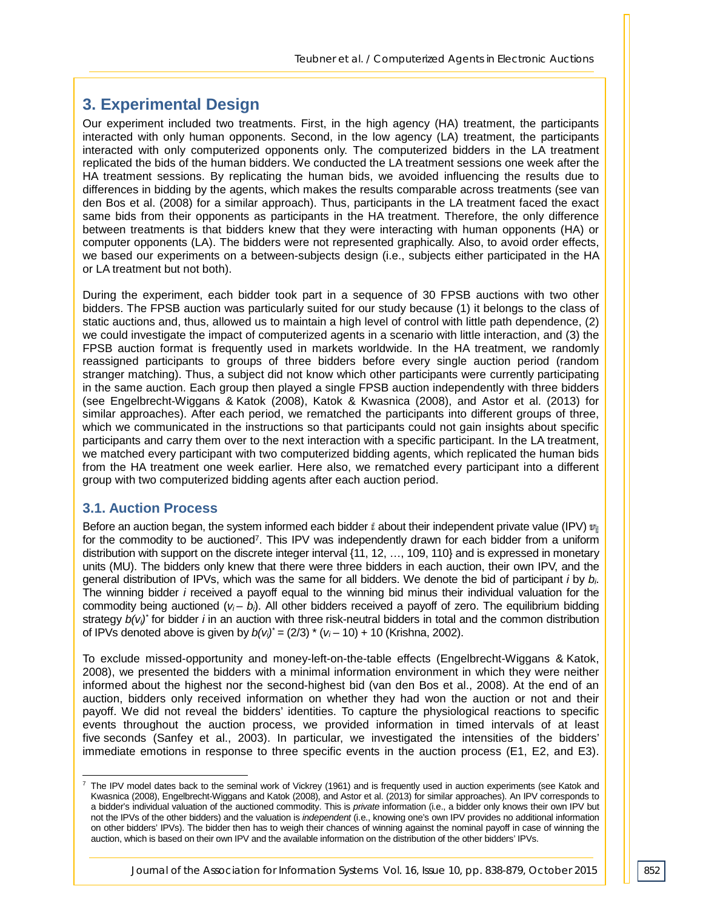# 3. Experimental Design

Our experiment included two treatments. First, in the high agency (HA) treatment, the participants interacted with only human opponents. Second, in the low agency (LA) treatment, the participants interacted with only computerized opponents only. The computerized bidders in the LA treatment replicated the bids of the human bidders. We conducted the LA treatment sessions one week after the HA treatment sessions. By replicating the human bids, we avoided influencing the results due to differences in bidding by the agents, which makes the results comparable across treatments (see van den Bos et al. (2008) for a similar approach). Thus, participants in the LA treatment faced the exact same bids from their opponents as participants in the HA treatment. Therefore, the only difference between treatments is that bidders knew that they were interacting with human opponents (HA) or computer opponents (LA). The bidders were not represented graphically. Also, to avoid order effects, we based our experiments on a between-subjects design (i.e., subjects either participated in the HA or LA treatment but not both).

During the experiment, each bidder took part in a sequence of 30 FPSB auctions with two other bidders. The FPSB auction was particularly suited for our study because (1) it belongs to the class of static auctions and, thus, allowed us to maintain a high level of control with little path dependence, (2) we could investigate the impact of computerized agents in a scenario with little interaction, and (3) the FPSB auction format is frequently used in markets worldwide. In the HA treatment, we randomly reassigned participants to groups of three bidders before every single auction period (random stranger matching). Thus, a subject did not know which other participants were currently participating in the same auction. Each group then played a single FPSB auction independently with three bidders (see Engelbrecht-Wiggans & Katok (2008), Katok & Kwasnica (2008), and Astor et al. (2013) for similar approaches). After each period, we rematched the participants into different groups of three, which we communicated in the instructions so that participants could not gain insights about specific participants and carry them over to the next interaction with a specific participant. In the LA treatment, we matched every participant with two computerized bidding agents, which replicated the human bids from the HA treatment one week earlier. Here also, we rematched every participant into a different group with two computerized bidding agents after each auction period.

## 3.1. Auction Process

Before an auction began, the system informed each bidder $i$ about their independent private value (IPV) $v_i$ for the commodity to be auctioned[7]. This IPV was independently drawn for each bidder from a uniform distribution with support on the discrete integer interval {11, 12, …, 109, 110} and is expressed in monetary units (MU). The bidders only knew that there were three bidders in each auction, their own IPV, and the general distribution of IPVs, which was the same for all bidders. We denote the bid of participant $i$ by $b_i$. The winning bidder $i$ received a payoff equal to the winning bid minus their individual valuation for the commodity being auctioned ($v_i - b_i$). All other bidders received a payoff of zero. The equilibrium bidding strategy $b(v_i)^*$ for bidder $i$ in an auction with three risk-neutral bidders in total and the common distribution of IPVs denoted above is given by $b(v_i)^* = (2/3) * (v_i - 10) + 10$ (Krishna, 2002).

To exclude missed-opportunity and money-left-on-the-table effects (Engelbrecht-Wiggans & Katok, 2008), we presented the bidders with a minimal information environment in which they were neither informed about the highest nor the second-highest bid (van den Bos et al., 2008). At the end of an auction, bidders only received information on whether they had won the auction or not and their payoff. We did not reveal the bidders' identities. To capture the physiological reactions to specific events throughout the auction process, we provided information in timed intervals of at least five seconds (Sanfey et al., 2003). In particular, we investigated the intensities of the bidders' immediate emotions in response to three specific events in the auction process (E1, E2, and E3).

[7] The IPV model dates back to the seminal work of Vickrey (1961) and is frequently used in auction experiments (see Katok and Kwasnica (2008), Engelbrecht-Wiggans and Katok (2008), and Astor et al. (2013) for similar approaches). An IPV corresponds to a bidder's individual valuation of the auctioned commodity. This is *private* information (i.e., a bidder only knows their own IPV but not the IPVs of the other bidders) and the valuation is *independent* (i.e., knowing one's own IPV provides no additional information on other bidders' IPVs). The bidder then has to weigh their chances of winning against the nominal payoff in case of winning the auction, which is based on their own IPV and the available information on the distribution of the other bidders' IPVs.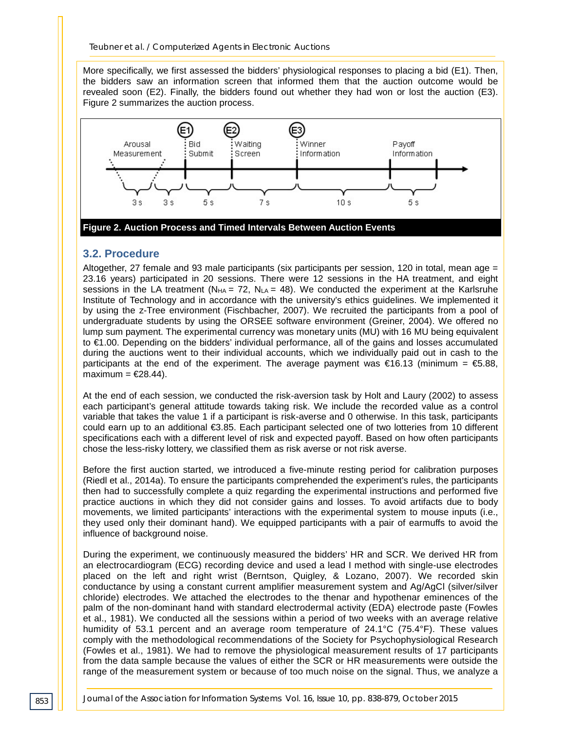More specifically, we first assessed the bidders' physiological responses to placing a bid (E1). Then, the bidders saw an information screen that informed them that the auction outcome would be revealed soon (E2). Finally, the bidders found out whether they had won or lost the auction (E3). Figure 2 summarizes the auction process.

**Figure 2. Auction Process and Timed Intervals Between Auction Events**

## 3.2. Procedure

Altogether, 27 female and 93 male participants (six participants per session, 120 in total, mean age = 23.16 years) participated in 20 sessions. There were 12 sessions in the HA treatment, and eight sessions in the LA treatment ($N_{HA}$ = 72, $N_{LA}$ = 48). We conducted the experiment at the Karlsruhe Institute of Technology and in accordance with the university's ethics guidelines. We implemented it by using the z-Tree environment (Fischbacher, 2007). We recruited the participants from a pool of undergraduate students by using the ORSEE software environment (Greiner, 2004). We offered no lump sum payment. The experimental currency was monetary units (MU) with 16 MU being equivalent to €1.00. Depending on the bidders' individual performance, all of the gains and losses accumulated during the auctions went to their individual accounts, which we individually paid out in cash to the participants at the end of the experiment. The average payment was €16.13 (minimum = €5.88, maximum = €28.44).

At the end of each session, we conducted the risk-aversion task by Holt and Laury (2002) to assess each participant's general attitude towards taking risk. We include the recorded value as a control variable that takes the value 1 if a participant is risk-averse and 0 otherwise. In this task, participants could earn up to an additional €3.85. Each participant selected one of two lotteries from 10 different specifications each with a different level of risk and expected payoff. Based on how often participants chose the less-risky lottery, we classified them as risk averse or not risk averse.

Before the first auction started, we introduced a five-minute resting period for calibration purposes (Riedl et al., 2014a). To ensure the participants comprehended the experiment's rules, the participants then had to successfully complete a quiz regarding the experimental instructions and performed five practice auctions in which they did not consider gains and losses. To avoid artifacts due to body movements, we limited participants' interactions with the experimental system to mouse inputs (i.e., they used only their dominant hand). We equipped participants with a pair of earmuffs to avoid the influence of background noise.

During the experiment, we continuously measured the bidders' HR and SCR. We derived HR from an electrocardiogram (ECG) recording device and used a lead I method with single-use electrodes placed on the left and right wrist (Berntson, Quigley, & Lozano, 2007). We recorded skin conductance by using a constant current amplifier measurement system and Ag/AgCl (silver/silver chloride) electrodes. We attached the electrodes to the thenar and hypothenar eminences of the palm of the non-dominant hand with standard electrodermal activity (EDA) electrode paste (Fowles et al., 1981). We conducted all the sessions within a period of two weeks with an average relative humidity of 53.1 percent and an average room temperature of 24.1°C (75.4°F). These values comply with the methodological recommendations of the Society for Psychophysiological Research (Fowles et al., 1981). We had to remove the physiological measurement results of 17 participants from the data sample because the values of either the SCR or HR measurements were outside the range of the measurement system or because of too much noise on the signal. Thus, we analyze a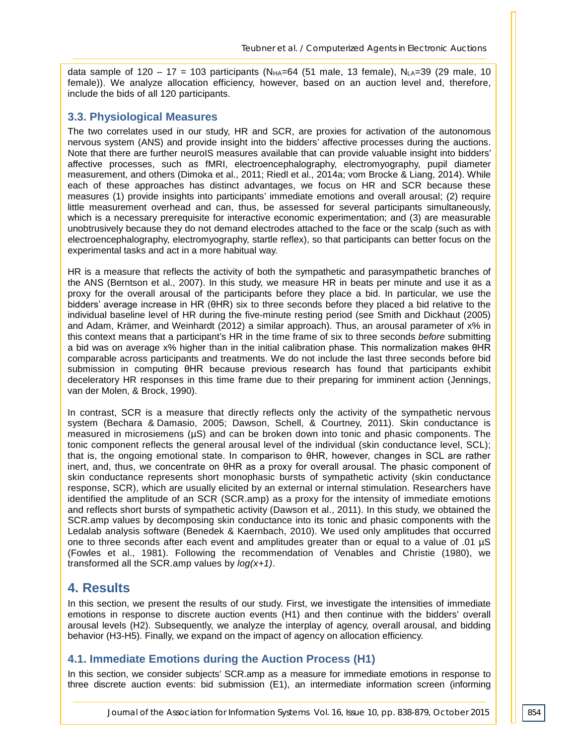data sample of 120 – 17 = 103 participants ($N_{HA}$=64 (51 male, 13 female), $N_{LA}$=39 (29 male, 10 female)). We analyze allocation efficiency, however, based on an auction level and, therefore, include the bids of all 120 participants.

### 3.3. Physiological Measures

The two correlates used in our study, HR and SCR, are proxies for activation of the autonomous nervous system (ANS) and provide insight into the bidders' affective processes during the auctions. Note that there are further neuroIS measures available that can provide valuable insight into bidders' affective processes, such as fMRI, electroencephalography, electromyography, pupil diameter measurement, and others (Dimoka et al., 2011; Riedl et al., 2014a; vom Brocke & Liang, 2014). While each of these approaches has distinct advantages, we focus on HR and SCR because these measures (1) provide insights into participants' immediate emotions and overall arousal; (2) require little measurement overhead and can, thus, be assessed for several participants simultaneously, which is a necessary prerequisite for interactive economic experimentation; and (3) are measurable unobtrusively because they do not demand electrodes attached to the face or the scalp (such as with electroencephalography, electromyography, startle reflex), so that participants can better focus on the experimental tasks and act in a more habitual way.

HR is a measure that reflects the activity of both the sympathetic and parasympathetic branches of the ANS (Berntson et al., 2007). In this study, we measure HR in beats per minute and use it as a proxy for the overall arousal of the participants before they place a bid. In particular, we use the bidders' average increase in HR (θHR) six to three seconds before they placed a bid relative to the individual baseline level of HR during the five-minute resting period (see Smith and Dickhaut (2005) and Adam, Krämer, and Weinhardt (2012) a similar approach). Thus, an arousal parameter of x% in this context means that a participant's HR in the time frame of six to three seconds *before* submitting a bid was on average x% higher than in the initial calibration phase. This normalization makes θHR comparable across participants and treatments. We do not include the last three seconds before bid submission in computing θHR because previous research has found that participants exhibit deceleratory HR responses in this time frame due to their preparing for imminent action (Jennings, van der Molen, & Brock, 1990).

In contrast, SCR is a measure that directly reflects only the activity of the sympathetic nervous system (Bechara & Damasio, 2005; Dawson, Schell, & Courtney, 2011). Skin conductance is measured in microsiemens (µS) and can be broken down into tonic and phasic components. The tonic component reflects the general arousal level of the individual (skin conductance level, SCL); that is, the ongoing emotional state. In comparison to θHR, however, changes in SCL are rather inert, and, thus, we concentrate on θHR as a proxy for overall arousal. The phasic component of skin conductance represents short monophasic bursts of sympathetic activity (skin conductance response, SCR), which are usually elicited by an external or internal stimulation. Researchers have identified the amplitude of an SCR (SCR.amp) as a proxy for the intensity of immediate emotions and reflects short bursts of sympathetic activity (Dawson et al., 2011). In this study, we obtained the SCR.amp values by decomposing skin conductance into its tonic and phasic components with the Ledalab analysis software (Benedek & Kaernbach, 2010). We used only amplitudes that occurred one to three seconds after each event and amplitudes greater than or equal to a value of .01 µS (Fowles et al., 1981). Following the recommendation of Venables and Christie (1980), we transformed all the SCR.amp values by *log(x+1)*.

## 4. Results

In this section, we present the results of our study. First, we investigate the intensities of immediate emotions in response to discrete auction events (H1) and then continue with the bidders' overall arousal levels (H2). Subsequently, we analyze the interplay of agency, overall arousal, and bidding behavior (H3-H5). Finally, we expand on the impact of agency on allocation efficiency.

### 4.1. Immediate Emotions during the Auction Process (H1)

In this section, we consider subjects' SCR.amp as a measure for immediate emotions in response to three discrete auction events: bid submission (E1), an intermediate information screen (informing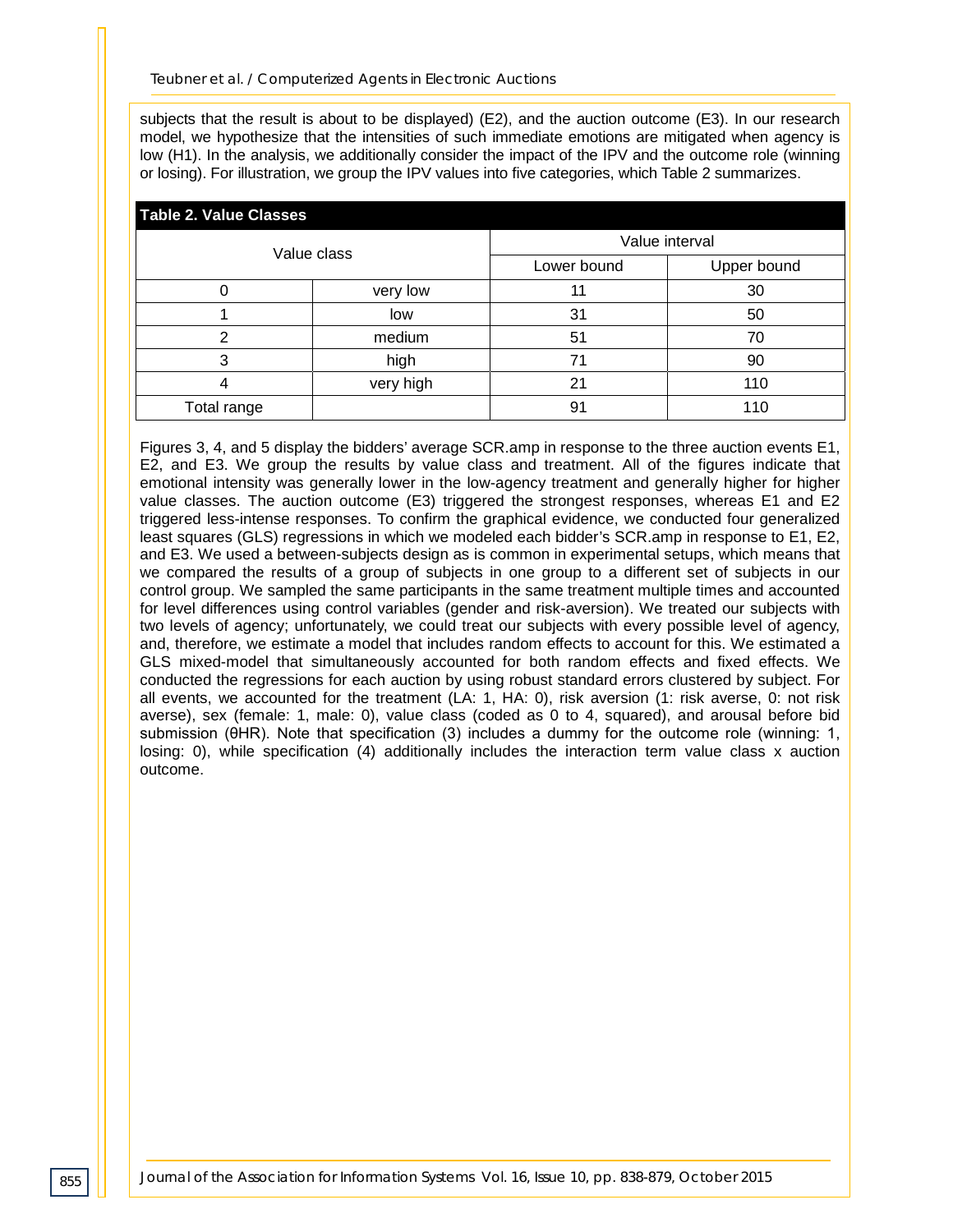subjects that the result is about to be displayed) (E2), and the auction outcome (E3). In our research model, we hypothesize that the intensities of such immediate emotions are mitigated when agency is low (H1). In the analysis, we additionally consider the impact of the IPV and the outcome role (winning or losing). For illustration, we group the IPV values into five categories, which Table 2 summarizes.

**Table 2. Value Classes**

| Value class | | Value interval | |
|---|---|---|---|
| | | Lower bound | Upper bound |
| 0 | very low | 11 | 30 |
| 1 | low | 31 | 50 |
| 2 | medium | 51 | 70 |
| 3 | high | 71 | 90 |
| 4 | very high | 21 | 110 |
| Total range | | 91 | 110 |

Figures 3, 4, and 5 display the bidders' average SCR.amp in response to the three auction events E1, E2, and E3. We group the results by value class and treatment. All of the figures indicate that emotional intensity was generally lower in the low-agency treatment and generally higher for higher value classes. The auction outcome (E3) triggered the strongest responses, whereas E1 and E2 triggered less-intense responses. To confirm the graphical evidence, we conducted four generalized least squares (GLS) regressions in which we modeled each bidder's SCR.amp in response to E1, E2, and E3. We used a between-subjects design as is common in experimental setups, which means that we compared the results of a group of subjects in one group to a different set of subjects in our control group. We sampled the same participants in the same treatment multiple times and accounted for level differences using control variables (gender and risk-aversion). We treated our subjects with two levels of agency; unfortunately, we could treat our subjects with every possible level of agency, and, therefore, we estimate a model that includes random effects to account for this. We estimated a GLS mixed-model that simultaneously accounted for both random effects and fixed effects. We conducted the regressions for each auction by using robust standard errors clustered by subject. For all events, we accounted for the treatment (LA: 1, HA: 0), risk aversion (1: risk averse, 0: not risk averse), sex (female: 1, male: 0), value class (coded as 0 to 4, squared), and arousal before bid submission (θHR). Note that specification (3) includes a dummy for the outcome role (winning: 1, losing: 0), while specification (4) additionally includes the interaction term value class x auction outcome.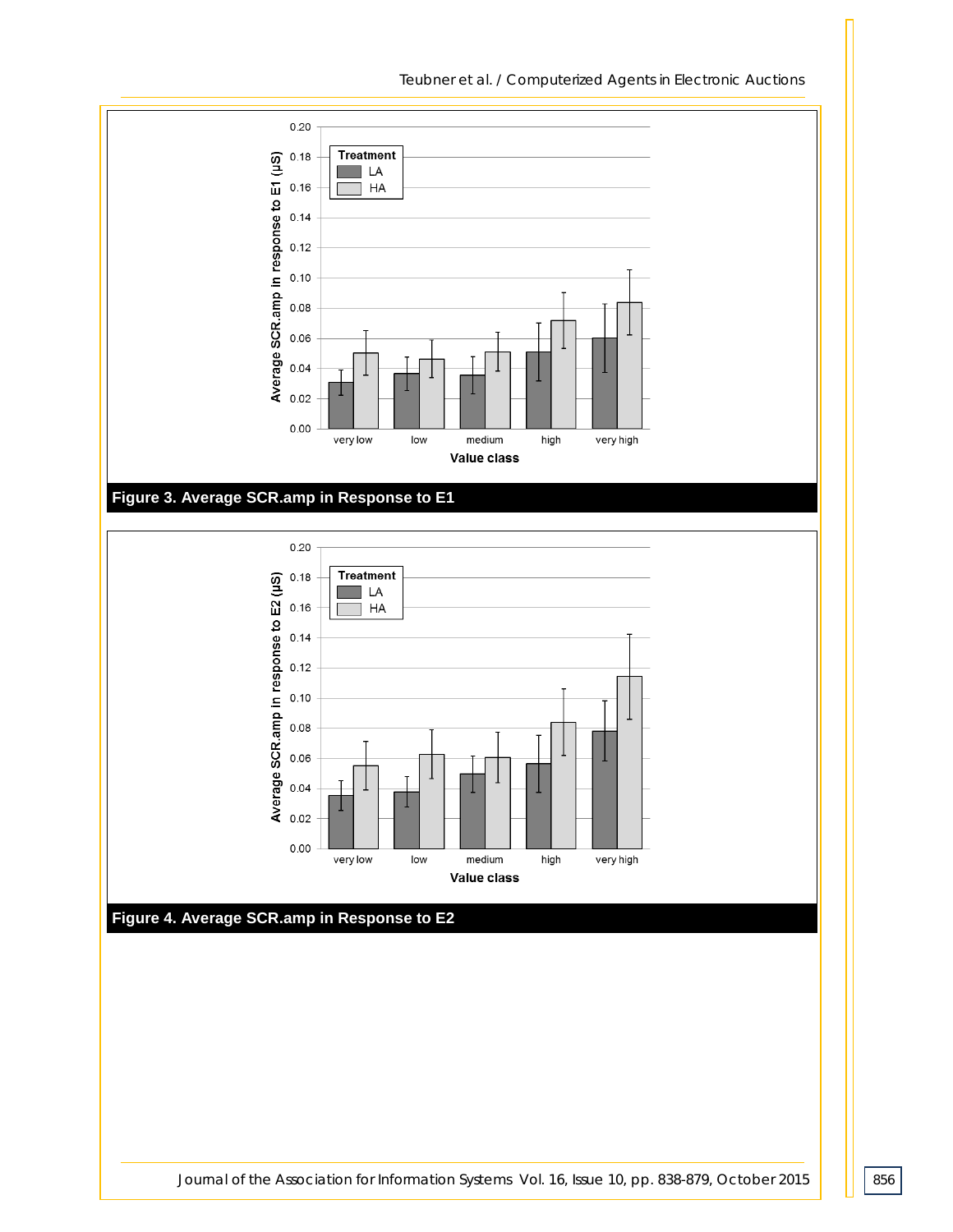Figure 3. Average SCR.amp in Response to E1

Figure 4. Average SCR.amp in Response to E2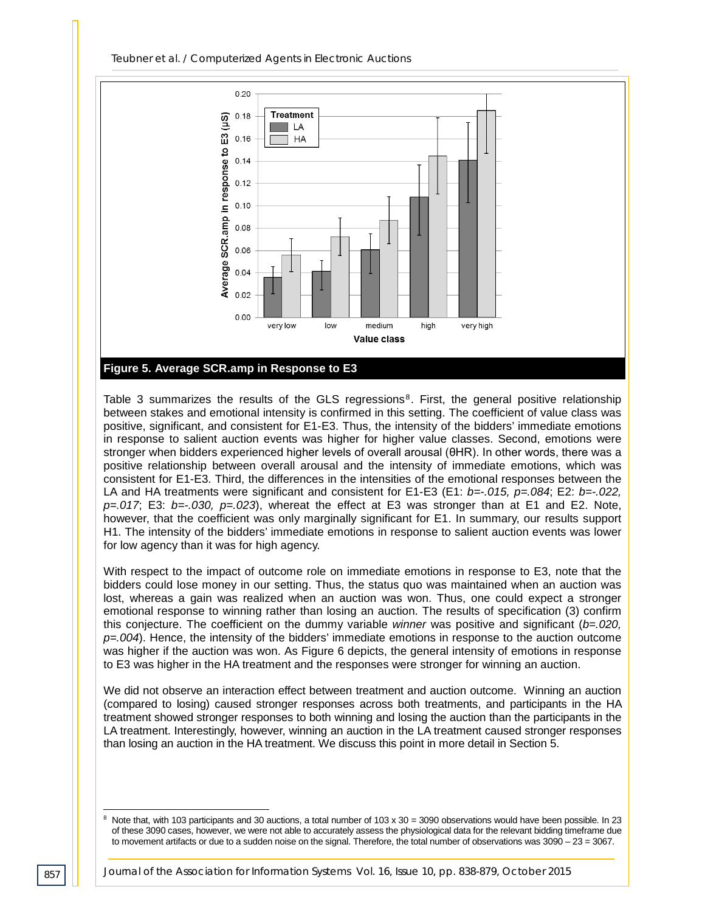**Figure 5. Average SCR.amp in Response to E3**

Table 3 summarizes the results of the GLS regressions[8]. First, the general positive relationship between stakes and emotional intensity is confirmed in this setting. The coefficient of value class was positive, significant, and consistent for E1-E3. Thus, the intensity of the bidders' immediate emotions in response to salient auction events was higher for higher value classes. Second, emotions were stronger when bidders experienced higher levels of overall arousal (θHR). In other words, there was a positive relationship between overall arousal and the intensity of immediate emotions, which was consistent for E1-E3. Third, the differences in the intensities of the emotional responses between the LA and HA treatments were significant and consistent for E1-E3 (E1: *b=-.015, p=.084*; E2: *b=-.022, p=.017*; E3: *b=-.030, p=.023*), whereat the effect at E3 was stronger than at E1 and E2. Note, however, that the coefficient was only marginally significant for E1. In summary, our results support H1. The intensity of the bidders' immediate emotions in response to salient auction events was lower for low agency than it was for high agency.

With respect to the impact of outcome role on immediate emotions in response to E3, note that the bidders could lose money in our setting. Thus, the status quo was maintained when an auction was lost, whereas a gain was realized when an auction was won. Thus, one could expect a stronger emotional response to winning rather than losing an auction. The results of specification (3) confirm this conjecture. The coefficient on the dummy variable *winner* was positive and significant (*b=.020, p=.004*). Hence, the intensity of the bidders' immediate emotions in response to the auction outcome was higher if the auction was won. As Figure 6 depicts, the general intensity of emotions in response to E3 was higher in the HA treatment and the responses were stronger for winning an auction.

We did not observe an interaction effect between treatment and auction outcome. Winning an auction (compared to losing) caused stronger responses across both treatments, and participants in the HA treatment showed stronger responses to both winning and losing the auction than the participants in the LA treatment. Interestingly, however, winning an auction in the LA treatment caused stronger responses than losing an auction in the HA treatment. We discuss this point in more detail in Section 5.

[8] Note that, with 103 participants and 30 auctions, a total number of 103 x 30 = 3090 observations would have been possible. In 23 of these 3090 cases, however, we were not able to accurately assess the physiological data for the relevant bidding timeframe due to movement artifacts or due to a sudden noise on the signal. Therefore, the total number of observations was 3090 – 23 = 3067.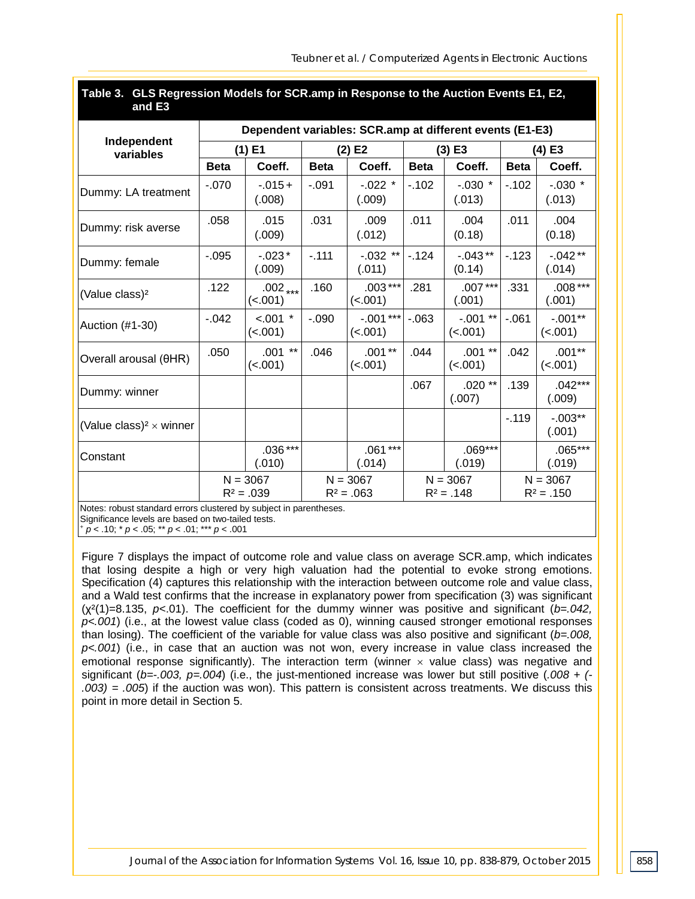**Table 3. GLS Regression Models for SCR.amp in Response to the Auction Events E1, E2, and E3**

| Independent variables | Dependent variables: SCR.amp at different events (E1-E3) | | | | | | | |
|---|---|---|---|---|---|---|---|---|
| | (1) E1 | | (2) E2 | | (3) E3 | | (4) E3 | |
| | Beta | Coeff. | Beta | Coeff. | Beta | Coeff. | Beta | Coeff. |
| Dummy: LA treatment | -.070 | -.015+ (.008) | -.091 | -.022 * (.009) | -.102 | -.030 * (.013) | -.102 | -.030 * (.013) |
| Dummy: risk averse | .058 | .015 (.009) | .031 | .009 (.012) | .011 | .004 (0.18) | .011 | .004 (0.18) |
| Dummy: female | -.095 | -.023* (.009) | -.111 | -.032 ** (.011) | -.124 | -.043** (0.14) | -.123 | -.042** (.014) |
| (Value class)² | .122 | .002*** (<.001) | .160 | .003*** (<.001) | .281 | .007*** (.001) | .331 | .008*** (.001) |
| Auction (#1-30) | -.042 | <.001 * (<.001) | -.090 | -.001*** (<.001) | -.063 | -.001 ** (<.001) | -.061 | -.001** (<.001) |
| Overall arousal (θHR) | .050 | .001 ** (<.001) | .046 | .001** (<.001) | .044 | .001 ** (<.001) | .042 | .001** (<.001) |
| Dummy: winner | | | | | .067 | .020 ** (.007) | .139 | .042*** (.009) |
| (Value class)² × winner | | | | | | | -.119 | -.003** (.001) |
| Constant | | .036*** (.010) | | .061*** (.014) | | .069*** (.019) | | .065*** (.019) |
| | N = 3067 $R^2$ = .039 | | N = 3067 $R^2$ = .063 | | N = 3067 $R^2$ = .148 | | N = 3067 $R^2$ = .150 | |

Notes: robust standard errors clustered by subject in parentheses.
Significance levels are based on two-tailed tests.
+ $p < .10$; * $p < .05$; ** $p < .01$; *** $p < .001$

Figure 7 displays the impact of outcome role and value class on average SCR.amp, which indicates that losing despite a high or very high valuation had the potential to evoke strong emotions. Specification (4) captures this relationship with the interaction between outcome role and value class, and a Wald test confirms that the increase in explanatory power from specification (3) was significant ($\chi^2(1)=8.135$, $p<.01$). The coefficient for the dummy winner was positive and significant (*b=.042, p<.001*) (i.e., at the lowest value class (coded as 0), winning caused stronger emotional responses than losing). The coefficient of the variable for value class was also positive and significant (*b=.008, p<.001*) (i.e., in case that an auction was not won, every increase in value class increased the emotional response significantly). The interaction term (winner × value class) was negative and significant (*b=-.003, p=.004*) (i.e., the just-mentioned increase was lower but still positive (*.008 + (-.003) = .005*) if the auction was won). This pattern is consistent across treatments. We discuss this point in more detail in Section 5.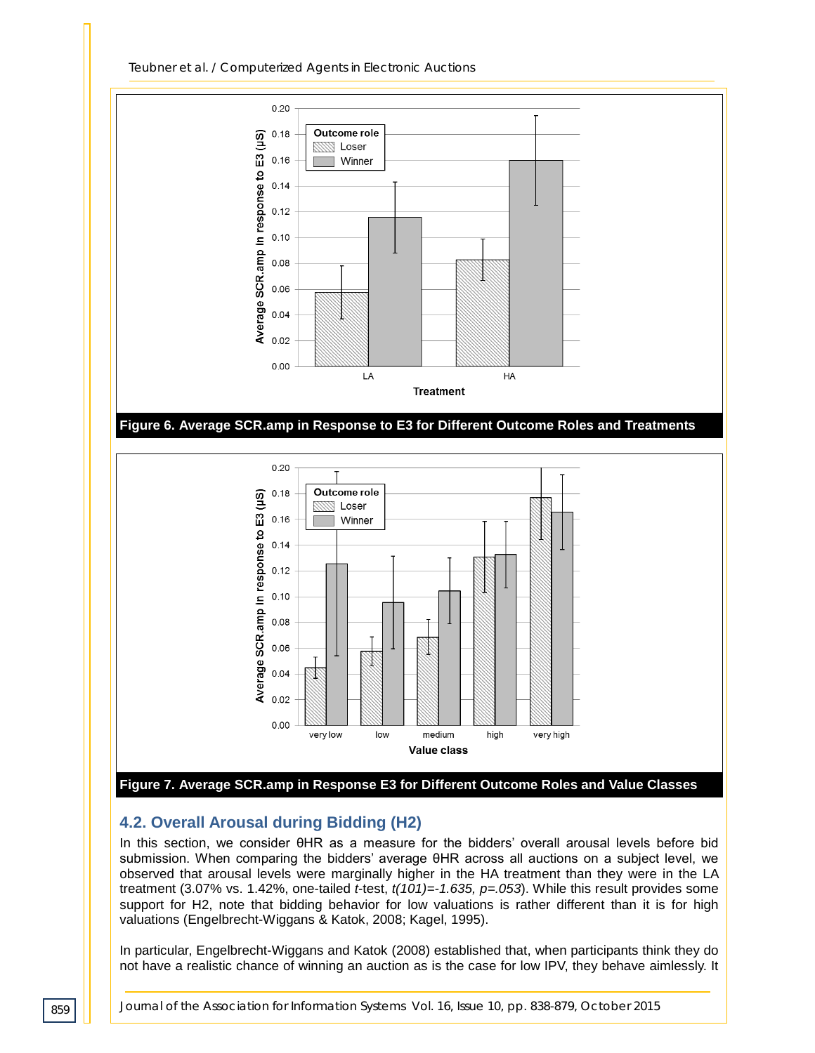Figure 6. Average SCR.amp in Response to E3 for Different Outcome Roles and Treatments

Figure 7. Average SCR.amp in Response E3 for Different Outcome Roles and Value Classes

### 4.2. Overall Arousal during Bidding (H2)

In this section, we consider θHR as a measure for the bidders' overall arousal levels before bid submission. When comparing the bidders' average θHR across all auctions on a subject level, we observed that arousal levels were marginally higher in the HA treatment than they were in the LA treatment (3.07% vs. 1.42%, one-tailed *t*-test, $t(101)=-1.635$, $p=.053$). While this result provides some support for H2, note that bidding behavior for low valuations is rather different than it is for high valuations (Engelbrecht-Wiggans & Katok, 2008; Kagel, 1995).

In particular, Engelbrecht-Wiggans and Katok (2008) established that, when participants think they do not have a realistic chance of winning an auction as is the case for low IPV, they behave aimlessly. It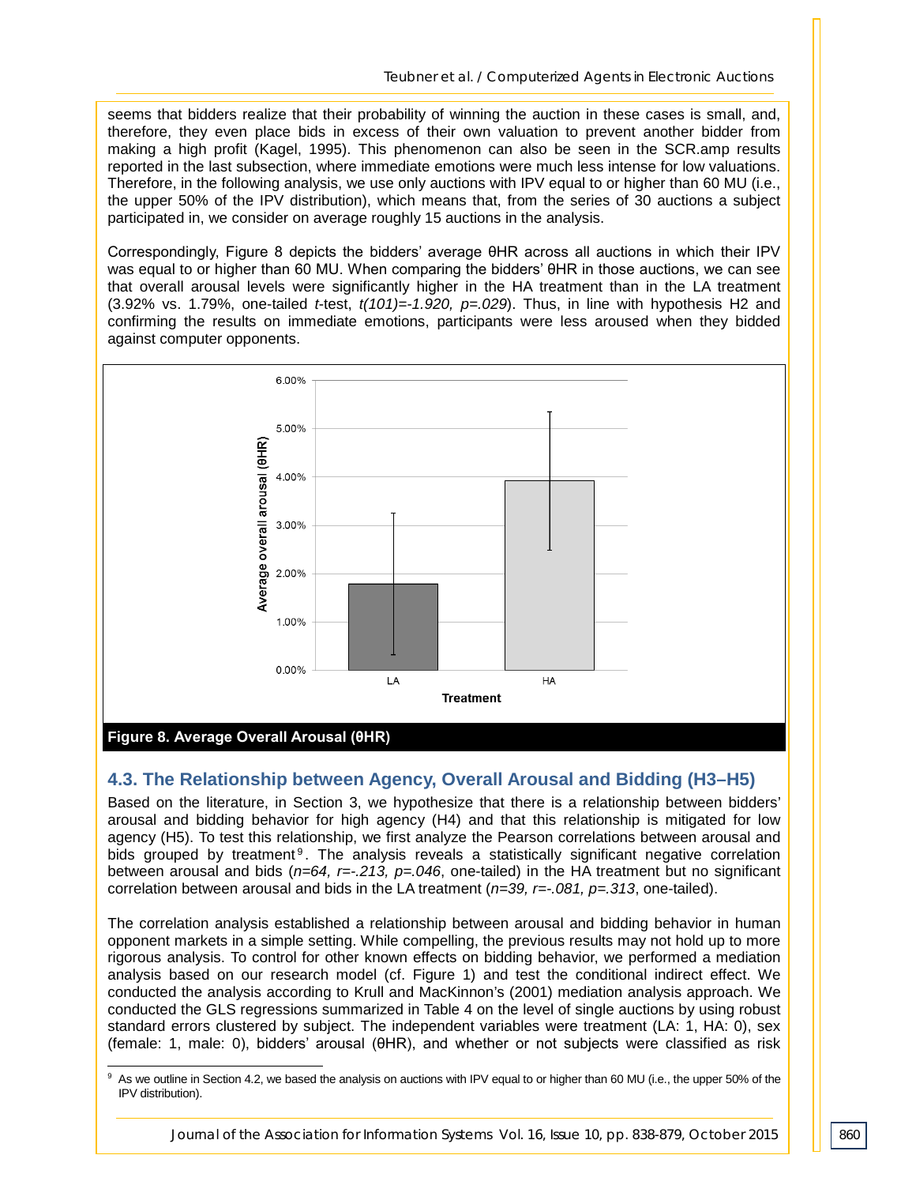seems that bidders realize that their probability of winning the auction in these cases is small, and, therefore, they even place bids in excess of their own valuation to prevent another bidder from making a high profit (Kagel, 1995). This phenomenon can also be seen in the SCR.amp results reported in the last subsection, where immediate emotions were much less intense for low valuations. Therefore, in the following analysis, we use only auctions with IPV equal to or higher than 60 MU (i.e., the upper 50% of the IPV distribution), which means that, from the series of 30 auctions a subject participated in, we consider on average roughly 15 auctions in the analysis.

Correspondingly, Figure 8 depicts the bidders' average θHR across all auctions in which their IPV was equal to or higher than 60 MU. When comparing the bidders' θHR in those auctions, we can see that overall arousal levels were significantly higher in the HA treatment than in the LA treatment (3.92% vs. 1.79%, one-tailed *t*-test, *t(101)=-1.920, p=.029*). Thus, in line with hypothesis H2 and confirming the results on immediate emotions, participants were less aroused when they bidded against computer opponents.

**Figure 8. Average Overall Arousal (θHR)**

## 4.3. The Relationship between Agency, Overall Arousal and Bidding (H3–H5)

Based on the literature, in Section 3, we hypothesize that there is a relationship between bidders' arousal and bidding behavior for high agency (H4) and that this relationship is mitigated for low agency (H5). To test this relationship, we first analyze the Pearson correlations between arousal and bids grouped by treatment[9]. The analysis reveals a statistically significant negative correlation between arousal and bids (*n=64, r=-.213, p=.046*, one-tailed) in the HA treatment but no significant correlation between arousal and bids in the LA treatment (*n=39, r=-.081, p=.313*, one-tailed).

The correlation analysis established a relationship between arousal and bidding behavior in human opponent markets in a simple setting. While compelling, the previous results may not hold up to more rigorous analysis. To control for other known effects on bidding behavior, we performed a mediation analysis based on our research model (cf. Figure 1) and test the conditional indirect effect. We conducted the analysis according to Krull and MacKinnon's (2001) mediation analysis approach. We conducted the GLS regressions summarized in Table 4 on the level of single auctions by using robust standard errors clustered by subject. The independent variables were treatment (LA: 1, HA: 0), sex (female: 1, male: 0), bidders' arousal (θHR), and whether or not subjects were classified as risk

[9] As we outline in Section 4.2, we based the analysis on auctions with IPV equal to or higher than 60 MU (i.e., the upper 50% of the IPV distribution).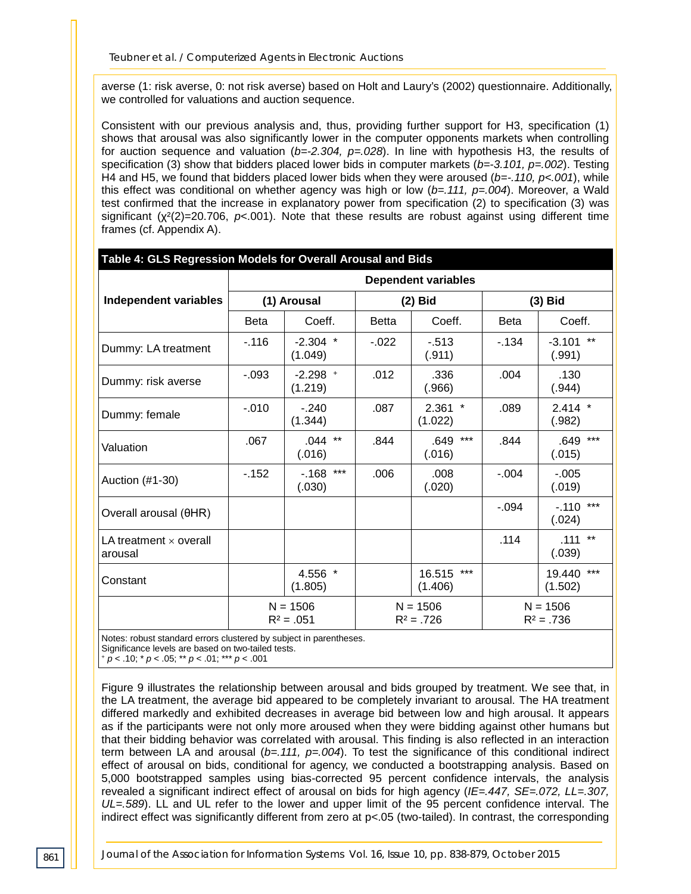averse (1: risk averse, 0: not risk averse) based on Holt and Laury's (2002) questionnaire. Additionally, we controlled for valuations and auction sequence.

Consistent with our previous analysis and, thus, providing further support for H3, specification (1) shows that arousal was also significantly lower in the computer opponents markets when controlling for auction sequence and valuation (*b=-2.304, p=.028*). In line with hypothesis H3, the results of specification (3) show that bidders placed lower bids in computer markets (*b=-3.101, p=.002*). Testing H4 and H5, we found that bidders placed lower bids when they were aroused (*b=-.110, p<.001*), while this effect was conditional on whether agency was high or low (*b=.111, p=.004*). Moreover, a Wald test confirmed that the increase in explanatory power from specification (2) to specification (3) was significant ($\chi^2(2)$=20.706, *p*<.001). Note that these results are robust against using different time frames (cf. Appendix A).

**Table 4: GLS Regression Models for Overall Arousal and Bids**

| Independent variables | Dependent variables | | | | | |
|---|---|---|---|---|---|---|
| | (1) Arousal | | (2) Bid | | (3) Bid | |
| | Beta | Coeff. | Betta | Coeff. | Beta | Coeff. |
| Dummy: LA treatment | -.116 | -2.304 * (1.049) | -.022 | -.513 (.911) | -.134 | -3.101 ** (.991) |
| Dummy: risk averse | -.093 | -2.298 + (1.219) | .012 | .336 (.966) | .004 | .130 (.944) |
| Dummy: female | -.010 | -.240 (1.344) | .087 | 2.361 * (1.022) | .089 | 2.414 * (.982) |
| Valuation | .067 | .044 ** (.016) | .844 | .649 *** (.016) | .844 | .649 *** (.015) |
| Auction (#1-30) | -.152 | -.168 *** (.030) | .006 | .008 (.020) | -.004 | -.005 (.019) |
| Overall arousal (θHR) | | | | | -.094 | -.110 *** (.024) |
| LA treatment × overall arousal | | | | | .114 | .111 ** (.039) |
| Constant | | 4.556 * (1.805) | | 16.515 *** (1.406) | | 19.440 *** (1.502) |
| | N = 1506, $R^2$ = .051 | | N = 1506, $R^2$ = .726 | | N = 1506, $R^2$ = .736 | |

Notes: robust standard errors clustered by subject in parentheses.
Significance levels are based on two-tailed tests.
+ *p* < .10; * *p* < .05; ** *p* < .01; *** *p* < .001

Figure 9 illustrates the relationship between arousal and bids grouped by treatment. We see that, in the LA treatment, the average bid appeared to be completely invariant to arousal. The HA treatment differed markedly and exhibited decreases in average bid between low and high arousal. It appears as if the participants were not only more aroused when they were bidding against other humans but that their bidding behavior was correlated with arousal. This finding is also reflected in an interaction term between LA and arousal (*b=.111, p=.004*). To test the significance of this conditional indirect effect of arousal on bids, conditional for agency, we conducted a bootstrapping analysis. Based on 5,000 bootstrapped samples using bias-corrected 95 percent confidence intervals, the analysis revealed a significant indirect effect of arousal on bids for high agency (*IE=.447, SE=.072, LL=.307, UL=.589*). LL and UL refer to the lower and upper limit of the 95 percent confidence interval. The indirect effect was significantly different from zero at p<.05 (two-tailed). In contrast, the corresponding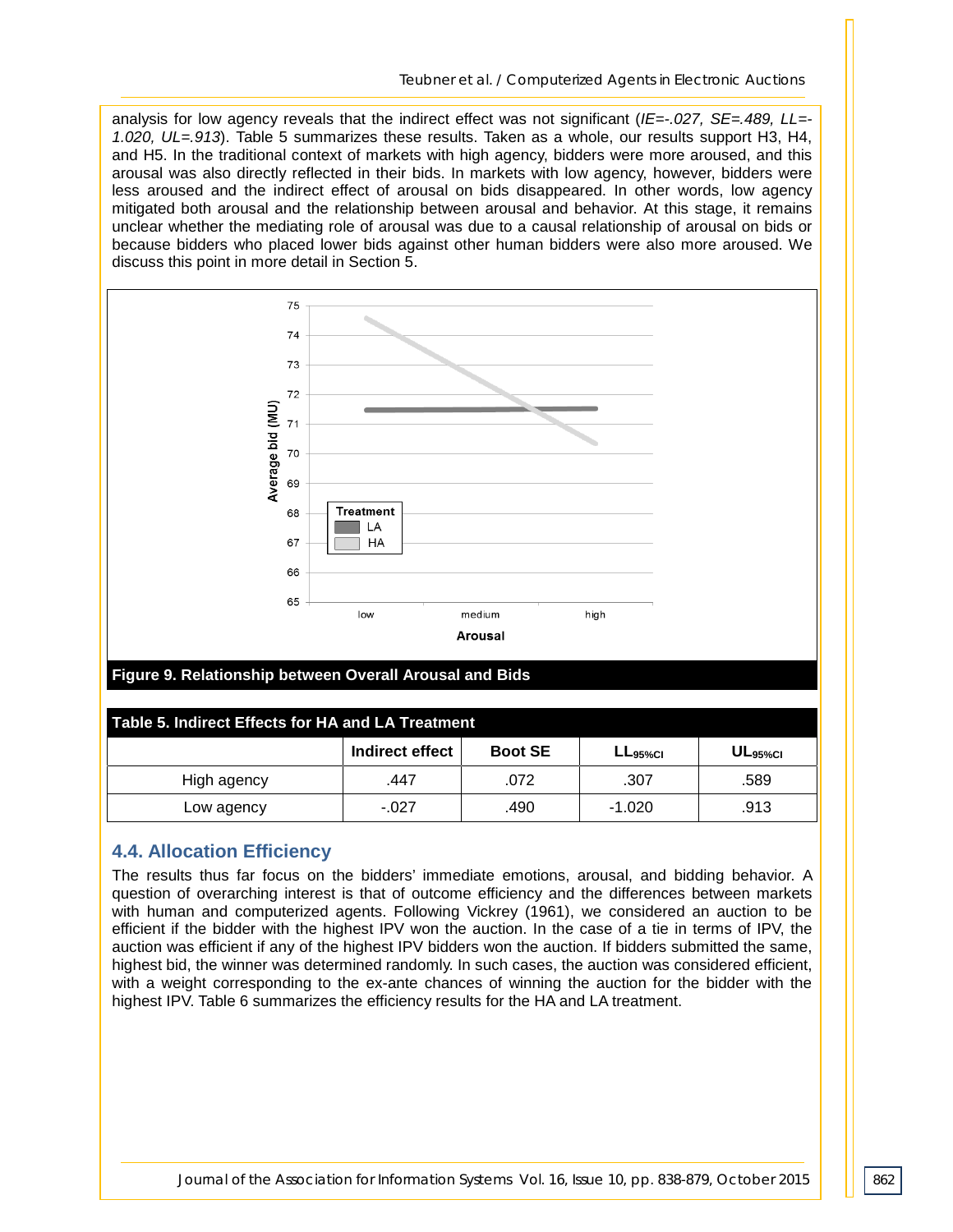analysis for low agency reveals that the indirect effect was not significant (*IE=-.027, SE=.489, LL=-1.020, UL=.913*). Table 5 summarizes these results. Taken as a whole, our results support H3, H4, and H5. In the traditional context of markets with high agency, bidders were more aroused, and this arousal was also directly reflected in their bids. In markets with low agency, however, bidders were less aroused and the indirect effect of arousal on bids disappeared. In other words, low agency mitigated both arousal and the relationship between arousal and behavior. At this stage, it remains unclear whether the mediating role of arousal was due to a causal relationship of arousal on bids or because bidders who placed lower bids against other human bidders were also more aroused. We discuss this point in more detail in Section 5.

**Figure 9. Relationship between Overall Arousal and Bids**

**Table 5. Indirect Effects for HA and LA Treatment**

| | Indirect effect | Boot SE | $LL_{95\%CI}$ | $UL_{95\%CI}$ |
|---|---|---|---|---|
| High agency | .447 | .072 | .307 | .589 |
| Low agency | -.027 | .490 | -1.020 | .913 |

## 4.4. Allocation Efficiency

The results thus far focus on the bidders' immediate emotions, arousal, and bidding behavior. A question of overarching interest is that of outcome efficiency and the differences between markets with human and computerized agents. Following Vickrey (1961), we considered an auction to be efficient if the bidder with the highest IPV won the auction. In the case of a tie in terms of IPV, the auction was efficient if any of the highest IPV bidders won the auction. If bidders submitted the same, highest bid, the winner was determined randomly. In such cases, the auction was considered efficient, with a weight corresponding to the ex-ante chances of winning the auction for the bidder with the highest IPV. Table 6 summarizes the efficiency results for the HA and LA treatment.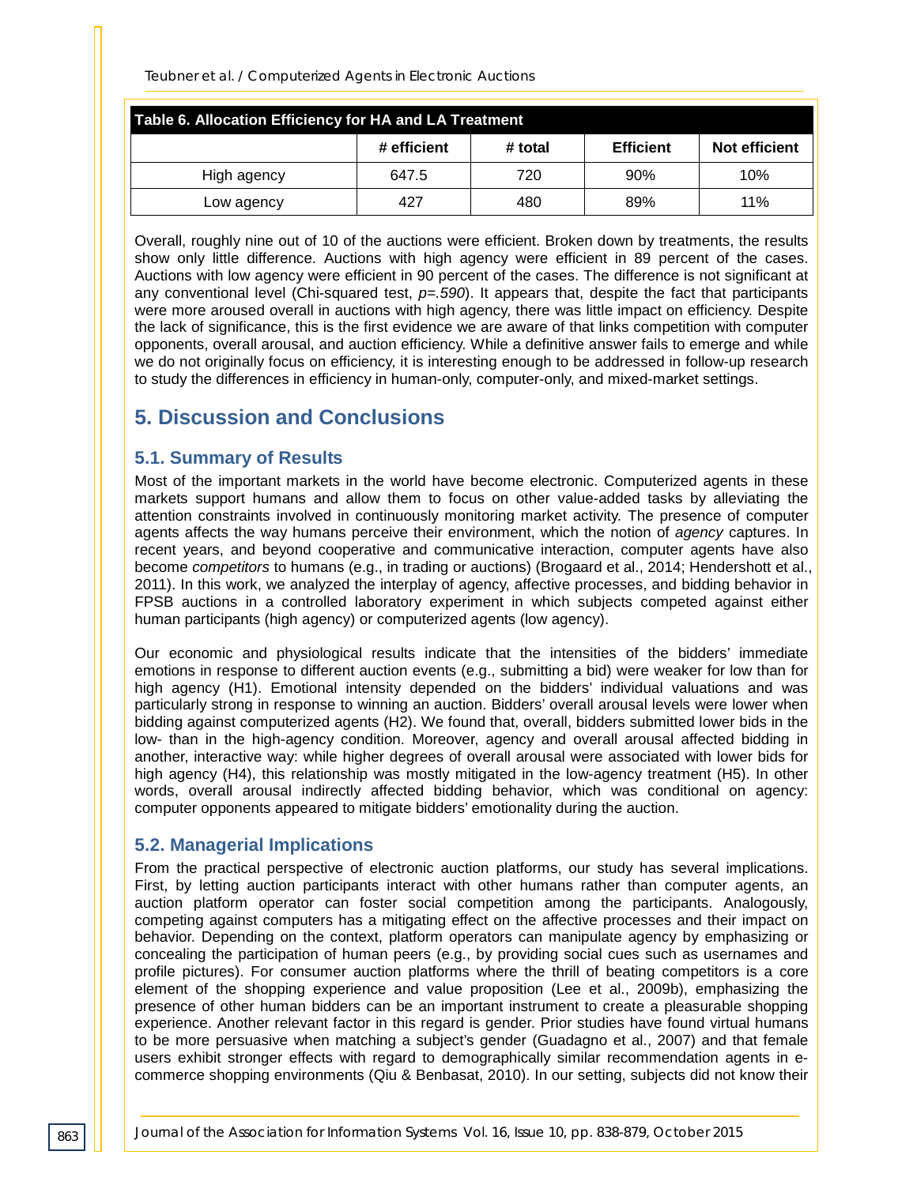| Table 6. Allocation Efficiency for HA and LA Treatment | | | | |
|---|---|---|---|---|
| | **# efficient** | **# total** | **Efficient** | **Not efficient** |
| High agency | 647.5 | 720 | 90% | 10% |
| Low agency | 427 | 480 | 89% | 11% |

Overall, roughly nine out of 10 of the auctions were efficient. Broken down by treatments, the results show only little difference. Auctions with high agency were efficient in 89 percent of the cases. Auctions with low agency were efficient in 90 percent of the cases. The difference is not significant at any conventional level (Chi-squared test, $p=.590$). It appears that, despite the fact that participants were more aroused overall in auctions with high agency, there was little impact on efficiency. Despite the lack of significance, this is the first evidence we are aware of that links competition with computer opponents, overall arousal, and auction efficiency. While a definitive answer fails to emerge and while we do not originally focus on efficiency, it is interesting enough to be addressed in follow-up research to study the differences in efficiency in human-only, computer-only, and mixed-market settings.

# 5. Discussion and Conclusions

## 5.1. Summary of Results

Most of the important markets in the world have become electronic. Computerized agents in these markets support humans and allow them to focus on other value-added tasks by alleviating the attention constraints involved in continuously monitoring market activity. The presence of computer agents affects the way humans perceive their environment, which the notion of *agency* captures. In recent years, and beyond cooperative and communicative interaction, computer agents have also become *competitors* to humans (e.g., in trading or auctions) (Brogaard et al., 2014; Hendershott et al., 2011). In this work, we analyzed the interplay of agency, affective processes, and bidding behavior in FPSB auctions in a controlled laboratory experiment in which subjects competed against either human participants (high agency) or computerized agents (low agency).

Our economic and physiological results indicate that the intensities of the bidders' immediate emotions in response to different auction events (e.g., submitting a bid) were weaker for low than for high agency (H1). Emotional intensity depended on the bidders' individual valuations and was particularly strong in response to winning an auction. Bidders' overall arousal levels were lower when bidding against computerized agents (H2). We found that, overall, bidders submitted lower bids in the low- than in the high-agency condition. Moreover, agency and overall arousal affected bidding in another, interactive way: while higher degrees of overall arousal were associated with lower bids for high agency (H4), this relationship was mostly mitigated in the low-agency treatment (H5). In other words, overall arousal indirectly affected bidding behavior, which was conditional on agency: computer opponents appeared to mitigate bidders' emotionality during the auction.

## 5.2. Managerial Implications

From the practical perspective of electronic auction platforms, our study has several implications. First, by letting auction participants interact with other humans rather than computer agents, an auction platform operator can foster social competition among the participants. Analogously, competing against computers has a mitigating effect on the affective processes and their impact on behavior. Depending on the context, platform operators can manipulate agency by emphasizing or concealing the participation of human peers (e.g., by providing social cues such as usernames and profile pictures). For consumer auction platforms where the thrill of beating competitors is a core element of the shopping experience and value proposition (Lee et al., 2009b), emphasizing the presence of other human bidders can be an important instrument to create a pleasurable shopping experience. Another relevant factor in this regard is gender. Prior studies have found virtual humans to be more persuasive when matching a subject's gender (Guadagno et al., 2007) and that female users exhibit stronger effects with regard to demographically similar recommendation agents in e-commerce shopping environments (Qiu & Benbasat, 2010). In our setting, subjects did not know their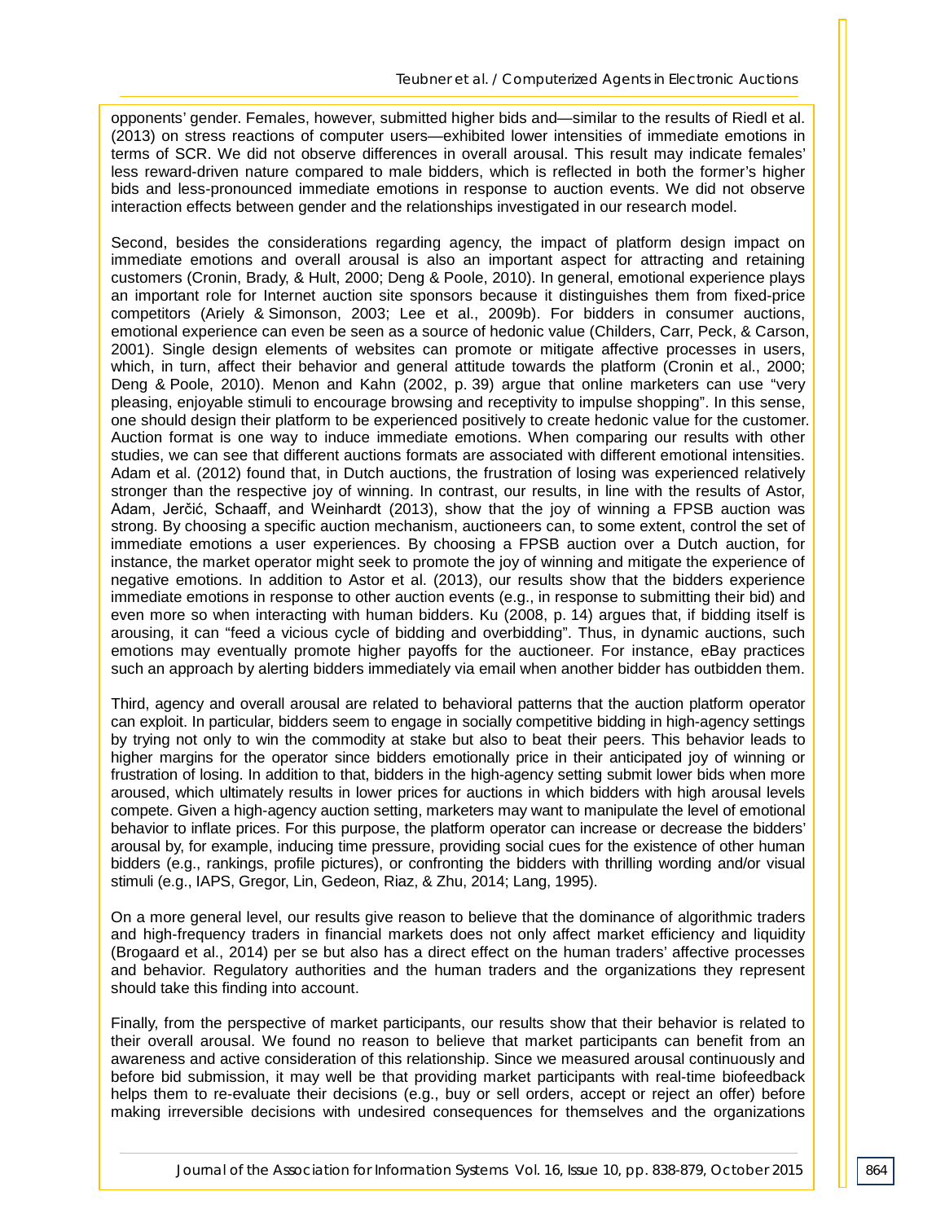opponents' gender. Females, however, submitted higher bids and—similar to the results of Riedl et al. (2013) on stress reactions of computer users—exhibited lower intensities of immediate emotions in terms of SCR. We did not observe differences in overall arousal. This result may indicate females' less reward-driven nature compared to male bidders, which is reflected in both the former's higher bids and less-pronounced immediate emotions in response to auction events. We did not observe interaction effects between gender and the relationships investigated in our research model.

Second, besides the considerations regarding agency, the impact of platform design impact on immediate emotions and overall arousal is also an important aspect for attracting and retaining customers (Cronin, Brady, & Hult, 2000; Deng & Poole, 2010). In general, emotional experience plays an important role for Internet auction site sponsors because it distinguishes them from fixed-price competitors (Ariely & Simonson, 2003; Lee et al., 2009b). For bidders in consumer auctions, emotional experience can even be seen as a source of hedonic value (Childers, Carr, Peck, & Carson, 2001). Single design elements of websites can promote or mitigate affective processes in users, which, in turn, affect their behavior and general attitude towards the platform (Cronin et al., 2000; Deng & Poole, 2010). Menon and Kahn (2002, p. 39) argue that online marketers can use "very pleasing, enjoyable stimuli to encourage browsing and receptivity to impulse shopping". In this sense, one should design their platform to be experienced positively to create hedonic value for the customer. Auction format is one way to induce immediate emotions. When comparing our results with other studies, we can see that different auctions formats are associated with different emotional intensities. Adam et al. (2012) found that, in Dutch auctions, the frustration of losing was experienced relatively stronger than the respective joy of winning. In contrast, our results, in line with the results of Astor, Adam, Jerčić, Schaaff, and Weinhardt (2013), show that the joy of winning a FPSB auction was strong. By choosing a specific auction mechanism, auctioneers can, to some extent, control the set of immediate emotions a user experiences. By choosing a FPSB auction over a Dutch auction, for instance, the market operator might seek to promote the joy of winning and mitigate the experience of negative emotions. In addition to Astor et al. (2013), our results show that the bidders experience immediate emotions in response to other auction events (e.g., in response to submitting their bid) and even more so when interacting with human bidders. Ku (2008, p. 14) argues that, if bidding itself is arousing, it can "feed a vicious cycle of bidding and overbidding". Thus, in dynamic auctions, such emotions may eventually promote higher payoffs for the auctioneer. For instance, eBay practices such an approach by alerting bidders immediately via email when another bidder has outbidden them.

Third, agency and overall arousal are related to behavioral patterns that the auction platform operator can exploit. In particular, bidders seem to engage in socially competitive bidding in high-agency settings by trying not only to win the commodity at stake but also to beat their peers. This behavior leads to higher margins for the operator since bidders emotionally price in their anticipated joy of winning or frustration of losing. In addition to that, bidders in the high-agency setting submit lower bids when more aroused, which ultimately results in lower prices for auctions in which bidders with high arousal levels compete. Given a high-agency auction setting, marketers may want to manipulate the level of emotional behavior to inflate prices. For this purpose, the platform operator can increase or decrease the bidders' arousal by, for example, inducing time pressure, providing social cues for the existence of other human bidders (e.g., rankings, profile pictures), or confronting the bidders with thrilling wording and/or visual stimuli (e.g., IAPS, Gregor, Lin, Gedeon, Riaz, & Zhu, 2014; Lang, 1995).

On a more general level, our results give reason to believe that the dominance of algorithmic traders and high-frequency traders in financial markets does not only affect market efficiency and liquidity (Brogaard et al., 2014) per se but also has a direct effect on the human traders' affective processes and behavior. Regulatory authorities and the human traders and the organizations they represent should take this finding into account.

Finally, from the perspective of market participants, our results show that their behavior is related to their overall arousal. We found no reason to believe that market participants can benefit from an awareness and active consideration of this relationship. Since we measured arousal continuously and before bid submission, it may well be that providing market participants with real-time biofeedback helps them to re-evaluate their decisions (e.g., buy or sell orders, accept or reject an offer) before making irreversible decisions with undesired consequences for themselves and the organizations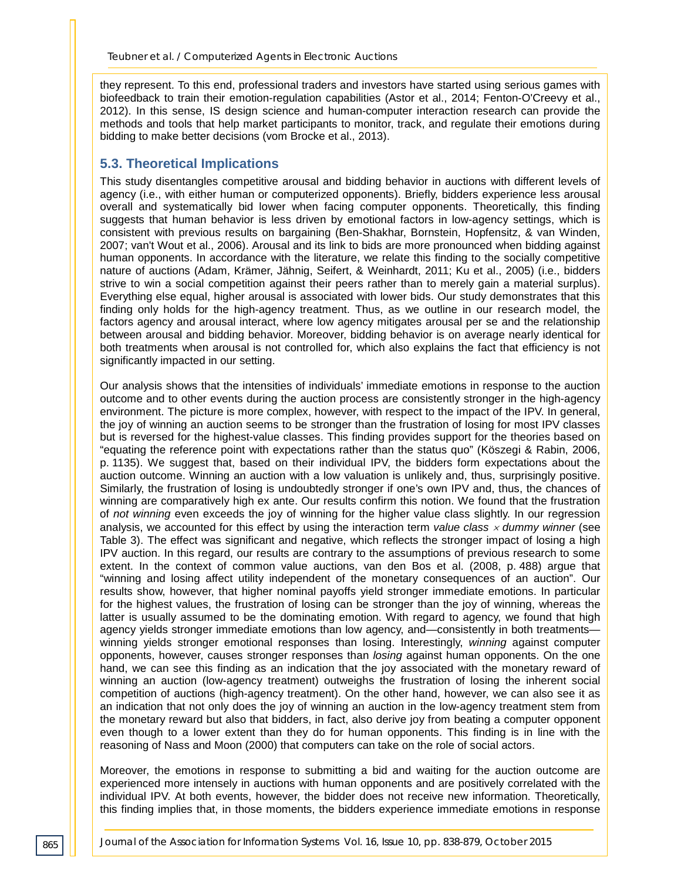they represent. To this end, professional traders and investors have started using serious games with biofeedback to train their emotion-regulation capabilities (Astor et al., 2014; Fenton-O'Creevy et al., 2012). In this sense, IS design science and human-computer interaction research can provide the methods and tools that help market participants to monitor, track, and regulate their emotions during bidding to make better decisions (vom Brocke et al., 2013).

## 5.3. Theoretical Implications

This study disentangles competitive arousal and bidding behavior in auctions with different levels of agency (i.e., with either human or computerized opponents). Briefly, bidders experience less arousal overall and systematically bid lower when facing computer opponents. Theoretically, this finding suggests that human behavior is less driven by emotional factors in low-agency settings, which is consistent with previous results on bargaining (Ben-Shakhar, Bornstein, Hopfensitz, & van Winden, 2007; van't Wout et al., 2006). Arousal and its link to bids are more pronounced when bidding against human opponents. In accordance with the literature, we relate this finding to the socially competitive nature of auctions (Adam, Krämer, Jähnig, Seifert, & Weinhardt, 2011; Ku et al., 2005) (i.e., bidders strive to win a social competition against their peers rather than to merely gain a material surplus). Everything else equal, higher arousal is associated with lower bids. Our study demonstrates that this finding only holds for the high-agency treatment. Thus, as we outline in our research model, the factors agency and arousal interact, where low agency mitigates arousal per se and the relationship between arousal and bidding behavior. Moreover, bidding behavior is on average nearly identical for both treatments when arousal is not controlled for, which also explains the fact that efficiency is not significantly impacted in our setting.

Our analysis shows that the intensities of individuals' immediate emotions in response to the auction outcome and to other events during the auction process are consistently stronger in the high-agency environment. The picture is more complex, however, with respect to the impact of the IPV. In general, the joy of winning an auction seems to be stronger than the frustration of losing for most IPV classes but is reversed for the highest-value classes. This finding provides support for the theories based on "equating the reference point with expectations rather than the status quo" (Köszegi & Rabin, 2006, p. 1135). We suggest that, based on their individual IPV, the bidders form expectations about the auction outcome. Winning an auction with a low valuation is unlikely and, thus, surprisingly positive. Similarly, the frustration of losing is undoubtedly stronger if one's own IPV and, thus, the chances of winning are comparatively high ex ante. Our results confirm this notion. We found that the frustration of *not winning* even exceeds the joy of winning for the higher value class slightly. In our regression analysis, we accounted for this effect by using the interaction term *value class* $\times$ *dummy winner* (see Table 3). The effect was significant and negative, which reflects the stronger impact of losing a high IPV auction. In this regard, our results are contrary to the assumptions of previous research to some extent. In the context of common value auctions, van den Bos et al. (2008, p. 488) argue that "winning and losing affect utility independent of the monetary consequences of an auction". Our results show, however, that higher nominal payoffs yield stronger immediate emotions. In particular for the highest values, the frustration of losing can be stronger than the joy of winning, whereas the latter is usually assumed to be the dominating emotion. With regard to agency, we found that high agency yields stronger immediate emotions than low agency, and—consistently in both treatments—winning yields stronger emotional responses than losing. Interestingly, *winning* against computer opponents, however, causes stronger responses than *losing* against human opponents. On the one hand, we can see this finding as an indication that the joy associated with the monetary reward of winning an auction (low-agency treatment) outweighs the frustration of losing the inherent social competition of auctions (high-agency treatment). On the other hand, however, we can also see it as an indication that not only does the joy of winning an auction in the low-agency treatment stem from the monetary reward but also that bidders, in fact, also derive joy from beating a computer opponent even though to a lower extent than they do for human opponents. This finding is in line with the reasoning of Nass and Moon (2000) that computers can take on the role of social actors.

Moreover, the emotions in response to submitting a bid and waiting for the auction outcome are experienced more intensely in auctions with human opponents and are positively correlated with the individual IPV. At both events, however, the bidder does not receive new information. Theoretically, this finding implies that, in those moments, the bidders experience immediate emotions in response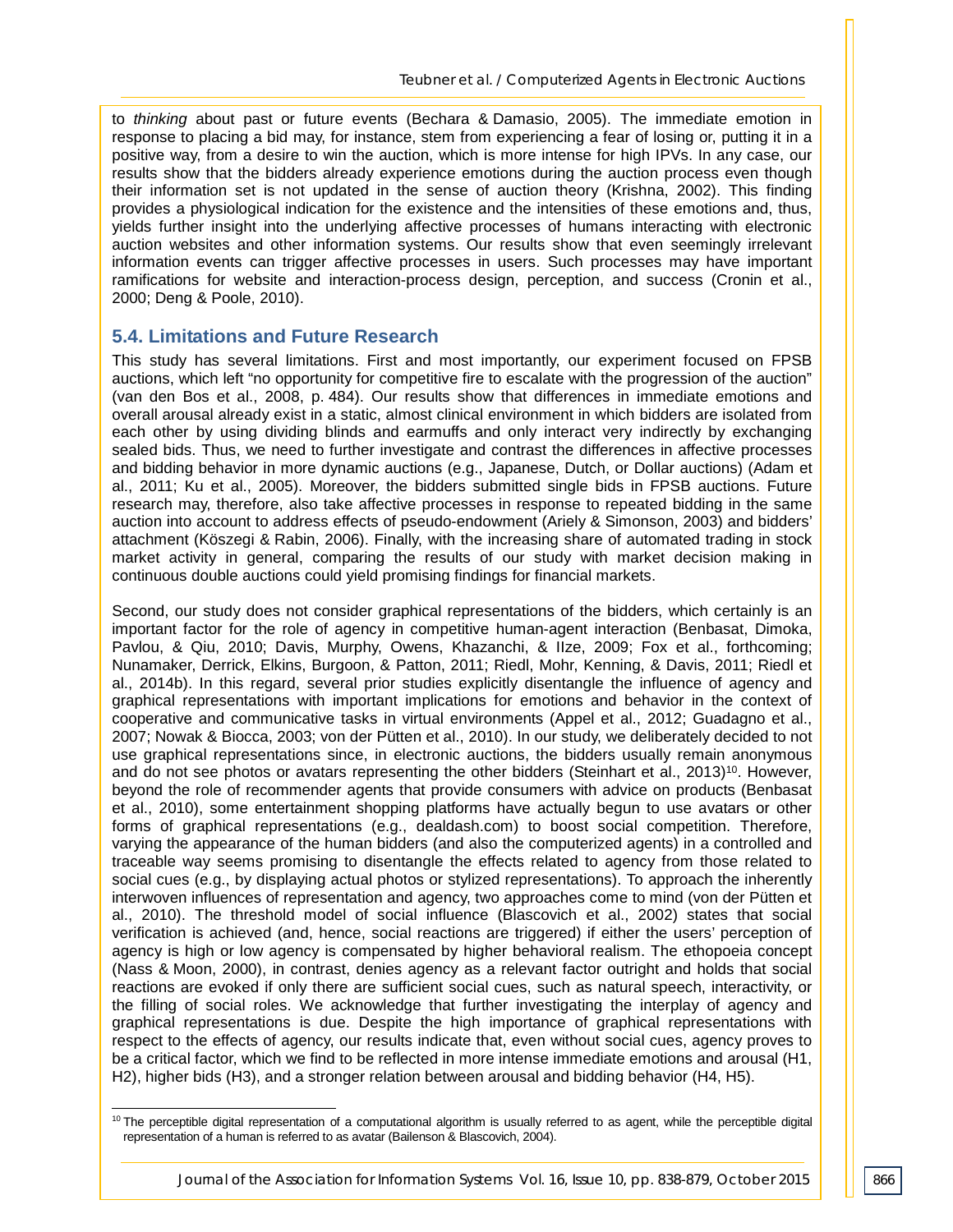to *thinking* about past or future events (Bechara & Damasio, 2005). The immediate emotion in response to placing a bid may, for instance, stem from experiencing a fear of losing or, putting it in a positive way, from a desire to win the auction, which is more intense for high IPVs. In any case, our results show that the bidders already experience emotions during the auction process even though their information set is not updated in the sense of auction theory (Krishna, 2002). This finding provides a physiological indication for the existence and the intensities of these emotions and, thus, yields further insight into the underlying affective processes of humans interacting with electronic auction websites and other information systems. Our results show that even seemingly irrelevant information events can trigger affective processes in users. Such processes may have important ramifications for website and interaction-process design, perception, and success (Cronin et al., 2000; Deng & Poole, 2010).

## 5.4. Limitations and Future Research

This study has several limitations. First and most importantly, our experiment focused on FPSB auctions, which left "no opportunity for competitive fire to escalate with the progression of the auction" (van den Bos et al., 2008, p. 484). Our results show that differences in immediate emotions and overall arousal already exist in a static, almost clinical environment in which bidders are isolated from each other by using dividing blinds and earmuffs and only interact very indirectly by exchanging sealed bids. Thus, we need to further investigate and contrast the differences in affective processes and bidding behavior in more dynamic auctions (e.g., Japanese, Dutch, or Dollar auctions) (Adam et al., 2011; Ku et al., 2005). Moreover, the bidders submitted single bids in FPSB auctions. Future research may, therefore, also take affective processes in response to repeated bidding in the same auction into account to address effects of pseudo-endowment (Ariely & Simonson, 2003) and bidders' attachment (Köszegi & Rabin, 2006). Finally, with the increasing share of automated trading in stock market activity in general, comparing the results of our study with market decision making in continuous double auctions could yield promising findings for financial markets.

Second, our study does not consider graphical representations of the bidders, which certainly is an important factor for the role of agency in competitive human-agent interaction (Benbasat, Dimoka, Pavlou, & Qiu, 2010; Davis, Murphy, Owens, Khazanchi, & Ilze, 2009; Fox et al., forthcoming; Nunamaker, Derrick, Elkins, Burgoon, & Patton, 2011; Riedl, Mohr, Kenning, & Davis, 2011; Riedl et al., 2014b). In this regard, several prior studies explicitly disentangle the influence of agency and graphical representations with important implications for emotions and behavior in the context of cooperative and communicative tasks in virtual environments (Appel et al., 2012; Guadagno et al., 2007; Nowak & Biocca, 2003; von der Pütten et al., 2010). In our study, we deliberately decided to not use graphical representations since, in electronic auctions, the bidders usually remain anonymous and do not see photos or avatars representing the other bidders (Steinhart et al., 2013)[10]. However, beyond the role of recommender agents that provide consumers with advice on products (Benbasat et al., 2010), some entertainment shopping platforms have actually begun to use avatars or other forms of graphical representations (e.g., dealdash.com) to boost social competition. Therefore, varying the appearance of the human bidders (and also the computerized agents) in a controlled and traceable way seems promising to disentangle the effects related to agency from those related to social cues (e.g., by displaying actual photos or stylized representations). To approach the inherently interwoven influences of representation and agency, two approaches come to mind (von der Pütten et al., 2010). The threshold model of social influence (Blascovich et al., 2002) states that social verification is achieved (and, hence, social reactions are triggered) if either the users' perception of agency is high or low agency is compensated by higher behavioral realism. The ethopoeia concept (Nass & Moon, 2000), in contrast, denies agency as a relevant factor outright and holds that social reactions are evoked if only there are sufficient social cues, such as natural speech, interactivity, or the filling of social roles. We acknowledge that further investigating the interplay of agency and graphical representations is due. Despite the high importance of graphical representations with respect to the effects of agency, our results indicate that, even without social cues, agency proves to be a critical factor, which we find to be reflected in more intense immediate emotions and arousal (H1, H2), higher bids (H3), and a stronger relation between arousal and bidding behavior (H4, H5).

[10] The perceptible digital representation of a computational algorithm is usually referred to as agent, while the perceptible digital representation of a human is referred to as avatar (Bailenson & Blascovich, 2004).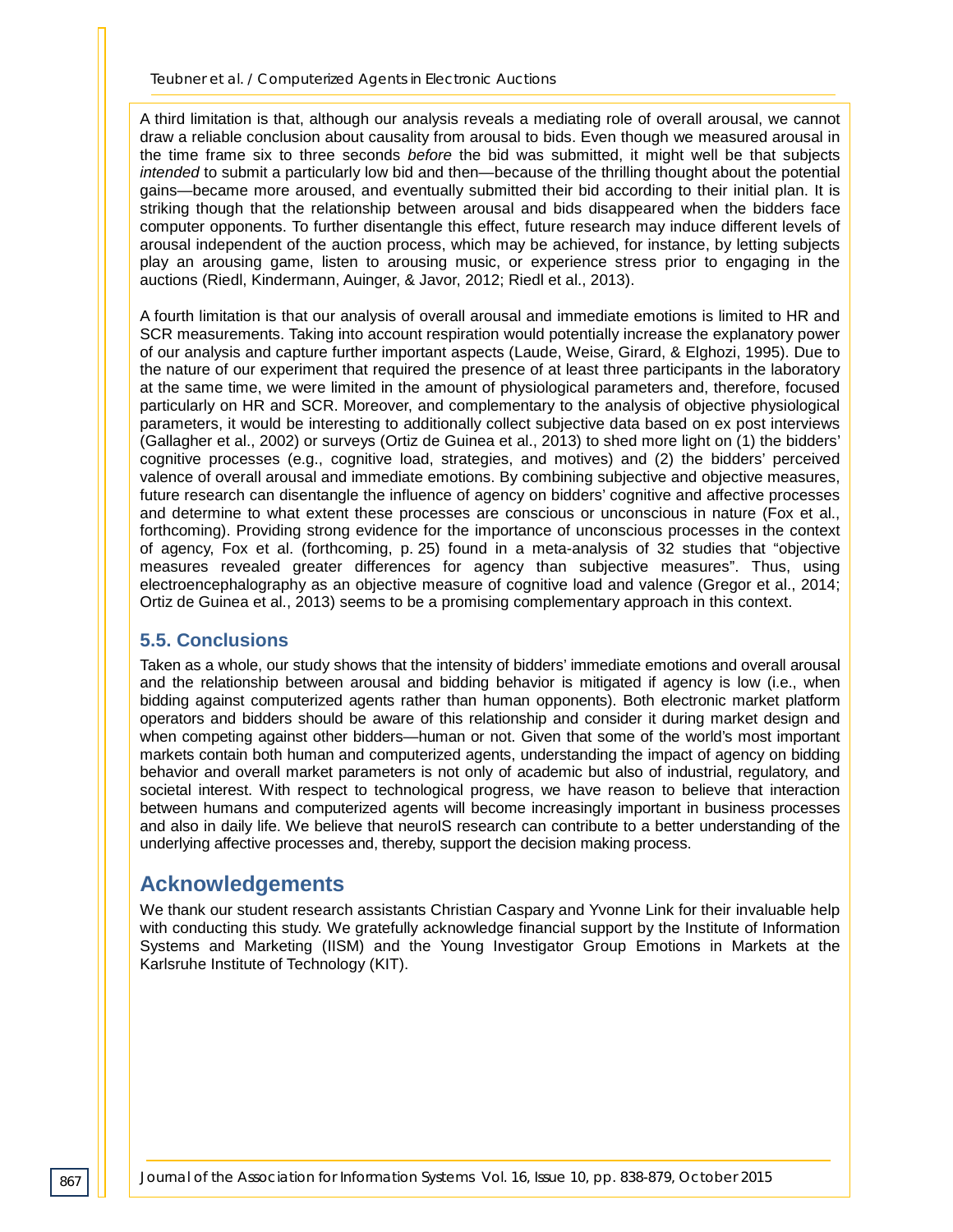A third limitation is that, although our analysis reveals a mediating role of overall arousal, we cannot draw a reliable conclusion about causality from arousal to bids. Even though we measured arousal in the time frame six to three seconds *before* the bid was submitted, it might well be that subjects *intended* to submit a particularly low bid and then—because of the thrilling thought about the potential gains—became more aroused, and eventually submitted their bid according to their initial plan. It is striking though that the relationship between arousal and bids disappeared when the bidders face computer opponents. To further disentangle this effect, future research may induce different levels of arousal independent of the auction process, which may be achieved, for instance, by letting subjects play an arousing game, listen to arousing music, or experience stress prior to engaging in the auctions (Riedl, Kindermann, Auinger, & Javor, 2012; Riedl et al., 2013).

A fourth limitation is that our analysis of overall arousal and immediate emotions is limited to HR and SCR measurements. Taking into account respiration would potentially increase the explanatory power of our analysis and capture further important aspects (Laude, Weise, Girard, & Elghozi, 1995). Due to the nature of our experiment that required the presence of at least three participants in the laboratory at the same time, we were limited in the amount of physiological parameters and, therefore, focused particularly on HR and SCR. Moreover, and complementary to the analysis of objective physiological parameters, it would be interesting to additionally collect subjective data based on ex post interviews (Gallagher et al., 2002) or surveys (Ortiz de Guinea et al., 2013) to shed more light on (1) the bidders' cognitive processes (e.g., cognitive load, strategies, and motives) and (2) the bidders' perceived valence of overall arousal and immediate emotions. By combining subjective and objective measures, future research can disentangle the influence of agency on bidders' cognitive and affective processes and determine to what extent these processes are conscious or unconscious in nature (Fox et al., forthcoming). Providing strong evidence for the importance of unconscious processes in the context of agency, Fox et al. (forthcoming, p. 25) found in a meta-analysis of 32 studies that "objective measures revealed greater differences for agency than subjective measures". Thus, using electroencephalography as an objective measure of cognitive load and valence (Gregor et al., 2014; Ortiz de Guinea et al., 2013) seems to be a promising complementary approach in this context.

### 5.5. Conclusions

Taken as a whole, our study shows that the intensity of bidders' immediate emotions and overall arousal and the relationship between arousal and bidding behavior is mitigated if agency is low (i.e., when bidding against computerized agents rather than human opponents). Both electronic market platform operators and bidders should be aware of this relationship and consider it during market design and when competing against other bidders—human or not. Given that some of the world's most important markets contain both human and computerized agents, understanding the impact of agency on bidding behavior and overall market parameters is not only of academic but also of industrial, regulatory, and societal interest. With respect to technological progress, we have reason to believe that interaction between humans and computerized agents will become increasingly important in business processes and also in daily life. We believe that neuroIS research can contribute to a better understanding of the underlying affective processes and, thereby, support the decision making process.

## Acknowledgements

We thank our student research assistants Christian Caspary and Yvonne Link for their invaluable help with conducting this study. We gratefully acknowledge financial support by the Institute of Information Systems and Marketing (IISM) and the Young Investigator Group Emotions in Markets at the Karlsruhe Institute of Technology (KIT).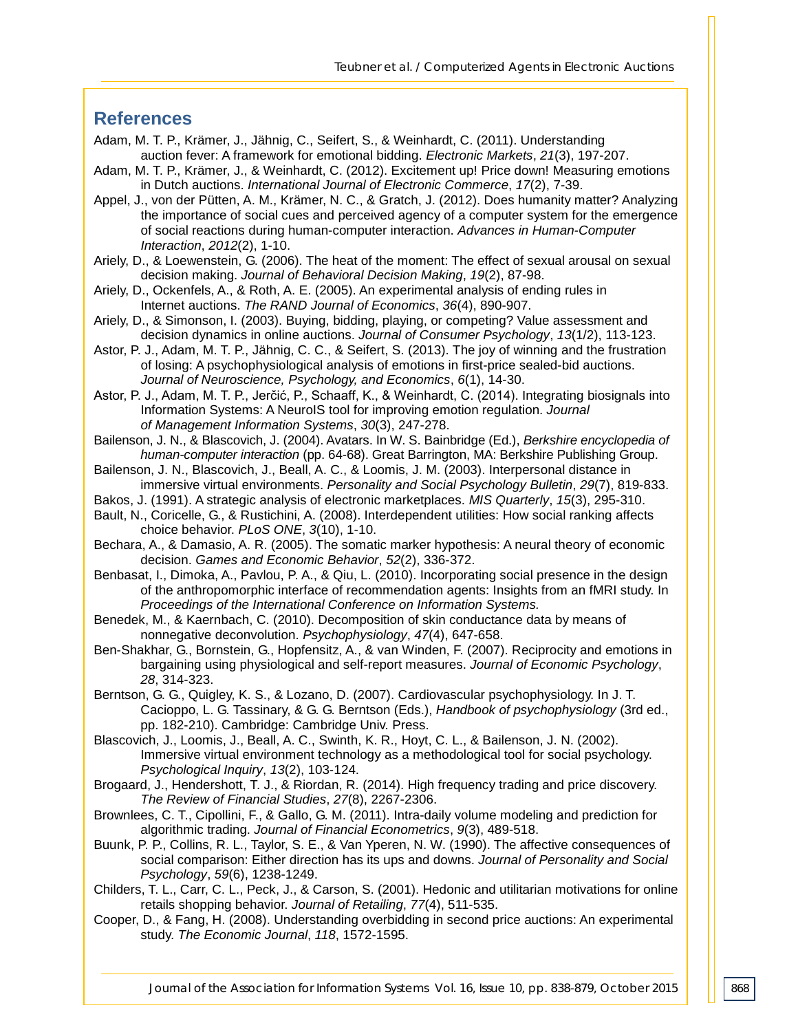## References

Adam, M. T. P., Krämer, J., Jähnig, C., Seifert, S., & Weinhardt, C. (2011). Understanding auction fever: A framework for emotional bidding. *Electronic Markets*, *21*(3), 197-207.

Adam, M. T. P., Krämer, J., & Weinhardt, C. (2012). Excitement up! Price down! Measuring emotions in Dutch auctions. *International Journal of Electronic Commerce*, *17*(2), 7-39.

Appel, J., von der Pütten, A. M., Krämer, N. C., & Gratch, J. (2012). Does humanity matter? Analyzing the importance of social cues and perceived agency of a computer system for the emergence of social reactions during human-computer interaction. *Advances in Human-Computer Interaction*, *2012*(2), 1-10.

Ariely, D., & Loewenstein, G. (2006). The heat of the moment: The effect of sexual arousal on sexual decision making. *Journal of Behavioral Decision Making*, *19*(2), 87-98.

Ariely, D., Ockenfels, A., & Roth, A. E. (2005). An experimental analysis of ending rules in Internet auctions. *The RAND Journal of Economics*, *36*(4), 890-907.

Ariely, D., & Simonson, I. (2003). Buying, bidding, playing, or competing? Value assessment and decision dynamics in online auctions. *Journal of Consumer Psychology*, *13*(1/2), 113-123.

Astor, P. J., Adam, M. T. P., Jähnig, C. C., & Seifert, S. (2013). The joy of winning and the frustration of losing: A psychophysiological analysis of emotions in first-price sealed-bid auctions. *Journal of Neuroscience, Psychology, and Economics*, *6*(1), 14-30.

Astor, P. J., Adam, M. T. P., Jerčić, P., Schaaff, K., & Weinhardt, C. (2014). Integrating biosignals into Information Systems: A NeuroIS tool for improving emotion regulation. *Journal of Management Information Systems*, *30*(3), 247-278.

Bailenson, J. N., & Blascovich, J. (2004). Avatars. In W. S. Bainbridge (Ed.), *Berkshire encyclopedia of human-computer interaction* (pp. 64-68). Great Barrington, MA: Berkshire Publishing Group.

Bailenson, J. N., Blascovich, J., Beall, A. C., & Loomis, J. M. (2003). Interpersonal distance in immersive virtual environments. *Personality and Social Psychology Bulletin*, *29*(7), 819-833.

Bakos, J. (1991). A strategic analysis of electronic marketplaces. *MIS Quarterly*, *15*(3), 295-310.

Bault, N., Coricelle, G., & Rustichini, A. (2008). Interdependent utilities: How social ranking affects choice behavior. *PLoS ONE*, *3*(10), 1-10.

Bechara, A., & Damasio, A. R. (2005). The somatic marker hypothesis: A neural theory of economic decision. *Games and Economic Behavior*, *52*(2), 336-372.

Benbasat, I., Dimoka, A., Pavlou, P. A., & Qiu, L. (2010). Incorporating social presence in the design of the anthropomorphic interface of recommendation agents: Insights from an fMRI study. In *Proceedings of the International Conference on Information Systems.*

Benedek, M., & Kaernbach, C. (2010). Decomposition of skin conductance data by means of nonnegative deconvolution. *Psychophysiology*, *47*(4), 647-658.

Ben-Shakhar, G., Bornstein, G., Hopfensitz, A., & van Winden, F. (2007). Reciprocity and emotions in bargaining using physiological and self-report measures. *Journal of Economic Psychology*, *28*, 314-323.

Berntson, G. G., Quigley, K. S., & Lozano, D. (2007). Cardiovascular psychophysiology. In J. T. Cacioppo, L. G. Tassinary, & G. G. Berntson (Eds.), *Handbook of psychophysiology* (3rd ed., pp. 182-210). Cambridge: Cambridge Univ. Press.

Blascovich, J., Loomis, J., Beall, A. C., Swinth, K. R., Hoyt, C. L., & Bailenson, J. N. (2002). Immersive virtual environment technology as a methodological tool for social psychology. *Psychological Inquiry*, *13*(2), 103-124.

Brogaard, J., Hendershott, T. J., & Riordan, R. (2014). High frequency trading and price discovery. *The Review of Financial Studies*, *27*(8), 2267-2306.

Brownlees, C. T., Cipollini, F., & Gallo, G. M. (2011). Intra-daily volume modeling and prediction for algorithmic trading. *Journal of Financial Econometrics*, *9*(3), 489-518.

Buunk, P. P., Collins, R. L., Taylor, S. E., & Van Yperen, N. W. (1990). The affective consequences of social comparison: Either direction has its ups and downs. *Journal of Personality and Social Psychology*, *59*(6), 1238-1249.

Childers, T. L., Carr, C. L., Peck, J., & Carson, S. (2001). Hedonic and utilitarian motivations for online retails shopping behavior. *Journal of Retailing*, *77*(4), 511-535.

Cooper, D., & Fang, H. (2008). Understanding overbidding in second price auctions: An experimental study. *The Economic Journal*, *118*, 1572-1595.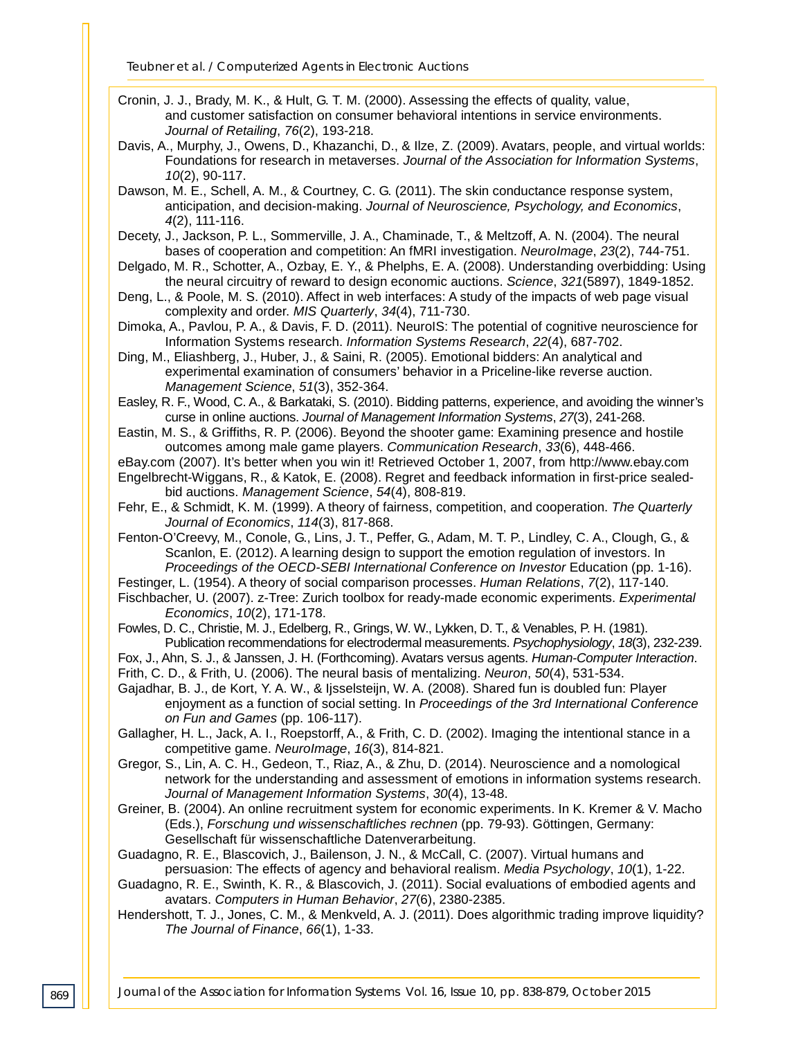Cronin, J. J., Brady, M. K., & Hult, G. T. M. (2000). Assessing the effects of quality, value, and customer satisfaction on consumer behavioral intentions in service environments. *Journal of Retailing*, *76*(2), 193-218.

Davis, A., Murphy, J., Owens, D., Khazanchi, D., & Ilze, Z. (2009). Avatars, people, and virtual worlds: Foundations for research in metaverses. *Journal of the Association for Information Systems*, *10*(2), 90-117.

Dawson, M. E., Schell, A. M., & Courtney, C. G. (2011). The skin conductance response system, anticipation, and decision-making. *Journal of Neuroscience, Psychology, and Economics*, *4*(2), 111-116.

Decety, J., Jackson, P. L., Sommerville, J. A., Chaminade, T., & Meltzoff, A. N. (2004). The neural bases of cooperation and competition: An fMRI investigation. *NeuroImage*, *23*(2), 744-751.

Delgado, M. R., Schotter, A., Ozbay, E. Y., & Phelphs, E. A. (2008). Understanding overbidding: Using the neural circuitry of reward to design economic auctions. *Science*, *321*(5897), 1849-1852.

Deng, L., & Poole, M. S. (2010). Affect in web interfaces: A study of the impacts of web page visual complexity and order. *MIS Quarterly*, *34*(4), 711-730.

Dimoka, A., Pavlou, P. A., & Davis, F. D. (2011). NeuroIS: The potential of cognitive neuroscience for Information Systems research. *Information Systems Research*, *22*(4), 687-702.

Ding, M., Eliashberg, J., Huber, J., & Saini, R. (2005). Emotional bidders: An analytical and experimental examination of consumers' behavior in a Priceline-like reverse auction. *Management Science*, *51*(3), 352-364.

Easley, R. F., Wood, C. A., & Barkataki, S. (2010). Bidding patterns, experience, and avoiding the winner's curse in online auctions. *Journal of Management Information Systems*, *27*(3), 241-268.

Eastin, M. S., & Griffiths, R. P. (2006). Beyond the shooter game: Examining presence and hostile outcomes among male game players. *Communication Research*, *33*(6), 448-466.

eBay.com (2007). It's better when you win it! Retrieved October 1, 2007, from http://www.ebay.com

Engelbrecht-Wiggans, R., & Katok, E. (2008). Regret and feedback information in first-price sealed-bid auctions. *Management Science*, *54*(4), 808-819.

Fehr, E., & Schmidt, K. M. (1999). A theory of fairness, competition, and cooperation. *The Quarterly Journal of Economics*, *114*(3), 817-868.

Fenton-O'Creevy, M., Conole, G., Lins, J. T., Peffer, G., Adam, M. T. P., Lindley, C. A., Clough, G., & Scanlon, E. (2012). A learning design to support the emotion regulation of investors. In *Proceedings of the OECD-SEBI International Conference on Investor* Education (pp. 1-16).

Festinger, L. (1954). A theory of social comparison processes. *Human Relations*, *7*(2), 117-140.

Fischbacher, U. (2007). z-Tree: Zurich toolbox for ready-made economic experiments. *Experimental Economics*, *10*(2), 171-178.

Fowles, D. C., Christie, M. J., Edelberg, R., Grings, W. W., Lykken, D. T., & Venables, P. H. (1981). Publication recommendations for electrodermal measurements. *Psychophysiology*, *18*(3), 232-239.

Fox, J., Ahn, S. J., & Janssen, J. H. (Forthcoming). Avatars versus agents. *Human-Computer Interaction*.

Frith, C. D., & Frith, U. (2006). The neural basis of mentalizing. *Neuron*, *50*(4), 531-534.

Gajadhar, B. J., de Kort, Y. A. W., & Ijsselsteijn, W. A. (2008). Shared fun is doubled fun: Player enjoyment as a function of social setting. In *Proceedings of the 3rd International Conference on Fun and Games* (pp. 106-117).

Gallagher, H. L., Jack, A. I., Roepstorff, A., & Frith, C. D. (2002). Imaging the intentional stance in a competitive game. *NeuroImage*, *16*(3), 814-821.

Gregor, S., Lin, A. C. H., Gedeon, T., Riaz, A., & Zhu, D. (2014). Neuroscience and a nomological network for the understanding and assessment of emotions in information systems research. *Journal of Management Information Systems*, *30*(4), 13-48.

Greiner, B. (2004). An online recruitment system for economic experiments. In K. Kremer & V. Macho (Eds.), *Forschung und wissenschaftliches rechnen* (pp. 79-93). Göttingen, Germany: Gesellschaft für wissenschaftliche Datenverarbeitung.

Guadagno, R. E., Blascovich, J., Bailenson, J. N., & McCall, C. (2007). Virtual humans and persuasion: The effects of agency and behavioral realism. *Media Psychology*, *10*(1), 1-22.

Guadagno, R. E., Swinth, K. R., & Blascovich, J. (2011). Social evaluations of embodied agents and avatars. *Computers in Human Behavior*, *27*(6), 2380-2385.

Hendershott, T. J., Jones, C. M., & Menkveld, A. J. (2011). Does algorithmic trading improve liquidity? *The Journal of Finance*, *66*(1), 1-33.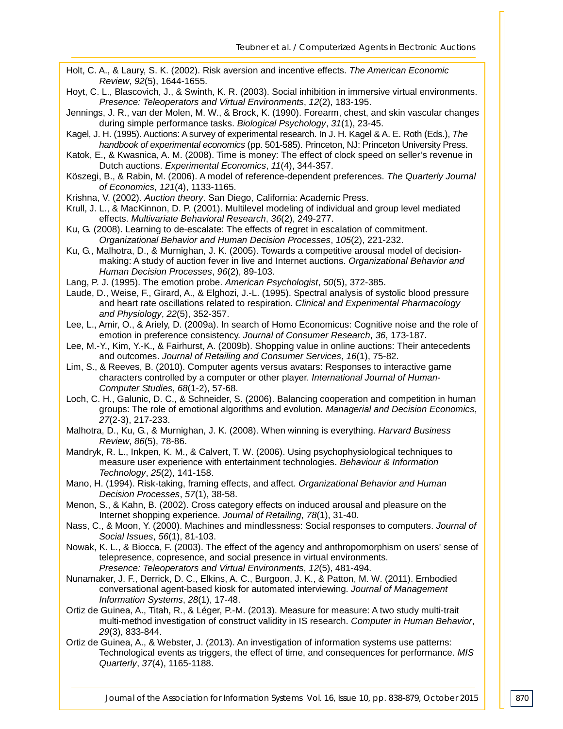Holt, C. A., & Laury, S. K. (2002). Risk aversion and incentive effects. *The American Economic Review*, *92*(5), 1644-1655.

Hoyt, C. L., Blascovich, J., & Swinth, K. R. (2003). Social inhibition in immersive virtual environments. *Presence: Teleoperators and Virtual Environments*, *12*(2), 183-195.

Jennings, J. R., van der Molen, M. W., & Brock, K. (1990). Forearm, chest, and skin vascular changes during simple performance tasks. *Biological Psychology*, *31*(1), 23-45.

Kagel, J. H. (1995). Auctions: A survey of experimental research. In J. H. Kagel & A. E. Roth (Eds.), *The handbook of experimental economics* (pp. 501-585). Princeton, NJ: Princeton University Press.

Katok, E., & Kwasnica, A. M. (2008). Time is money: The effect of clock speed on seller's revenue in Dutch auctions. *Experimental Economics*, *11*(4), 344-357.

Köszegi, B., & Rabin, M. (2006). A model of reference-dependent preferences. *The Quarterly Journal of Economics*, *121*(4), 1133-1165.

Krishna, V. (2002). *Auction theory*. San Diego, California: Academic Press.

Krull, J. L., & MacKinnon, D. P. (2001). Multilevel modeling of individual and group level mediated effects. *Multivariate Behavioral Research*, *36*(2), 249-277.

Ku, G. (2008). Learning to de-escalate: The effects of regret in escalation of commitment. *Organizational Behavior and Human Decision Processes*, *105*(2), 221-232.

Ku, G., Malhotra, D., & Murnighan, J. K. (2005). Towards a competitive arousal model of decision-making: A study of auction fever in live and Internet auctions. *Organizational Behavior and Human Decision Processes*, *96*(2), 89-103.

Lang, P. J. (1995). The emotion probe. *American Psychologist*, *50*(5), 372-385.

Laude, D., Weise, F., Girard, A., & Elghozi, J.-L. (1995). Spectral analysis of systolic blood pressure and heart rate oscillations related to respiration. *Clinical and Experimental Pharmacology and Physiology*, *22*(5), 352-357.

Lee, L., Amir, O., & Ariely, D. (2009a). In search of Homo Economicus: Cognitive noise and the role of emotion in preference consistency. *Journal of Consumer Research*, *36*, 173-187.

Lee, M.-Y., Kim, Y.-K., & Fairhurst, A. (2009b). Shopping value in online auctions: Their antecedents and outcomes. *Journal of Retailing and Consumer Services*, *16*(1), 75-82.

Lim, S., & Reeves, B. (2010). Computer agents versus avatars: Responses to interactive game characters controlled by a computer or other player. *International Journal of Human-Computer Studies*, *68*(1-2), 57-68.

Loch, C. H., Galunic, D. C., & Schneider, S. (2006). Balancing cooperation and competition in human groups: The role of emotional algorithms and evolution. *Managerial and Decision Economics*, *27*(2-3), 217-233.

Malhotra, D., Ku, G., & Murnighan, J. K. (2008). When winning is everything. *Harvard Business Review*, *86*(5), 78-86.

Mandryk, R. L., Inkpen, K. M., & Calvert, T. W. (2006). Using psychophysiological techniques to measure user experience with entertainment technologies. *Behaviour & Information Technology*, *25*(2), 141-158.

Mano, H. (1994). Risk-taking, framing effects, and affect. *Organizational Behavior and Human Decision Processes*, *57*(1), 38-58.

Menon, S., & Kahn, B. (2002). Cross category effects on induced arousal and pleasure on the Internet shopping experience. *Journal of Retailing*, *78*(1), 31-40.

Nass, C., & Moon, Y. (2000). Machines and mindlessness: Social responses to computers. *Journal of Social Issues*, *56*(1), 81-103.

Nowak, K. L., & Biocca, F. (2003). The effect of the agency and anthropomorphism on users' sense of telepresence, copresence, and social presence in virtual environments. *Presence: Teleoperators and Virtual Environments*, *12*(5), 481-494.

Nunamaker, J. F., Derrick, D. C., Elkins, A. C., Burgoon, J. K., & Patton, M. W. (2011). Embodied conversational agent-based kiosk for automated interviewing. *Journal of Management Information Systems*, *28*(1), 17-48.

Ortiz de Guinea, A., Titah, R., & Léger, P.-M. (2013). Measure for measure: A two study multi-trait multi-method investigation of construct validity in IS research. *Computer in Human Behavior*, *29*(3), 833-844.

Ortiz de Guinea, A., & Webster, J. (2013). An investigation of information systems use patterns: Technological events as triggers, the effect of time, and consequences for performance. *MIS Quarterly*, *37*(4), 1165-1188.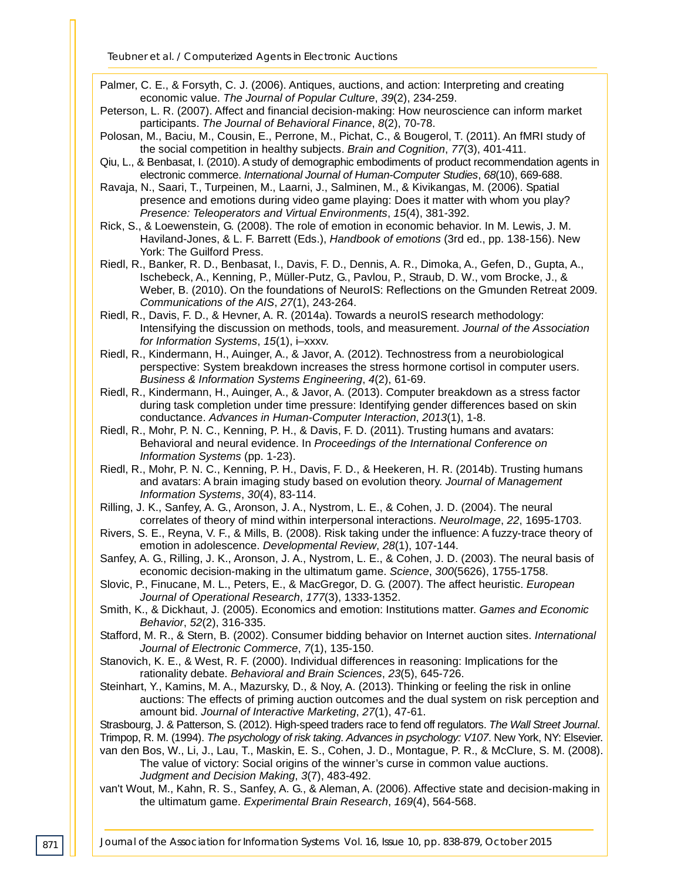Palmer, C. E., & Forsyth, C. J. (2006). Antiques, auctions, and action: Interpreting and creating economic value. *The Journal of Popular Culture*, *39*(2), 234-259.

Peterson, L. R. (2007). Affect and financial decision-making: How neuroscience can inform market participants. *The Journal of Behavioral Finance*, *8*(2), 70-78.

Polosan, M., Baciu, M., Cousin, E., Perrone, M., Pichat, C., & Bougerol, T. (2011). An fMRI study of the social competition in healthy subjects. *Brain and Cognition*, *77*(3), 401-411.

Qiu, L., & Benbasat, I. (2010). A study of demographic embodiments of product recommendation agents in electronic commerce. *International Journal of Human-Computer Studies*, *68*(10), 669-688.

Ravaja, N., Saari, T., Turpeinen, M., Laarni, J., Salminen, M., & Kivikangas, M. (2006). Spatial presence and emotions during video game playing: Does it matter with whom you play? *Presence: Teleoperators and Virtual Environments*, *15*(4), 381-392.

Rick, S., & Loewenstein, G. (2008). The role of emotion in economic behavior. In M. Lewis, J. M. Haviland-Jones, & L. F. Barrett (Eds.), *Handbook of emotions* (3rd ed., pp. 138-156). New York: The Guilford Press.

Riedl, R., Banker, R. D., Benbasat, I., Davis, F. D., Dennis, A. R., Dimoka, A., Gefen, D., Gupta, A., Ischebeck, A., Kenning, P., Müller-Putz, G., Pavlou, P., Straub, D. W., vom Brocke, J., & Weber, B. (2010). On the foundations of NeuroIS: Reflections on the Gmunden Retreat 2009. *Communications of the AIS*, *27*(1), 243-264.

Riedl, R., Davis, F. D., & Hevner, A. R. (2014a). Towards a neuroIS research methodology: Intensifying the discussion on methods, tools, and measurement. *Journal of the Association for Information Systems*, *15*(1), i–xxxv.

Riedl, R., Kindermann, H., Auinger, A., & Javor, A. (2012). Technostress from a neurobiological perspective: System breakdown increases the stress hormone cortisol in computer users. *Business & Information Systems Engineering*, *4*(2), 61-69.

Riedl, R., Kindermann, H., Auinger, A., & Javor, A. (2013). Computer breakdown as a stress factor during task completion under time pressure: Identifying gender differences based on skin conductance. *Advances in Human-Computer Interaction*, *2013*(1), 1-8.

Riedl, R., Mohr, P. N. C., Kenning, P. H., & Davis, F. D. (2011). Trusting humans and avatars: Behavioral and neural evidence. In *Proceedings of the International Conference on Information Systems* (pp. 1-23).

Riedl, R., Mohr, P. N. C., Kenning, P. H., Davis, F. D., & Heekeren, H. R. (2014b). Trusting humans and avatars: A brain imaging study based on evolution theory. *Journal of Management Information Systems*, *30*(4), 83-114.

Rilling, J. K., Sanfey, A. G., Aronson, J. A., Nystrom, L. E., & Cohen, J. D. (2004). The neural correlates of theory of mind within interpersonal interactions. *NeuroImage*, *22*, 1695-1703.

Rivers, S. E., Reyna, V. F., & Mills, B. (2008). Risk taking under the influence: A fuzzy-trace theory of emotion in adolescence. *Developmental Review*, *28*(1), 107-144.

Sanfey, A. G., Rilling, J. K., Aronson, J. A., Nystrom, L. E., & Cohen, J. D. (2003). The neural basis of economic decision-making in the ultimatum game. *Science*, *300*(5626), 1755-1758.

Slovic, P., Finucane, M. L., Peters, E., & MacGregor, D. G. (2007). The affect heuristic. *European Journal of Operational Research*, *177*(3), 1333-1352.

Smith, K., & Dickhaut, J. (2005). Economics and emotion: Institutions matter. *Games and Economic Behavior*, *52*(2), 316-335.

Stafford, M. R., & Stern, B. (2002). Consumer bidding behavior on Internet auction sites. *International Journal of Electronic Commerce*, *7*(1), 135-150.

Stanovich, K. E., & West, R. F. (2000). Individual differences in reasoning: Implications for the rationality debate. *Behavioral and Brain Sciences*, *23*(5), 645-726.

Steinhart, Y., Kamins, M. A., Mazursky, D., & Noy, A. (2013). Thinking or feeling the risk in online auctions: The effects of priming auction outcomes and the dual system on risk perception and amount bid. *Journal of Interactive Marketing*, *27*(1), 47-61.

Strasbourg, J. & Patterson, S. (2012). High-speed traders race to fend off regulators. *The Wall Street Journal*.

Trimpop, R. M. (1994). *The psychology of risk taking*. *Advances in psychology: V107*. New York, NY: Elsevier.

van den Bos, W., Li, J., Lau, T., Maskin, E. S., Cohen, J. D., Montague, P. R., & McClure, S. M. (2008). The value of victory: Social origins of the winner's curse in common value auctions. *Judgment and Decision Making*, *3*(7), 483-492.

van't Wout, M., Kahn, R. S., Sanfey, A. G., & Aleman, A. (2006). Affective state and decision-making in the ultimatum game. *Experimental Brain Research*, *169*(4), 564-568.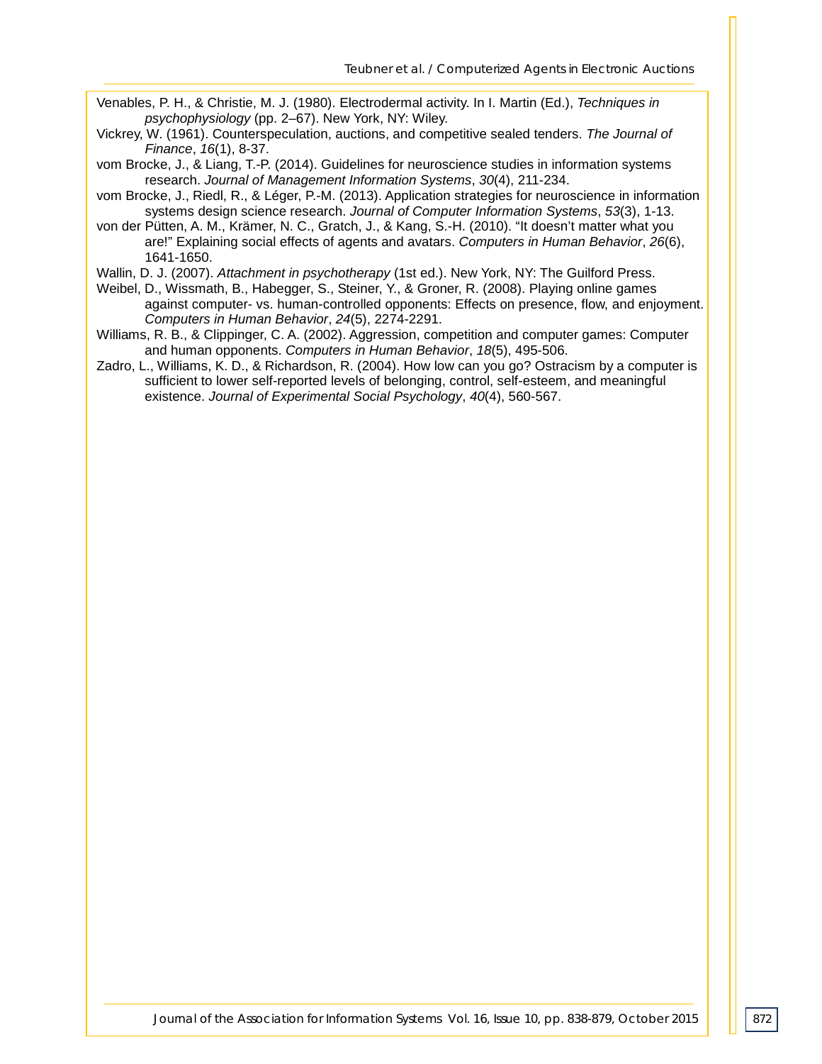Venables, P. H., & Christie, M. J. (1980). Electrodermal activity. In I. Martin (Ed.), *Techniques in psychophysiology* (pp. 2–67). New York, NY: Wiley.

Vickrey, W. (1961). Counterspeculation, auctions, and competitive sealed tenders. *The Journal of Finance*, *16*(1), 8-37.

vom Brocke, J., & Liang, T.-P. (2014). Guidelines for neuroscience studies in information systems research. *Journal of Management Information Systems*, *30*(4), 211-234.

vom Brocke, J., Riedl, R., & Léger, P.-M. (2013). Application strategies for neuroscience in information systems design science research. *Journal of Computer Information Systems*, *53*(3), 1-13.

von der Pütten, A. M., Krämer, N. C., Gratch, J., & Kang, S.-H. (2010). "It doesn't matter what you are!" Explaining social effects of agents and avatars. *Computers in Human Behavior*, *26*(6), 1641-1650.

Wallin, D. J. (2007). *Attachment in psychotherapy* (1st ed.). New York, NY: The Guilford Press.

Weibel, D., Wissmath, B., Habegger, S., Steiner, Y., & Groner, R. (2008). Playing online games against computer- vs. human-controlled opponents: Effects on presence, flow, and enjoyment. *Computers in Human Behavior*, *24*(5), 2274-2291.

Williams, R. B., & Clippinger, C. A. (2002). Aggression, competition and computer games: Computer and human opponents. *Computers in Human Behavior*, *18*(5), 495-506.

Zadro, L., Williams, K. D., & Richardson, R. (2004). How low can you go? Ostracism by a computer is sufficient to lower self-reported levels of belonging, control, self-esteem, and meaningful existence. *Journal of Experimental Social Psychology*, *40*(4), 560-567.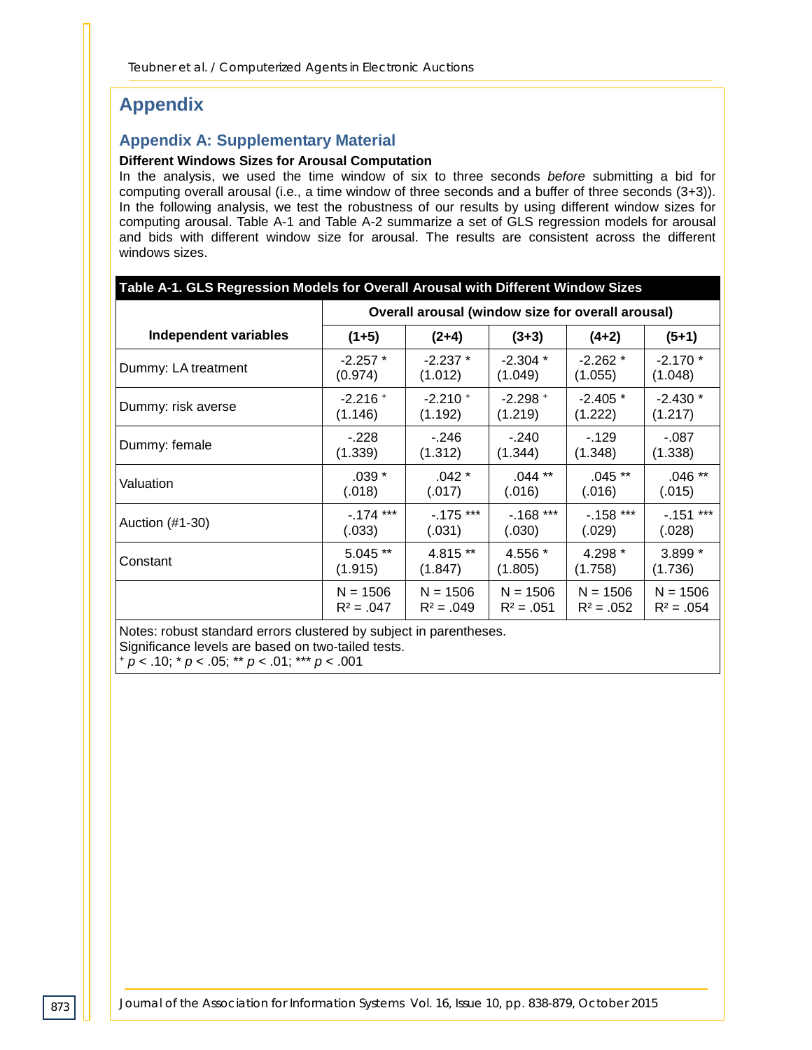# Appendix

## Appendix A: Supplementary Material

**Different Windows Sizes for Arousal Computation**

In the analysis, we used the time window of six to three seconds *before* submitting a bid for computing overall arousal (i.e., a time window of three seconds and a buffer of three seconds (3+3)). In the following analysis, we test the robustness of our results by using different window sizes for computing arousal. Table A-1 and Table A-2 summarize a set of GLS regression models for arousal and bids with different window size for arousal. The results are consistent across the different windows sizes.

**Table A-1. GLS Regression Models for Overall Arousal with Different Window Sizes**

| | Overall arousal (window size for overall arousal) | | | | |
|---|---|---|---|---|---|
| **Independent variables** | **(1+5)** | **(2+4)** | **(3+3)** | **(4+2)** | **(5+1)** |
| Dummy: LA treatment | -2.257 * (0.974) | -2.237 * (1.012) | -2.304 * (1.049) | -2.262 * (1.055) | -2.170 * (1.048) |
| Dummy: risk averse | -2.216 + (1.146) | -2.210 + (1.192) | -2.298 + (1.219) | -2.405 * (1.222) | -2.430 * (1.217) |
| Dummy: female | -.228 (1.339) | -.246 (1.312) | -.240 (1.344) | -.129 (1.348) | -.087 (1.338) |
| Valuation | .039 * (.018) | .042 * (.017) | .044 ** (.016) | .045 ** (.016) | .046 ** (.015) |
| Auction (#1-30) | -.174 *** (.033) | -.175 *** (.031) | -.168 *** (.030) | -.158 *** (.029) | -.151 *** (.028) |
| Constant | 5.045 ** (1.915) | 4.815 ** (1.847) | 4.556 * (1.805) | 4.298 * (1.758) | 3.899 * (1.736) |
| | N = 1506 $R^2$ = .047 | N = 1506 $R^2$ = .049 | N = 1506 $R^2$ = .051 | N = 1506 $R^2$ = .052 | N = 1506 $R^2$ = .054 |

Notes: robust standard errors clustered by subject in parentheses.
Significance levels are based on two-tailed tests.
+ $p < .10$; * $p < .05$; ** $p < .01$; *** $p < .001$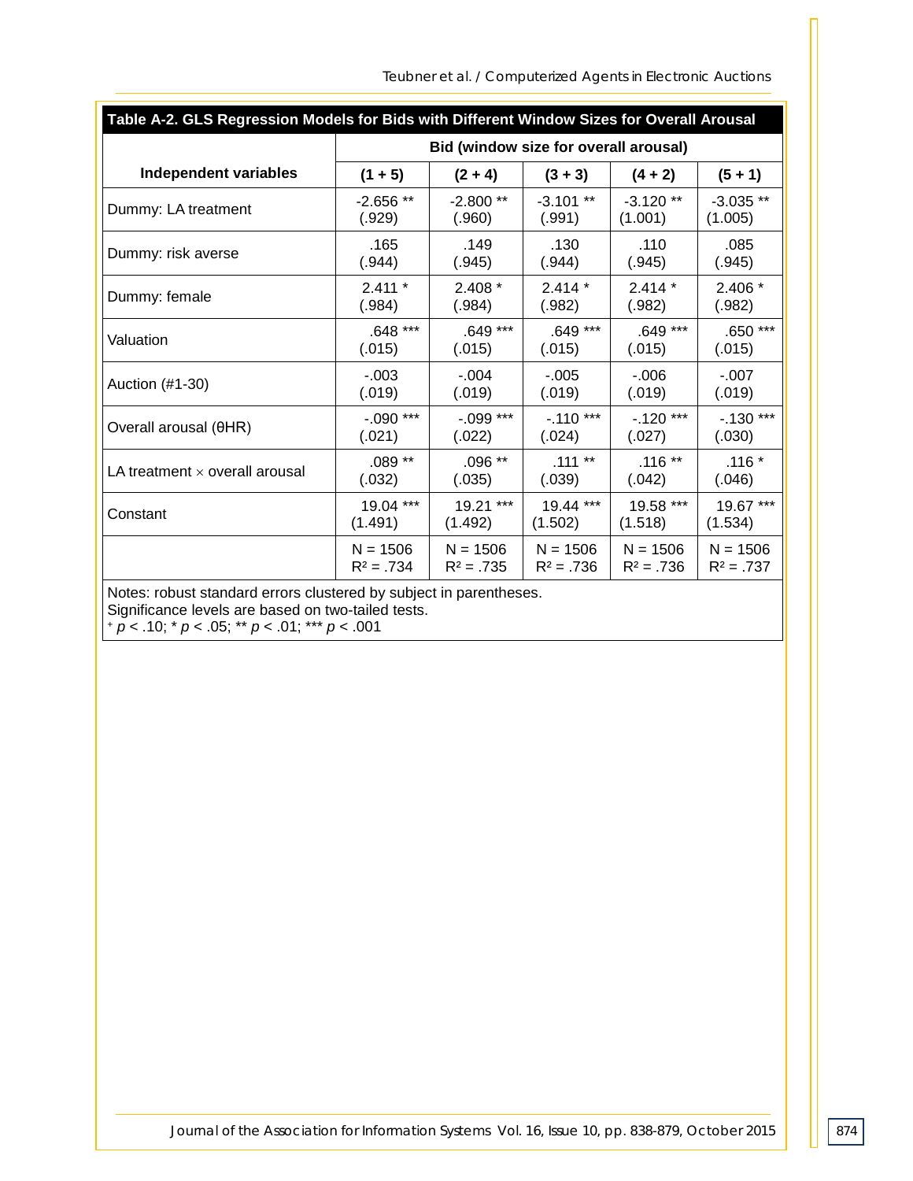**Table A-2. GLS Regression Models for Bids with Different Window Sizes for Overall Arousal**

| Independent variables | Bid (window size for overall arousal) | | | | |
|---|---|---|---|---|---|
| | **(1 + 5)** | **(2 + 4)** | **(3 + 3)** | **(4 + 2)** | **(5 + 1)** |
| Dummy: LA treatment | -2.656 ** (.929) | -2.800 ** (.960) | -3.101 ** (.991) | -3.120 ** (1.001) | -3.035 ** (1.005) |
| Dummy: risk averse | .165 (.944) | .149 (.945) | .130 (.944) | .110 (.945) | .085 (.945) |
| Dummy: female | 2.411 * (.984) | 2.408 * (.984) | 2.414 * (.982) | 2.414 * (.982) | 2.406 * (.982) |
| Valuation | .648 *** (.015) | .649 *** (.015) | .649 *** (.015) | .649 *** (.015) | .650 *** (.015) |
| Auction (#1-30) | -.003 (.019) | -.004 (.019) | -.005 (.019) | -.006 (.019) | -.007 (.019) |
| Overall arousal (θHR) | -.090 *** (.021) | -.099 *** (.022) | -.110 *** (.024) | -.120 *** (.027) | -.130 *** (.030) |
| LA treatment × overall arousal | .089 ** (.032) | .096 ** (.035) | .111 ** (.039) | .116 ** (.042) | .116 * (.046) |
| Constant | 19.04 *** (1.491) | 19.21 *** (1.492) | 19.44 *** (1.502) | 19.58 *** (1.518) | 19.67 *** (1.534) |
| | N = 1506 $R^2$ = .734 | N = 1506 $R^2$ = .735 | N = 1506 $R^2$ = .736 | N = 1506 $R^2$ = .736 | N = 1506 $R^2$ = .737 |

Notes: robust standard errors clustered by subject in parentheses.
Significance levels are based on two-tailed tests.
+ $p < .10$; * $p < .05$; ** $p < .01$; *** $p < .001$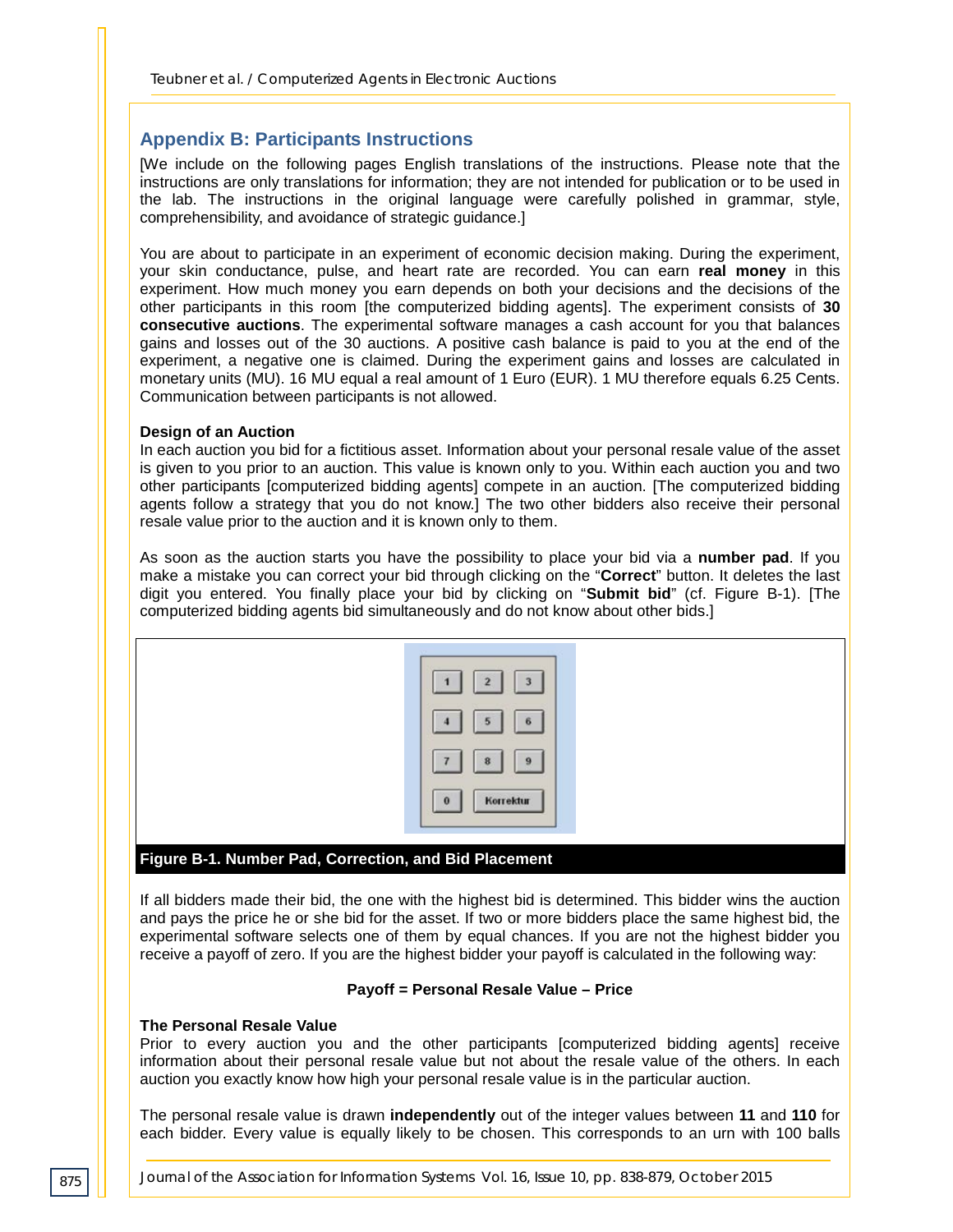## Appendix B: Participants Instructions

[We include on the following pages English translations of the instructions. Please note that the instructions are only translations for information; they are not intended for publication or to be used in the lab. The instructions in the original language were carefully polished in grammar, style, comprehensibility, and avoidance of strategic guidance.]

You are about to participate in an experiment of economic decision making. During the experiment, your skin conductance, pulse, and heart rate are recorded. You can earn **real money** in this experiment. How much money you earn depends on both your decisions and the decisions of the other participants in this room [the computerized bidding agents]. The experiment consists of **30 consecutive auctions**. The experimental software manages a cash account for you that balances gains and losses out of the 30 auctions. A positive cash balance is paid to you at the end of the experiment, a negative one is claimed. During the experiment gains and losses are calculated in monetary units (MU). 16 MU equal a real amount of 1 Euro (EUR). 1 MU therefore equals 6.25 Cents. Communication between participants is not allowed.

**Design of an Auction**

In each auction you bid for a fictitious asset. Information about your personal resale value of the asset is given to you prior to an auction. This value is known only to you. Within each auction you and two other participants [computerized bidding agents] compete in an auction. [The computerized bidding agents follow a strategy that you do not know.] The two other bidders also receive their personal resale value prior to the auction and it is known only to them.

As soon as the auction starts you have the possibility to place your bid via a **number pad**. If you make a mistake you can correct your bid through clicking on the "**Correct**" button. It deletes the last digit you entered. You finally place your bid by clicking on "**Submit bid**" (cf. Figure B-1). [The computerized bidding agents bid simultaneously and do not know about other bids.]

**Figure B-1. Number Pad, Correction, and Bid Placement**

If all bidders made their bid, the one with the highest bid is determined. This bidder wins the auction and pays the price he or she bid for the asset. If two or more bidders place the same highest bid, the experimental software selects one of them by equal chances. If you are not the highest bidder you receive a payoff of zero. If you are the highest bidder your payoff is calculated in the following way:

**Payoff = Personal Resale Value – Price**

**The Personal Resale Value**

Prior to every auction you and the other participants [computerized bidding agents] receive information about their personal resale value but not about the resale value of the others. In each auction you exactly know how high your personal resale value is in the particular auction.

The personal resale value is drawn **independently** out of the integer values between **11** and **110** for each bidder. Every value is equally likely to be chosen. This corresponds to an urn with 100 balls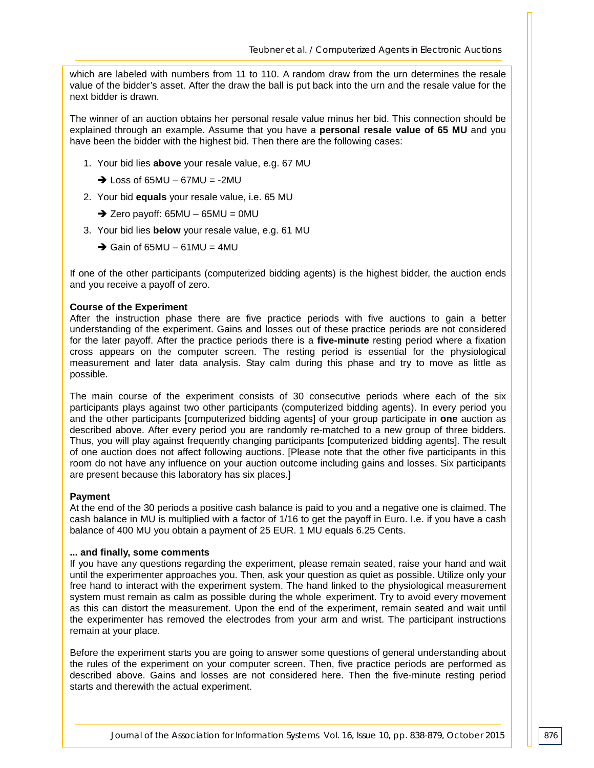which are labeled with numbers from 11 to 110. A random draw from the urn determines the resale value of the bidder's asset. After the draw the ball is put back into the urn and the resale value for the next bidder is drawn.

The winner of an auction obtains her personal resale value minus her bid. This connection should be explained through an example. Assume that you have a **personal resale value of 65 MU** and you have been the bidder with the highest bid. Then there are the following cases:

1. Your bid lies **above** your resale value, e.g. 67 MU

   ➔ Loss of 65MU – 67MU = -2MU

2. Your bid **equals** your resale value, i.e. 65 MU

   ➔ Zero payoff: 65MU – 65MU = 0MU

3. Your bid lies **below** your resale value, e.g. 61 MU

   ➔ Gain of 65MU – 61MU = 4MU

If one of the other participants (computerized bidding agents) is the highest bidder, the auction ends and you receive a payoff of zero.

**Course of the Experiment**

After the instruction phase there are five practice periods with five auctions to gain a better understanding of the experiment. Gains and losses out of these practice periods are not considered for the later payoff. After the practice periods there is a **five-minute** resting period where a fixation cross appears on the computer screen. The resting period is essential for the physiological measurement and later data analysis. Stay calm during this phase and try to move as little as possible.

The main course of the experiment consists of 30 consecutive periods where each of the six participants plays against two other participants (computerized bidding agents). In every period you and the other participants [computerized bidding agents] of your group participate in **one** auction as described above. After every period you are randomly re-matched to a new group of three bidders. Thus, you will play against frequently changing participants [computerized bidding agents]. The result of one auction does not affect following auctions. [Please note that the other five participants in this room do not have any influence on your auction outcome including gains and losses. Six participants are present because this laboratory has six places.]

**Payment**

At the end of the 30 periods a positive cash balance is paid to you and a negative one is claimed. The cash balance in MU is multiplied with a factor of 1/16 to get the payoff in Euro. I.e. if you have a cash balance of 400 MU you obtain a payment of 25 EUR. 1 MU equals 6.25 Cents.

**... and finally, some comments**

If you have any questions regarding the experiment, please remain seated, raise your hand and wait until the experimenter approaches you. Then, ask your question as quiet as possible. Utilize only your free hand to interact with the experiment system. The hand linked to the physiological measurement system must remain as calm as possible during the whole experiment. Try to avoid every movement as this can distort the measurement. Upon the end of the experiment, remain seated and wait until the experimenter has removed the electrodes from your arm and wrist. The participant instructions remain at your place.

Before the experiment starts you are going to answer some questions of general understanding about the rules of the experiment on your computer screen. Then, five practice periods are performed as described above. Gains and losses are not considered here. Then the five-minute resting period starts and therewith the actual experiment.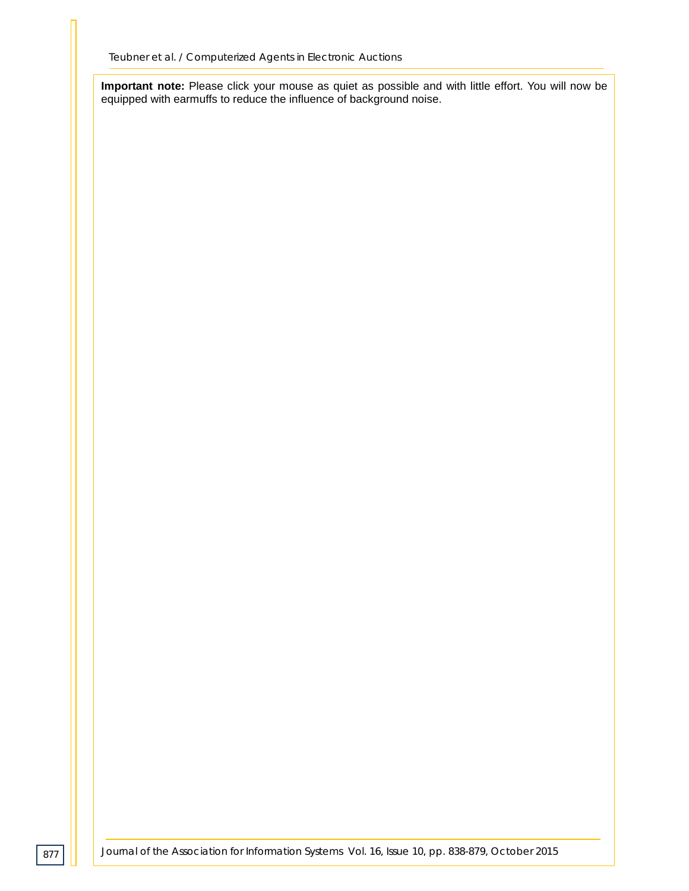**Important note:** Please click your mouse as quiet as possible and with little effort. You will now be equipped with earmuffs to reduce the influence of background noise.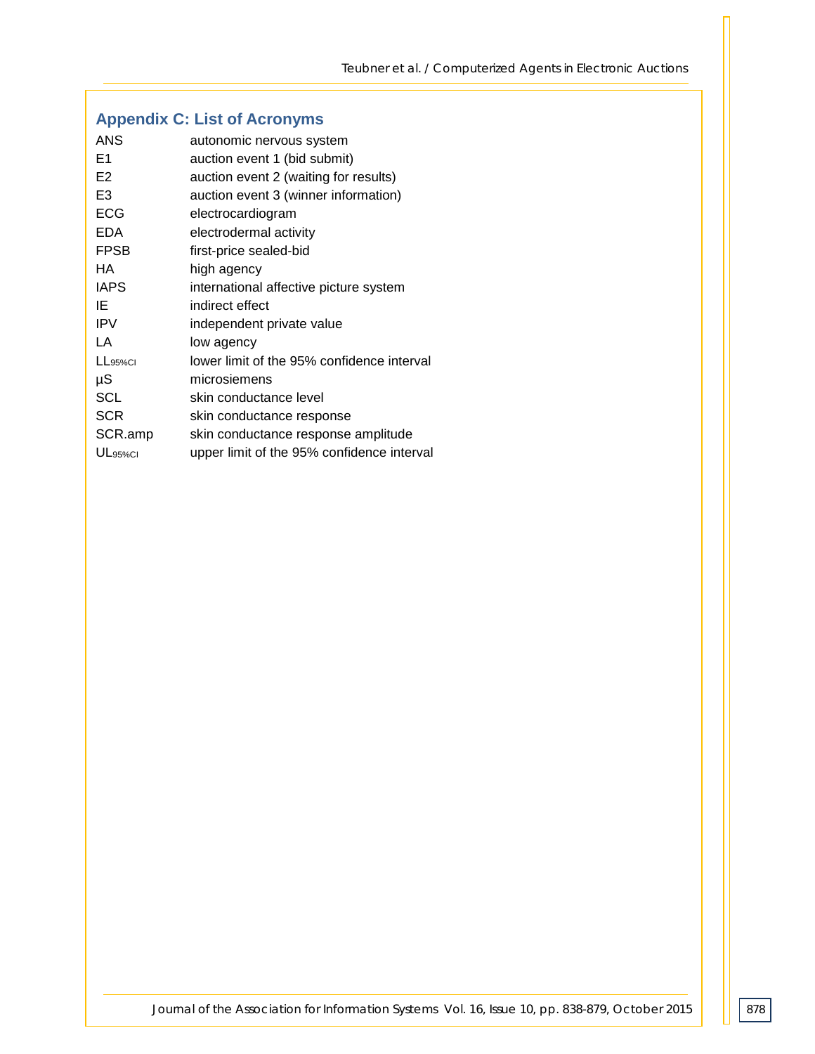## Appendix C: List of Acronyms

| | |
|---|---|
| ANS | autonomic nervous system |
| E1 | auction event 1 (bid submit) |
| E2 | auction event 2 (waiting for results) |
| E3 | auction event 3 (winner information) |
| ECG | electrocardiogram |
| EDA | electrodermal activity |
| FPSB | first-price sealed-bid |
| HA | high agency |
| IAPS | international affective picture system |
| IE | indirect effect |
| IPV | independent private value |
| LA | low agency |
| $LL_{95\%CI}$ | lower limit of the 95% confidence interval |
| µS | microsiemens |
| SCL | skin conductance level |
| SCR | skin conductance response |
| SCR.amp | skin conductance response amplitude |
| $UL_{95\%CI}$ | upper limit of the 95% confidence interval |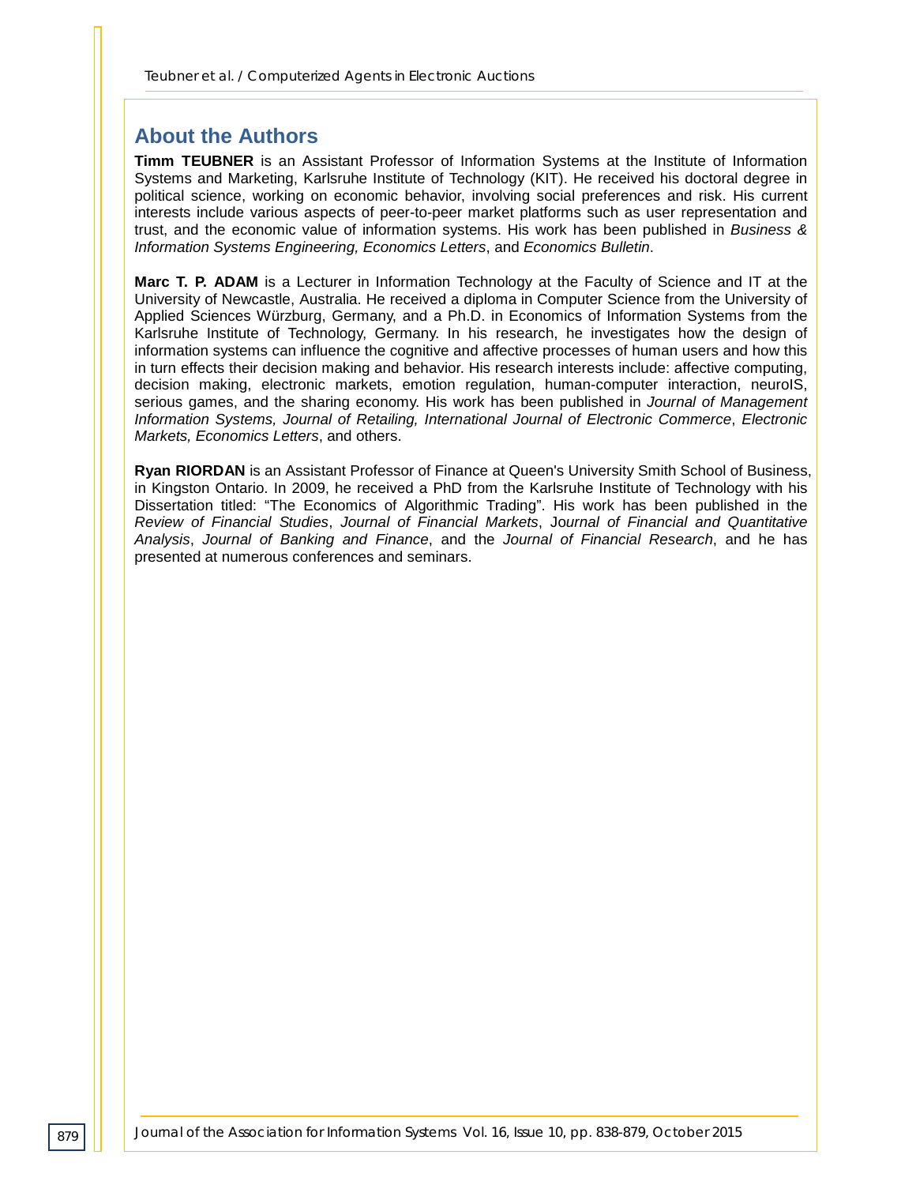## About the Authors

**Timm TEUBNER** is an Assistant Professor of Information Systems at the Institute of Information Systems and Marketing, Karlsruhe Institute of Technology (KIT). He received his doctoral degree in political science, working on economic behavior, involving social preferences and risk. His current interests include various aspects of peer-to-peer market platforms such as user representation and trust, and the economic value of information systems. His work has been published in *Business & Information Systems Engineering, Economics Letters*, and *Economics Bulletin*.

**Marc T. P. ADAM** is a Lecturer in Information Technology at the Faculty of Science and IT at the University of Newcastle, Australia. He received a diploma in Computer Science from the University of Applied Sciences Würzburg, Germany, and a Ph.D. in Economics of Information Systems from the Karlsruhe Institute of Technology, Germany. In his research, he investigates how the design of information systems can influence the cognitive and affective processes of human users and how this in turn effects their decision making and behavior. His research interests include: affective computing, decision making, electronic markets, emotion regulation, human-computer interaction, neuroIS, serious games, and the sharing economy. His work has been published in *Journal of Management Information Systems, Journal of Retailing, International Journal of Electronic Commerce*, *Electronic Markets, Economics Letters*, and others.

**Ryan RIORDAN** is an Assistant Professor of Finance at Queen's University Smith School of Business, in Kingston Ontario. In 2009, he received a PhD from the Karlsruhe Institute of Technology with his Dissertation titled: “The Economics of Algorithmic Trading”. His work has been published in the *Review of Financial Studies*, *Journal of Financial Markets*, J*ournal of Financial and Quantitative Analysis*, *Journal of Banking and Finance*, and the *Journal of Financial Research*, and he has presented at numerous conferences and seminars.